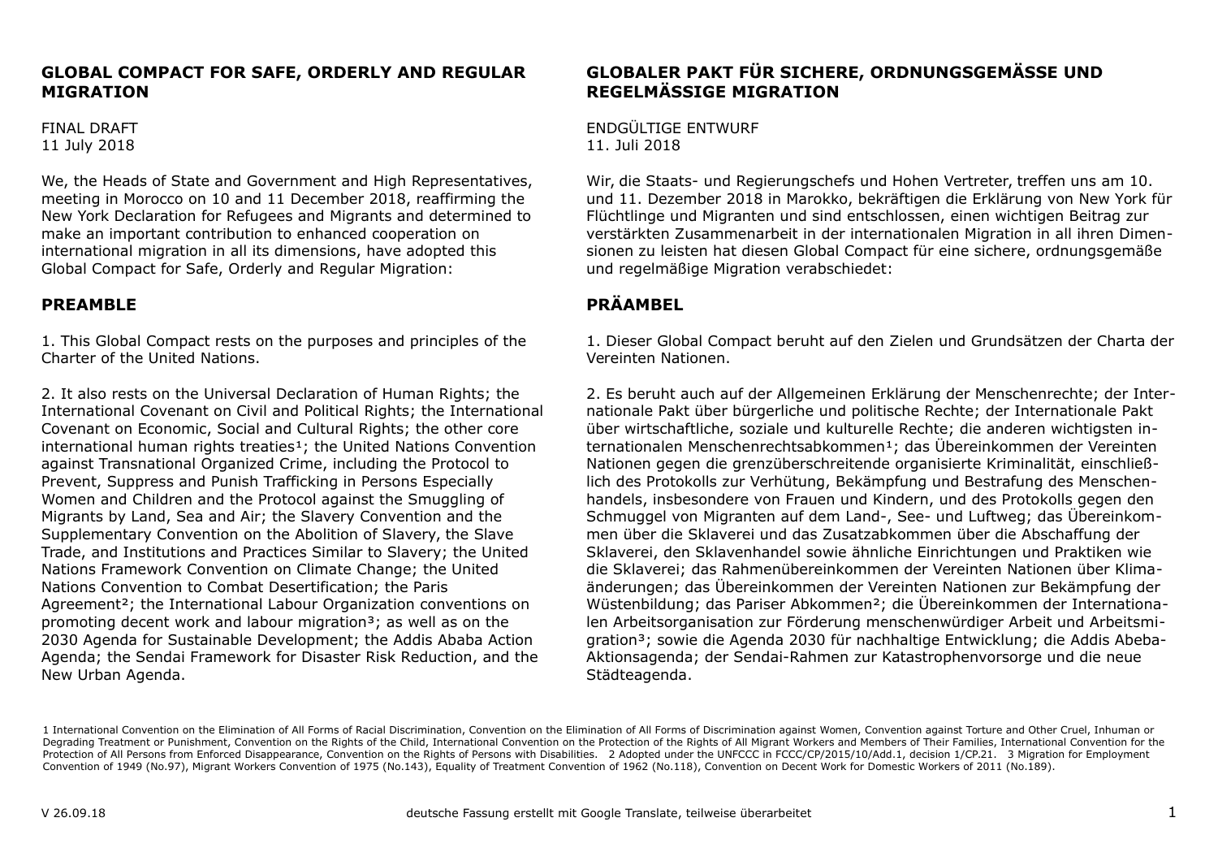## GLOBAL COMPACT FOR SAFE, ORDERLY AND REGULAR MIGRATION

FINAL DRAFT
11 July 2018

We, the Heads of State and Government and High Representatives, meeting in Morocco on 10 and 11 December 2018, reaffirming the New York Declaration for Refugees and Migrants and determined to make an important contribution to enhanced cooperation on international migration in all its dimensions, have adopted this Global Compact for Safe, Orderly and Regular Migration:

### PREAMBLE

1. This Global Compact rests on the purposes and principles of the Charter of the United Nations.

2. It also rests on the Universal Declaration of Human Rights; the International Covenant on Civil and Political Rights; the International Covenant on Economic, Social and Cultural Rights; the other core international human rights treaties[1]; the United Nations Convention against Transnational Organized Crime, including the Protocol to Prevent, Suppress and Punish Trafficking in Persons Especially Women and Children and the Protocol against the Smuggling of Migrants by Land, Sea and Air; the Slavery Convention and the Supplementary Convention on the Abolition of Slavery, the Slave Trade, and Institutions and Practices Similar to Slavery; the United Nations Framework Convention on Climate Change; the United Nations Convention to Combat Desertification; the Paris Agreement[2]; the International Labour Organization conventions on promoting decent work and labour migration[3]; as well as on the 2030 Agenda for Sustainable Development; the Addis Ababa Action Agenda; the Sendai Framework for Disaster Risk Reduction, and the New Urban Agenda.

## GLOBALER PAKT FÜR SICHERE, ORDNUNGSGEMÄSSE UND REGELMÄSSIGE MIGRATION

ENDGÜLTIGE ENTWURF
11. Juli 2018

Wir, die Staats- und Regierungschefs und Hohen Vertreter, treffen uns am 10. und 11. Dezember 2018 in Marokko, bekräftigen die Erklärung von New York für Flüchtlinge und Migranten und sind entschlossen, einen wichtigen Beitrag zur verstärkten Zusammenarbeit in der internationalen Migration in all ihren Dimensionen zu leisten hat diesen Global Compact für eine sichere, ordnungsgemäße und regelmäßige Migration verabschiedet:

### PRÄAMBEL

1. Dieser Global Compact beruht auf den Zielen und Grundsätzen der Charta der Vereinten Nationen.

2. Es beruht auch auf der Allgemeinen Erklärung der Menschenrechte; der Internationale Pakt über bürgerliche und politische Rechte; der Internationale Pakt über wirtschaftliche, soziale und kulturelle Rechte; die anderen wichtigsten internationalen Menschenrechtsabkommen[1]; das Übereinkommen der Vereinten Nationen gegen die grenzüberschreitende organisierte Kriminalität, einschließlich des Protokolls zur Verhütung, Bekämpfung und Bestrafung des Menschenhandels, insbesondere von Frauen und Kindern, und des Protokolls gegen den Schmuggel von Migranten auf dem Land-, See- und Luftweg; das Übereinkommen über die Sklaverei und das Zusatzabkommen über die Abschaffung der Sklaverei, den Sklavenhandel sowie ähnliche Einrichtungen und Praktiken wie die Sklaverei; das Rahmenübereinkommen der Vereinten Nationen über Klimaänderungen; das Übereinkommen der Vereinten Nationen zur Bekämpfung der Wüstenbildung; das Pariser Abkommen[2]; die Übereinkommen der Internationalen Arbeitsorganisation zur Förderung menschenwürdiger Arbeit und Arbeitsmigration[3]; sowie die Agenda 2030 für nachhaltige Entwicklung; die Addis Abeba-Aktionsagenda; der Sendai-Rahmen zur Katastrophenvorsorge und die neue Städteagenda.

---

1 International Convention on the Elimination of All Forms of Racial Discrimination, Convention on the Elimination of All Forms of Discrimination against Women, Convention against Torture and Other Cruel, Inhuman or Degrading Treatment or Punishment, Convention on the Rights of the Child, International Convention on the Protection of the Rights of All Migrant Workers and Members of Their Families, International Convention for the Protection of All Persons from Enforced Disappearance, Convention on the Rights of Persons with Disabilities. 2 Adopted under the UNFCCC in FCCC/CP/2015/10/Add.1, decision 1/CP.21. 3 Migration for Employment Convention of 1949 (No.97), Migrant Workers Convention of 1975 (No.143), Equality of Treatment Convention of 1962 (No.118), Convention on Decent Work for Domestic Workers of 2011 (No.189).

V 26.09.18 — deutsche Fassung erstellt mit Google Translate, teilweise überarbeitet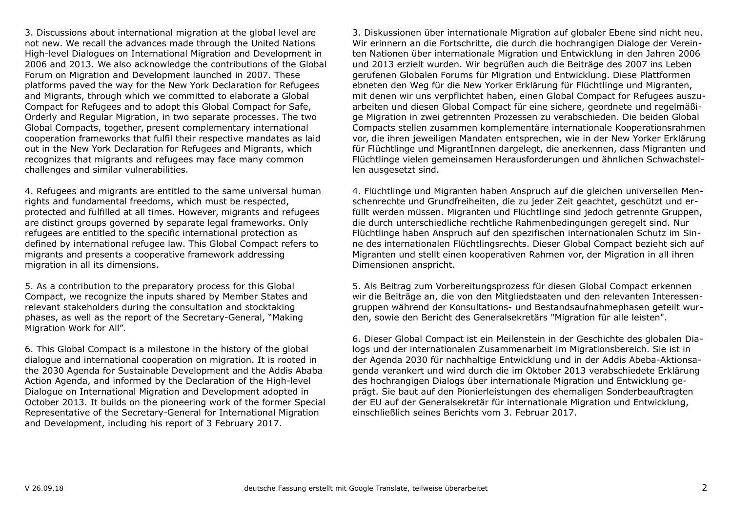3. Discussions about international migration at the global level are not new. We recall the advances made through the United Nations High-level Dialogues on International Migration and Development in 2006 and 2013. We also acknowledge the contributions of the Global Forum on Migration and Development launched in 2007. These platforms paved the way for the New York Declaration for Refugees and Migrants, through which we committed to elaborate a Global Compact for Refugees and to adopt this Global Compact for Safe, Orderly and Regular Migration, in two separate processes. The two Global Compacts, together, present complementary international cooperation frameworks that fulfil their respective mandates as laid out in the New York Declaration for Refugees and Migrants, which recognizes that migrants and refugees may face many common challenges and similar vulnerabilities.

4. Refugees and migrants are entitled to the same universal human rights and fundamental freedoms, which must be respected, protected and fulfilled at all times. However, migrants and refugees are distinct groups governed by separate legal frameworks. Only refugees are entitled to the specific international protection as defined by international refugee law. This Global Compact refers to migrants and presents a cooperative framework addressing migration in all its dimensions.

5. As a contribution to the preparatory process for this Global Compact, we recognize the inputs shared by Member States and relevant stakeholders during the consultation and stocktaking phases, as well as the report of the Secretary-General, "Making Migration Work for All".

6. This Global Compact is a milestone in the history of the global dialogue and international cooperation on migration. It is rooted in the 2030 Agenda for Sustainable Development and the Addis Ababa Action Agenda, and informed by the Declaration of the High-level Dialogue on International Migration and Development adopted in October 2013. It builds on the pioneering work of the former Special Representative of the Secretary-General for International Migration and Development, including his report of 3 February 2017.

3. Diskussionen über internationale Migration auf globaler Ebene sind nicht neu. Wir erinnern an die Fortschritte, die durch die hochrangigen Dialoge der Vereinten Nationen über internationale Migration und Entwicklung in den Jahren 2006 und 2013 erzielt wurden. Wir begrüßen auch die Beiträge des 2007 ins Leben gerufenen Globalen Forums für Migration und Entwicklung. Diese Plattformen ebneten den Weg für die New Yorker Erklärung für Flüchtlinge und Migranten, mit denen wir uns verpflichtet haben, einen Global Compact for Refugees auszuarbeiten und diesen Global Compact für eine sichere, geordnete und regelmäßige Migration in zwei getrennten Prozessen zu verabschieden. Die beiden Global Compacts stellen zusammen komplementäre internationale Kooperationsrahmen vor, die ihren jeweiligen Mandaten entsprechen, wie in der New Yorker Erklärung für Flüchtlinge und MigrantInnen dargelegt, die anerkennen, dass Migranten und Flüchtlinge vielen gemeinsamen Herausforderungen und ähnlichen Schwachstellen ausgesetzt sind.

4. Flüchtlinge und Migranten haben Anspruch auf die gleichen universellen Menschenrechte und Grundfreiheiten, die zu jeder Zeit geachtet, geschützt und erfüllt werden müssen. Migranten und Flüchtlinge sind jedoch getrennte Gruppen, die durch unterschiedliche rechtliche Rahmenbedingungen geregelt sind. Nur Flüchtlinge haben Anspruch auf den spezifischen internationalen Schutz im Sinne des internationalen Flüchtlingsrechts. Dieser Global Compact bezieht sich auf Migranten und stellt einen kooperativen Rahmen vor, der Migration in all ihren Dimensionen anspricht.

5. Als Beitrag zum Vorbereitungsprozess für diesen Global Compact erkennen wir die Beiträge an, die von den Mitgliedstaaten und den relevanten Interessengruppen während der Konsultations- und Bestandsaufnahmephasen geteilt wurden, sowie den Bericht des Generalsekretärs "Migration für alle leisten".

6. Dieser Global Compact ist ein Meilenstein in der Geschichte des globalen Dialogs und der internationalen Zusammenarbeit im Migrationsbereich. Sie ist in der Agenda 2030 für nachhaltige Entwicklung und in der Addis Abeba-Aktionsagenda verankert und wird durch die im Oktober 2013 verabschiedete Erklärung des hochrangigen Dialogs über internationale Migration und Entwicklung geprägt. Sie baut auf den Pionierleistungen des ehemaligen Sonderbeauftragten der EU auf der Generalsekretär für internationale Migration und Entwicklung, einschließlich seines Berichts vom 3. Februar 2017.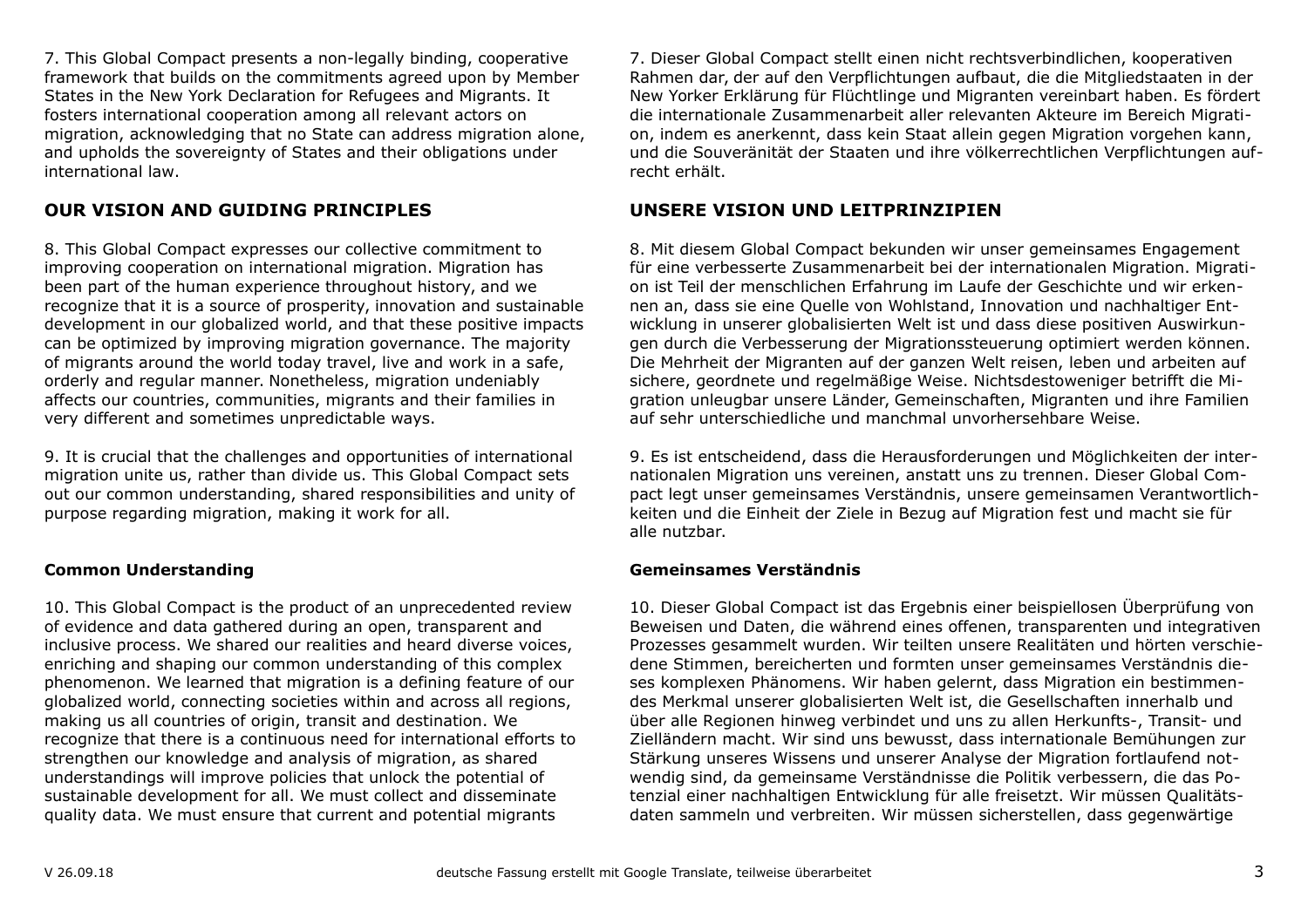7. This Global Compact presents a non-legally binding, cooperative framework that builds on the commitments agreed upon by Member States in the New York Declaration for Refugees and Migrants. It fosters international cooperation among all relevant actors on migration, acknowledging that no State can address migration alone, and upholds the sovereignty of States and their obligations under international law.

7. Dieser Global Compact stellt einen nicht rechtsverbindlichen, kooperativen Rahmen dar, der auf den Verpflichtungen aufbaut, die die Mitgliedstaaten in der New Yorker Erklärung für Flüchtlinge und Migranten vereinbart haben. Es fördert die internationale Zusammenarbeit aller relevanten Akteure im Bereich Migration, indem es anerkennt, dass kein Staat allein gegen Migration vorgehen kann, und die Souveränität der Staaten und ihre völkerrechtlichen Verpflichtungen aufrecht erhält.

## OUR VISION AND GUIDING PRINCIPLES

## UNSERE VISION UND LEITPRINZIPIEN

8. This Global Compact expresses our collective commitment to improving cooperation on international migration. Migration has been part of the human experience throughout history, and we recognize that it is a source of prosperity, innovation and sustainable development in our globalized world, and that these positive impacts can be optimized by improving migration governance. The majority of migrants around the world today travel, live and work in a safe, orderly and regular manner. Nonetheless, migration undeniably affects our countries, communities, migrants and their families in very different and sometimes unpredictable ways.

8. Mit diesem Global Compact bekunden wir unser gemeinsames Engagement für eine verbesserte Zusammenarbeit bei der internationalen Migration. Migration ist Teil der menschlichen Erfahrung im Laufe der Geschichte und wir erkennen an, dass sie eine Quelle von Wohlstand, Innovation und nachhaltiger Entwicklung in unserer globalisierten Welt ist und dass diese positiven Auswirkungen durch die Verbesserung der Migrationssteuerung optimiert werden können. Die Mehrheit der Migranten auf der ganzen Welt reisen, leben und arbeiten auf sichere, geordnete und regelmäßige Weise. Nichtsdestoweniger betrifft die Migration unleugbar unsere Länder, Gemeinschaften, Migranten und ihre Familien auf sehr unterschiedliche und manchmal unvorhersehbare Weise.

9. It is crucial that the challenges and opportunities of international migration unite us, rather than divide us. This Global Compact sets out our common understanding, shared responsibilities and unity of purpose regarding migration, making it work for all.

9. Es ist entscheidend, dass die Herausforderungen und Möglichkeiten der internationalen Migration uns vereinen, anstatt uns zu trennen. Dieser Global Compact legt unser gemeinsames Verständnis, unsere gemeinsamen Verantwortlichkeiten und die Einheit der Ziele in Bezug auf Migration fest und macht sie für alle nutzbar.

### Common Understanding

### Gemeinsames Verständnis

10. This Global Compact is the product of an unprecedented review of evidence and data gathered during an open, transparent and inclusive process. We shared our realities and heard diverse voices, enriching and shaping our common understanding of this complex phenomenon. We learned that migration is a defining feature of our globalized world, connecting societies within and across all regions, making us all countries of origin, transit and destination. We recognize that there is a continuous need for international efforts to strengthen our knowledge and analysis of migration, as shared understandings will improve policies that unlock the potential of sustainable development for all. We must collect and disseminate quality data. We must ensure that current and potential migrants

10. Dieser Global Compact ist das Ergebnis einer beispiellosen Überprüfung von Beweisen und Daten, die während eines offenen, transparenten und integrativen Prozesses gesammelt wurden. Wir teilten unsere Realitäten und hörten verschiedene Stimmen, bereicherten und formten unser gemeinsames Verständnis dieses komplexen Phänomens. Wir haben gelernt, dass Migration ein bestimmendes Merkmal unserer globalisierten Welt ist, die Gesellschaften innerhalb und über alle Regionen hinweg verbindet und uns zu allen Herkunfts-, Transit- und Zielländern macht. Wir sind uns bewusst, dass internationale Bemühungen zur Stärkung unseres Wissens und unserer Analyse der Migration fortlaufend notwendig sind, da gemeinsame Verständnisse die Politik verbessern, die das Potenzial einer nachhaltigen Entwicklung für alle freisetzt. Wir müssen Qualitätsdaten sammeln und verbreiten. Wir müssen sicherstellen, dass gegenwärtige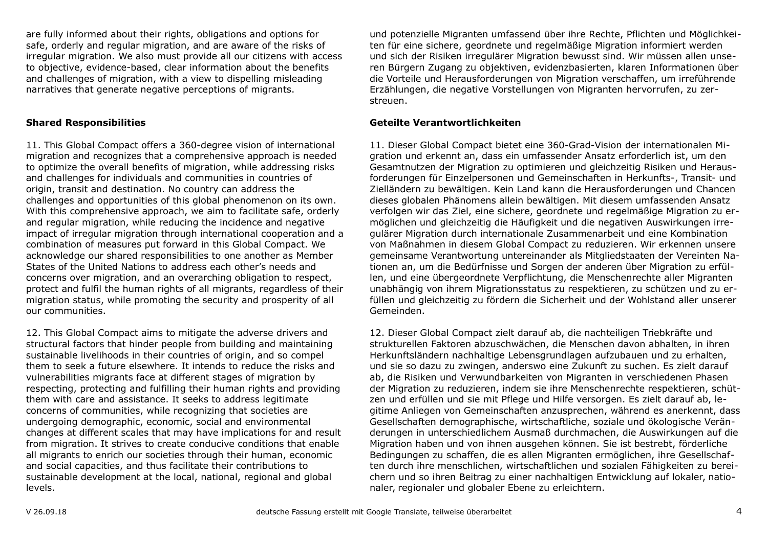are fully informed about their rights, obligations and options for safe, orderly and regular migration, and are aware of the risks of irregular migration. We also must provide all our citizens with access to objective, evidence-based, clear information about the benefits and challenges of migration, with a view to dispelling misleading narratives that generate negative perceptions of migrants.

und potenzielle Migranten umfassend über ihre Rechte, Pflichten und Möglichkeiten für eine sichere, geordnete und regelmäßige Migration informiert werden und sich der Risiken irregulärer Migration bewusst sind. Wir müssen allen unseren Bürgern Zugang zu objektiven, evidenzbasierten, klaren Informationen über die Vorteile und Herausforderungen von Migration verschaffen, um irreführende Erzählungen, die negative Vorstellungen von Migranten hervorrufen, zu zerstreuen.

**Shared Responsibilities**

11. This Global Compact offers a 360-degree vision of international migration and recognizes that a comprehensive approach is needed to optimize the overall benefits of migration, while addressing risks and challenges for individuals and communities in countries of origin, transit and destination. No country can address the challenges and opportunities of this global phenomenon on its own. With this comprehensive approach, we aim to facilitate safe, orderly and regular migration, while reducing the incidence and negative impact of irregular migration through international cooperation and a combination of measures put forward in this Global Compact. We acknowledge our shared responsibilities to one another as Member States of the United Nations to address each other's needs and concerns over migration, and an overarching obligation to respect, protect and fulfil the human rights of all migrants, regardless of their migration status, while promoting the security and prosperity of all our communities.

12. This Global Compact aims to mitigate the adverse drivers and structural factors that hinder people from building and maintaining sustainable livelihoods in their countries of origin, and so compel them to seek a future elsewhere. It intends to reduce the risks and vulnerabilities migrants face at different stages of migration by respecting, protecting and fulfilling their human rights and providing them with care and assistance. It seeks to address legitimate concerns of communities, while recognizing that societies are undergoing demographic, economic, social and environmental changes at different scales that may have implications for and result from migration. It strives to create conducive conditions that enable all migrants to enrich our societies through their human, economic and social capacities, and thus facilitate their contributions to sustainable development at the local, national, regional and global levels.

**Geteilte Verantwortlichkeiten**

11. Dieser Global Compact bietet eine 360-Grad-Vision der internationalen Migration und erkennt an, dass ein umfassender Ansatz erforderlich ist, um den Gesamtnutzen der Migration zu optimieren und gleichzeitig Risiken und Herausforderungen für Einzelpersonen und Gemeinschaften in Herkunfts-, Transit- und Zielländern zu bewältigen. Kein Land kann die Herausforderungen und Chancen dieses globalen Phänomens allein bewältigen. Mit diesem umfassenden Ansatz verfolgen wir das Ziel, eine sichere, geordnete und regelmäßige Migration zu ermöglichen und gleichzeitig die Häufigkeit und die negativen Auswirkungen irregulärer Migration durch internationale Zusammenarbeit und eine Kombination von Maßnahmen in diesem Global Compact zu reduzieren. Wir erkennen unsere gemeinsame Verantwortung untereinander als Mitgliedstaaten der Vereinten Nationen an, um die Bedürfnisse und Sorgen der anderen über Migration zu erfüllen, und eine übergeordnete Verpflichtung, die Menschenrechte aller Migranten unabhängig von ihrem Migrationsstatus zu respektieren, zu schützen und zu erfüllen und gleichzeitig zu fördern die Sicherheit und der Wohlstand aller unserer Gemeinden.

12. Dieser Global Compact zielt darauf ab, die nachteiligen Triebkräfte und strukturellen Faktoren abzuschwächen, die Menschen davon abhalten, in ihren Herkunftsländern nachhaltige Lebensgrundlagen aufzubauen und zu erhalten, und sie so dazu zu zwingen, anderswo eine Zukunft zu suchen. Es zielt darauf ab, die Risiken und Verwundbarkeiten von Migranten in verschiedenen Phasen der Migration zu reduzieren, indem sie ihre Menschenrechte respektieren, schützen und erfüllen und sie mit Pflege und Hilfe versorgen. Es zielt darauf ab, legitime Anliegen von Gemeinschaften anzusprechen, während es anerkennt, dass Gesellschaften demographische, wirtschaftliche, soziale und ökologische Veränderungen in unterschiedlichem Ausmaß durchmachen, die Auswirkungen auf die Migration haben und von ihnen ausgehen können. Sie ist bestrebt, förderliche Bedingungen zu schaffen, die es allen Migranten ermöglichen, ihre Gesellschaften durch ihre menschlichen, wirtschaftlichen und sozialen Fähigkeiten zu bereichern und so ihren Beitrag zu einer nachhaltigen Entwicklung auf lokaler, nationaler, regionaler und globaler Ebene zu erleichtern.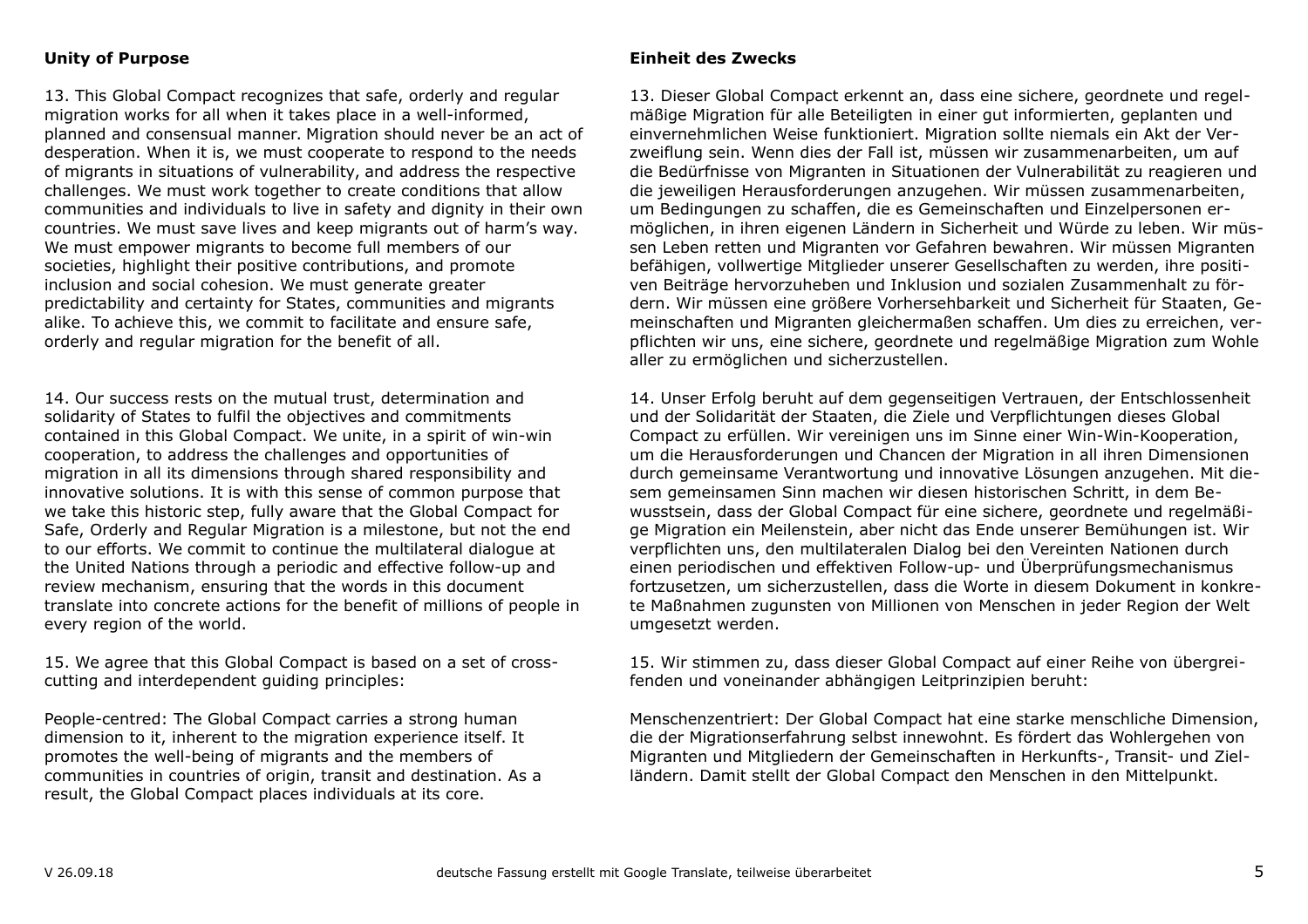## Unity of Purpose

13. This Global Compact recognizes that safe, orderly and regular migration works for all when it takes place in a well-informed, planned and consensual manner. Migration should never be an act of desperation. When it is, we must cooperate to respond to the needs of migrants in situations of vulnerability, and address the respective challenges. We must work together to create conditions that allow communities and individuals to live in safety and dignity in their own countries. We must save lives and keep migrants out of harm's way. We must empower migrants to become full members of our societies, highlight their positive contributions, and promote inclusion and social cohesion. We must generate greater predictability and certainty for States, communities and migrants alike. To achieve this, we commit to facilitate and ensure safe, orderly and regular migration for the benefit of all.

14. Our success rests on the mutual trust, determination and solidarity of States to fulfil the objectives and commitments contained in this Global Compact. We unite, in a spirit of win-win cooperation, to address the challenges and opportunities of migration in all its dimensions through shared responsibility and innovative solutions. It is with this sense of common purpose that we take this historic step, fully aware that the Global Compact for Safe, Orderly and Regular Migration is a milestone, but not the end to our efforts. We commit to continue the multilateral dialogue at the United Nations through a periodic and effective follow-up and review mechanism, ensuring that the words in this document translate into concrete actions for the benefit of millions of people in every region of the world.

15. We agree that this Global Compact is based on a set of cross-cutting and interdependent guiding principles:

People-centred: The Global Compact carries a strong human dimension to it, inherent to the migration experience itself. It promotes the well-being of migrants and the members of communities in countries of origin, transit and destination. As a result, the Global Compact places individuals at its core.

## Einheit des Zwecks

13. Dieser Global Compact erkennt an, dass eine sichere, geordnete und regelmäßige Migration für alle Beteiligten in einer gut informierten, geplanten und einvernehmlichen Weise funktioniert. Migration sollte niemals ein Akt der Verzweiflung sein. Wenn dies der Fall ist, müssen wir zusammenarbeiten, um auf die Bedürfnisse von Migranten in Situationen der Vulnerabilität zu reagieren und die jeweiligen Herausforderungen anzugehen. Wir müssen zusammenarbeiten, um Bedingungen zu schaffen, die es Gemeinschaften und Einzelpersonen ermöglichen, in ihren eigenen Ländern in Sicherheit und Würde zu leben. Wir müssen Leben retten und Migranten vor Gefahren bewahren. Wir müssen Migranten befähigen, vollwertige Mitglieder unserer Gesellschaften zu werden, ihre positiven Beiträge hervorzuheben und Inklusion und sozialen Zusammenhalt zu fördern. Wir müssen eine größere Vorhersehbarkeit und Sicherheit für Staaten, Gemeinschaften und Migranten gleichermaßen schaffen. Um dies zu erreichen, verpflichten wir uns, eine sichere, geordnete und regelmäßige Migration zum Wohle aller zu ermöglichen und sicherzustellen.

14. Unser Erfolg beruht auf dem gegenseitigen Vertrauen, der Entschlossenheit und der Solidarität der Staaten, die Ziele und Verpflichtungen dieses Global Compact zu erfüllen. Wir vereinigen uns im Sinne einer Win-Win-Kooperation, um die Herausforderungen und Chancen der Migration in all ihren Dimensionen durch gemeinsame Verantwortung und innovative Lösungen anzugehen. Mit diesem gemeinsamen Sinn machen wir diesen historischen Schritt, in dem Bewusstsein, dass der Global Compact für eine sichere, geordnete und regelmäßige Migration ein Meilenstein, aber nicht das Ende unserer Bemühungen ist. Wir verpflichten uns, den multilateralen Dialog bei den Vereinten Nationen durch einen periodischen und effektiven Follow-up- und Überprüfungsmechanismus fortzusetzen, um sicherzustellen, dass die Worte in diesem Dokument in konkrete Maßnahmen zugunsten von Millionen von Menschen in jeder Region der Welt umgesetzt werden.

15. Wir stimmen zu, dass dieser Global Compact auf einer Reihe von übergreifenden und voneinander abhängigen Leitprinzipien beruht:

Menschenzentriert: Der Global Compact hat eine starke menschliche Dimension, die der Migrationserfahrung selbst innewohnt. Es fördert das Wohlergehen von Migranten und Mitgliedern der Gemeinschaften in Herkunfts-, Transit- und Zielländern. Damit stellt der Global Compact den Menschen in den Mittelpunkt.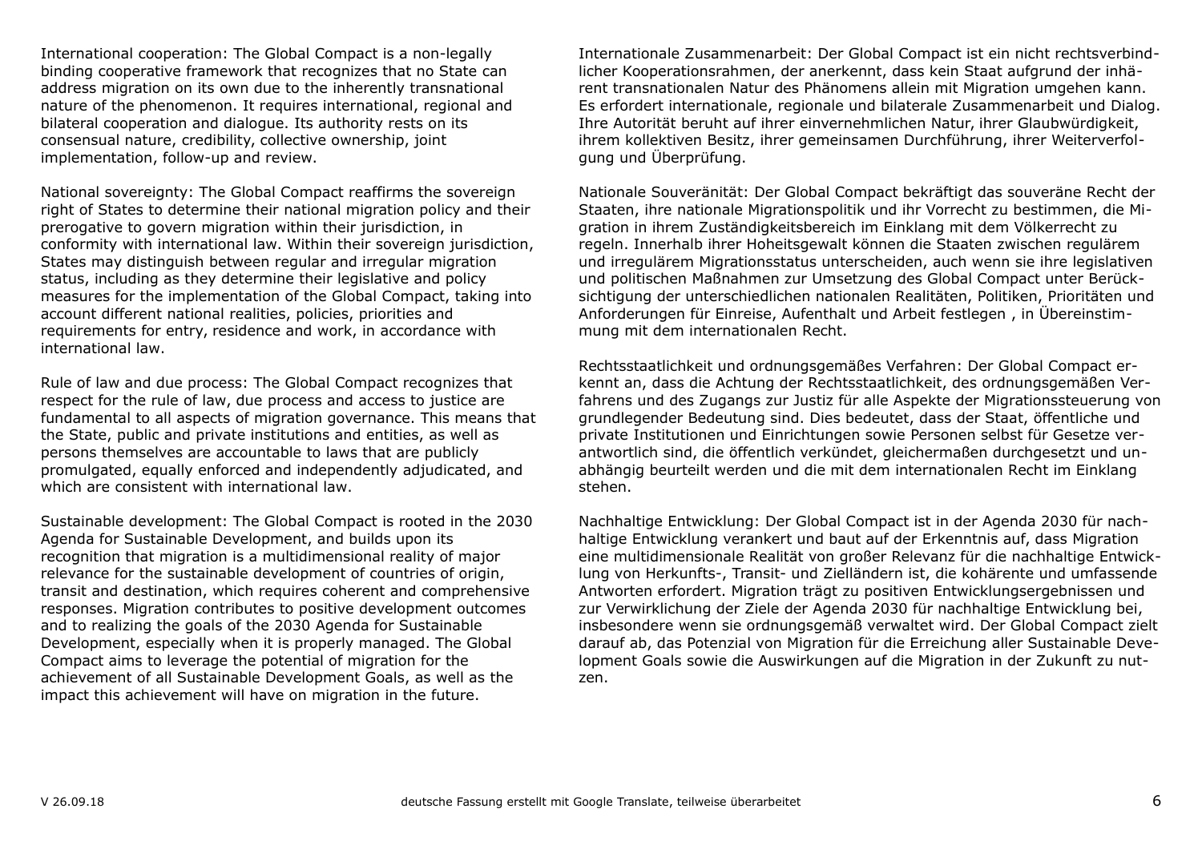International cooperation: The Global Compact is a non-legally binding cooperative framework that recognizes that no State can address migration on its own due to the inherently transnational nature of the phenomenon. It requires international, regional and bilateral cooperation and dialogue. Its authority rests on its consensual nature, credibility, collective ownership, joint implementation, follow-up and review.

National sovereignty: The Global Compact reaffirms the sovereign right of States to determine their national migration policy and their prerogative to govern migration within their jurisdiction, in conformity with international law. Within their sovereign jurisdiction, States may distinguish between regular and irregular migration status, including as they determine their legislative and policy measures for the implementation of the Global Compact, taking into account different national realities, policies, priorities and requirements for entry, residence and work, in accordance with international law.

Rule of law and due process: The Global Compact recognizes that respect for the rule of law, due process and access to justice are fundamental to all aspects of migration governance. This means that the State, public and private institutions and entities, as well as persons themselves are accountable to laws that are publicly promulgated, equally enforced and independently adjudicated, and which are consistent with international law.

Sustainable development: The Global Compact is rooted in the 2030 Agenda for Sustainable Development, and builds upon its recognition that migration is a multidimensional reality of major relevance for the sustainable development of countries of origin, transit and destination, which requires coherent and comprehensive responses. Migration contributes to positive development outcomes and to realizing the goals of the 2030 Agenda for Sustainable Development, especially when it is properly managed. The Global Compact aims to leverage the potential of migration for the achievement of all Sustainable Development Goals, as well as the impact this achievement will have on migration in the future.

Internationale Zusammenarbeit: Der Global Compact ist ein nicht rechtsverbindlicher Kooperationsrahmen, der anerkennt, dass kein Staat aufgrund der inhärent transnationalen Natur des Phänomens allein mit Migration umgehen kann. Es erfordert internationale, regionale und bilaterale Zusammenarbeit und Dialog. Ihre Autorität beruht auf ihrer einvernehmlichen Natur, ihrer Glaubwürdigkeit, ihrem kollektiven Besitz, ihrer gemeinsamen Durchführung, ihrer Weiterverfolgung und Überprüfung.

Nationale Souveränität: Der Global Compact bekräftigt das souveräne Recht der Staaten, ihre nationale Migrationspolitik und ihr Vorrecht zu bestimmen, die Migration in ihrem Zuständigkeitsbereich im Einklang mit dem Völkerrecht zu regeln. Innerhalb ihrer Hoheitsgewalt können die Staaten zwischen regulärem und irregulärem Migrationsstatus unterscheiden, auch wenn sie ihre legislativen und politischen Maßnahmen zur Umsetzung des Global Compact unter Berücksichtigung der unterschiedlichen nationalen Realitäten, Politiken, Prioritäten und Anforderungen für Einreise, Aufenthalt und Arbeit festlegen , in Übereinstimmung mit dem internationalen Recht.

Rechtsstaatlichkeit und ordnungsgemäßes Verfahren: Der Global Compact erkennt an, dass die Achtung der Rechtsstaatlichkeit, des ordnungsgemäßen Verfahrens und des Zugangs zur Justiz für alle Aspekte der Migrationssteuerung von grundlegender Bedeutung sind. Dies bedeutet, dass der Staat, öffentliche und private Institutionen und Einrichtungen sowie Personen selbst für Gesetze verantwortlich sind, die öffentlich verkündet, gleichermaßen durchgesetzt und unabhängig beurteilt werden und die mit dem internationalen Recht im Einklang stehen.

Nachhaltige Entwicklung: Der Global Compact ist in der Agenda 2030 für nachhaltige Entwicklung verankert und baut auf der Erkenntnis auf, dass Migration eine multidimensionale Realität von großer Relevanz für die nachhaltige Entwicklung von Herkunfts-, Transit- und Zielländern ist, die kohärente und umfassende Antworten erfordert. Migration trägt zu positiven Entwicklungsergebnissen und zur Verwirklichung der Ziele der Agenda 2030 für nachhaltige Entwicklung bei, insbesondere wenn sie ordnungsgemäß verwaltet wird. Der Global Compact zielt darauf ab, das Potenzial von Migration für die Erreichung aller Sustainable Development Goals sowie die Auswirkungen auf die Migration in der Zukunft zu nutzen.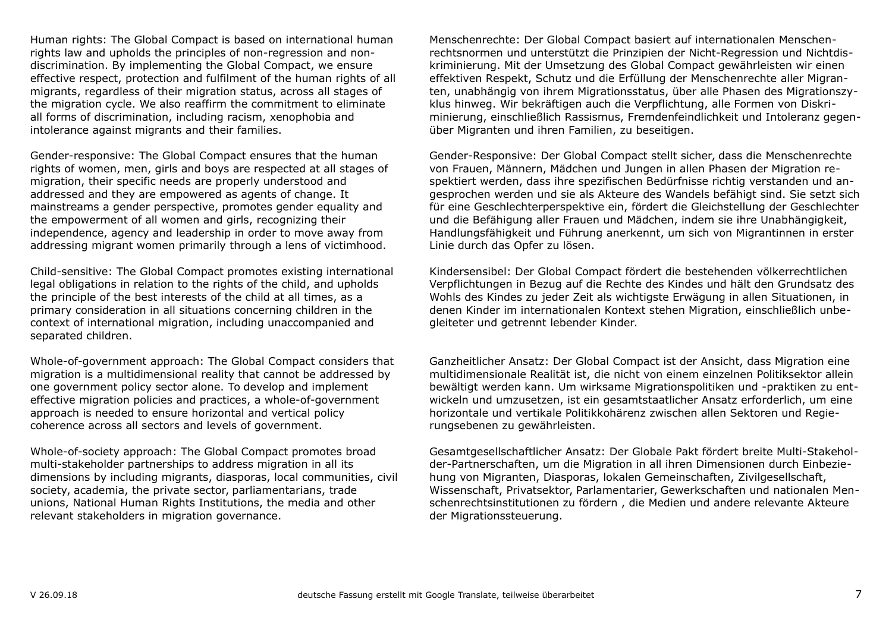Human rights: The Global Compact is based on international human rights law and upholds the principles of non-regression and non-discrimination. By implementing the Global Compact, we ensure effective respect, protection and fulfilment of the human rights of all migrants, regardless of their migration status, across all stages of the migration cycle. We also reaffirm the commitment to eliminate all forms of discrimination, including racism, xenophobia and intolerance against migrants and their families.

Gender-responsive: The Global Compact ensures that the human rights of women, men, girls and boys are respected at all stages of migration, their specific needs are properly understood and addressed and they are empowered as agents of change. It mainstreams a gender perspective, promotes gender equality and the empowerment of all women and girls, recognizing their independence, agency and leadership in order to move away from addressing migrant women primarily through a lens of victimhood.

Child-sensitive: The Global Compact promotes existing international legal obligations in relation to the rights of the child, and upholds the principle of the best interests of the child at all times, as a primary consideration in all situations concerning children in the context of international migration, including unaccompanied and separated children.

Whole-of-government approach: The Global Compact considers that migration is a multidimensional reality that cannot be addressed by one government policy sector alone. To develop and implement effective migration policies and practices, a whole-of-government approach is needed to ensure horizontal and vertical policy coherence across all sectors and levels of government.

Whole-of-society approach: The Global Compact promotes broad multi-stakeholder partnerships to address migration in all its dimensions by including migrants, diasporas, local communities, civil society, academia, the private sector, parliamentarians, trade unions, National Human Rights Institutions, the media and other relevant stakeholders in migration governance.

Menschenrechte: Der Global Compact basiert auf internationalen Menschenrechtsnormen und unterstützt die Prinzipien der Nicht-Regression und Nichtdiskriminierung. Mit der Umsetzung des Global Compact gewährleisten wir einen effektiven Respekt, Schutz und die Erfüllung der Menschenrechte aller Migranten, unabhängig von ihrem Migrationsstatus, über alle Phasen des Migrationszyklus hinweg. Wir bekräftigen auch die Verpflichtung, alle Formen von Diskriminierung, einschließlich Rassismus, Fremdenfeindlichkeit und Intoleranz gegenüber Migranten und ihren Familien, zu beseitigen.

Gender-Responsive: Der Global Compact stellt sicher, dass die Menschenrechte von Frauen, Männern, Mädchen und Jungen in allen Phasen der Migration respektiert werden, dass ihre spezifischen Bedürfnisse richtig verstanden und angesprochen werden und sie als Akteure des Wandels befähigt sind. Sie setzt sich für eine Geschlechterperspektive ein, fördert die Gleichstellung der Geschlechter und die Befähigung aller Frauen und Mädchen, indem sie ihre Unabhängigkeit, Handlungsfähigkeit und Führung anerkennt, um sich von Migrantinnen in erster Linie durch das Opfer zu lösen.

Kindersensibel: Der Global Compact fördert die bestehenden völkerrechtlichen Verpflichtungen in Bezug auf die Rechte des Kindes und hält den Grundsatz des Wohls des Kindes zu jeder Zeit als wichtigste Erwägung in allen Situationen, in denen Kinder im internationalen Kontext stehen Migration, einschließlich unbegleiteter und getrennt lebender Kinder.

Ganzheitlicher Ansatz: Der Global Compact ist der Ansicht, dass Migration eine multidimensionale Realität ist, die nicht von einem einzelnen Politiksektor allein bewältigt werden kann. Um wirksame Migrationspolitiken und -praktiken zu entwickeln und umzusetzen, ist ein gesamtstaatlicher Ansatz erforderlich, um eine horizontale und vertikale Politikkohärenz zwischen allen Sektoren und Regierungsebenen zu gewährleisten.

Gesamtgesellschaftlicher Ansatz: Der Globale Pakt fördert breite Multi-Stakeholder-Partnerschaften, um die Migration in all ihren Dimensionen durch Einbeziehung von Migranten, Diasporas, lokalen Gemeinschaften, Zivilgesellschaft, Wissenschaft, Privatsektor, Parlamentarier, Gewerkschaften und nationalen Menschenrechtsinstitutionen zu fördern , die Medien und andere relevante Akteure der Migrationssteuerung.

V 26.09.18 deutsche Fassung erstellt mit Google Translate, teilweise überarbeitet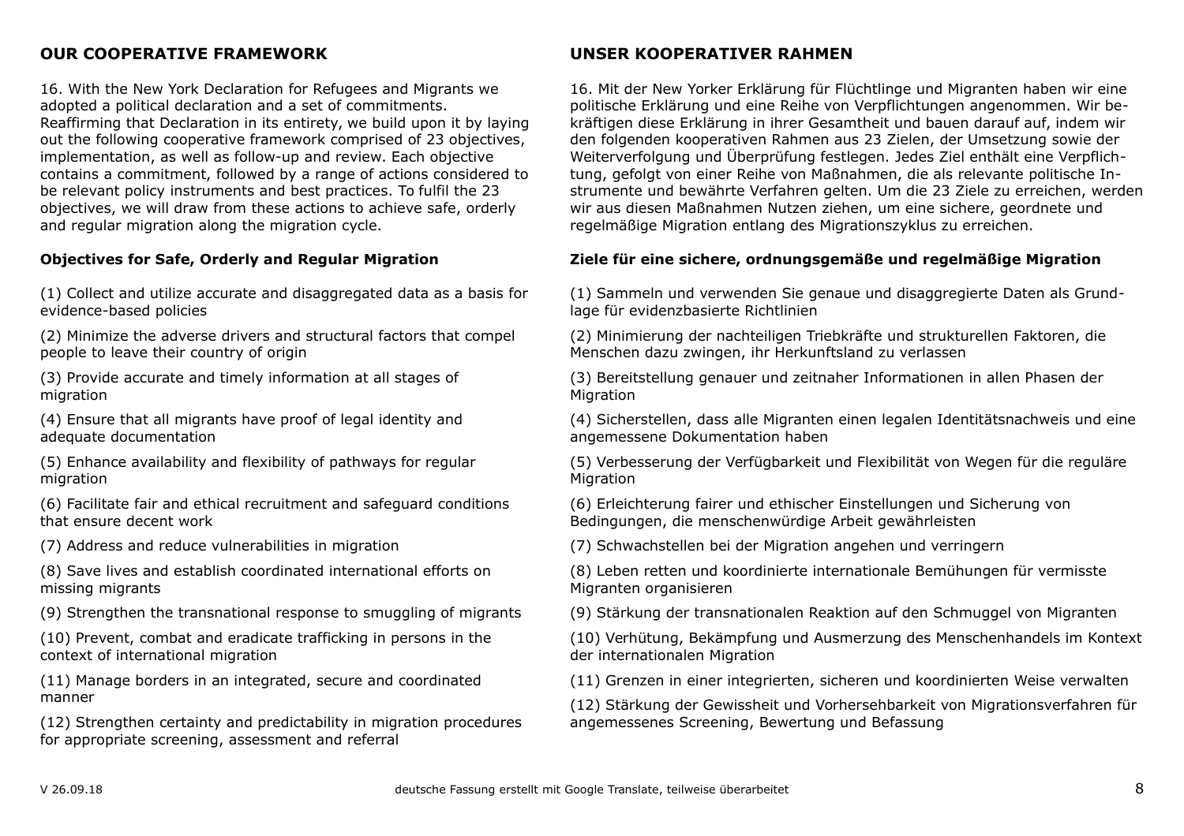## OUR COOPERATIVE FRAMEWORK

16. With the New York Declaration for Refugees and Migrants we adopted a political declaration and a set of commitments. Reaffirming that Declaration in its entirety, we build upon it by laying out the following cooperative framework comprised of 23 objectives, implementation, as well as follow-up and review. Each objective contains a commitment, followed by a range of actions considered to be relevant policy instruments and best practices. To fulfil the 23 objectives, we will draw from these actions to achieve safe, orderly and regular migration along the migration cycle.

### Objectives for Safe, Orderly and Regular Migration

(1) Collect and utilize accurate and disaggregated data as a basis for evidence-based policies

(2) Minimize the adverse drivers and structural factors that compel people to leave their country of origin

(3) Provide accurate and timely information at all stages of migration

(4) Ensure that all migrants have proof of legal identity and adequate documentation

(5) Enhance availability and flexibility of pathways for regular migration

(6) Facilitate fair and ethical recruitment and safeguard conditions that ensure decent work

(7) Address and reduce vulnerabilities in migration

(8) Save lives and establish coordinated international efforts on missing migrants

(9) Strengthen the transnational response to smuggling of migrants

(10) Prevent, combat and eradicate trafficking in persons in the context of international migration

(11) Manage borders in an integrated, secure and coordinated manner

(12) Strengthen certainty and predictability in migration procedures for appropriate screening, assessment and referral

## UNSER KOOPERATIVER RAHMEN

16. Mit der New Yorker Erklärung für Flüchtlinge und Migranten haben wir eine politische Erklärung und eine Reihe von Verpflichtungen angenommen. Wir bekräftigen diese Erklärung in ihrer Gesamtheit und bauen darauf auf, indem wir den folgenden kooperativen Rahmen aus 23 Zielen, der Umsetzung sowie der Weiterverfolgung und Überprüfung festlegen. Jedes Ziel enthält eine Verpflichtung, gefolgt von einer Reihe von Maßnahmen, die als relevante politische Instrumente und bewährte Verfahren gelten. Um die 23 Ziele zu erreichen, werden wir aus diesen Maßnahmen Nutzen ziehen, um eine sichere, geordnete und regelmäßige Migration entlang des Migrationszyklus zu erreichen.

### Ziele für eine sichere, ordnungsgemäße und regelmäßige Migration

(1) Sammeln und verwenden Sie genaue und disaggregierte Daten als Grundlage für evidenzbasierte Richtlinien

(2) Minimierung der nachteiligen Triebkräfte und strukturellen Faktoren, die Menschen dazu zwingen, ihr Herkunftsland zu verlassen

(3) Bereitstellung genauer und zeitnaher Informationen in allen Phasen der Migration

(4) Sicherstellen, dass alle Migranten einen legalen Identitätsnachweis und eine angemessene Dokumentation haben

(5) Verbesserung der Verfügbarkeit und Flexibilität von Wegen für die reguläre Migration

(6) Erleichterung fairer und ethischer Einstellungen und Sicherung von Bedingungen, die menschenwürdige Arbeit gewährleisten

(7) Schwachstellen bei der Migration angehen und verringern

(8) Leben retten und koordinierte internationale Bemühungen für vermisste Migranten organisieren

(9) Stärkung der transnationalen Reaktion auf den Schmuggel von Migranten

(10) Verhütung, Bekämpfung und Ausmerzung des Menschenhandels im Kontext der internationalen Migration

(11) Grenzen in einer integrierten, sicheren und koordinierten Weise verwalten

(12) Stärkung der Gewissheit und Vorhersehbarkeit von Migrationsverfahren für angemessenes Screening, Bewertung und Befassung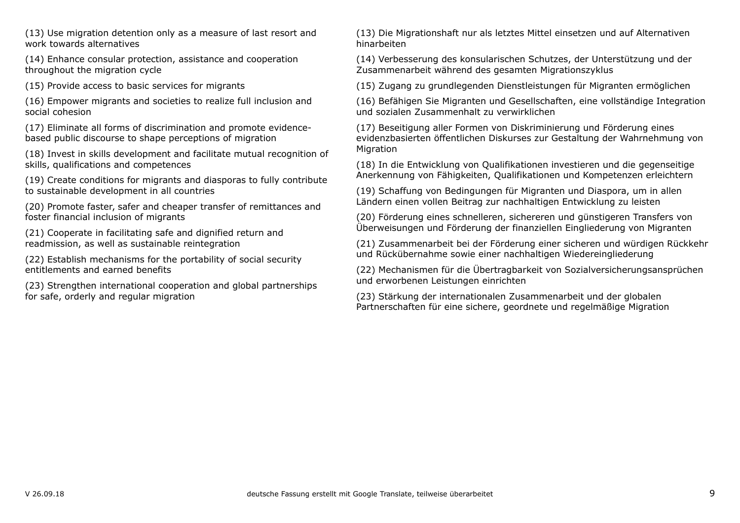(13) Use migration detention only as a measure of last resort and work towards alternatives

(14) Enhance consular protection, assistance and cooperation throughout the migration cycle

(15) Provide access to basic services for migrants

(16) Empower migrants and societies to realize full inclusion and social cohesion

(17) Eliminate all forms of discrimination and promote evidence-based public discourse to shape perceptions of migration

(18) Invest in skills development and facilitate mutual recognition of skills, qualifications and competences

(19) Create conditions for migrants and diasporas to fully contribute to sustainable development in all countries

(20) Promote faster, safer and cheaper transfer of remittances and foster financial inclusion of migrants

(21) Cooperate in facilitating safe and dignified return and readmission, as well as sustainable reintegration

(22) Establish mechanisms for the portability of social security entitlements and earned benefits

(23) Strengthen international cooperation and global partnerships for safe, orderly and regular migration

(13) Die Migrationshaft nur als letztes Mittel einsetzen und auf Alternativen hinarbeiten

(14) Verbesserung des konsularischen Schutzes, der Unterstützung und der Zusammenarbeit während des gesamten Migrationszyklus

(15) Zugang zu grundlegenden Dienstleistungen für Migranten ermöglichen

(16) Befähigen Sie Migranten und Gesellschaften, eine vollständige Integration und sozialen Zusammenhalt zu verwirklichen

(17) Beseitigung aller Formen von Diskriminierung und Förderung eines evidenzbasierten öffentlichen Diskurses zur Gestaltung der Wahrnehmung von Migration

(18) In die Entwicklung von Qualifikationen investieren und die gegenseitige Anerkennung von Fähigkeiten, Qualifikationen und Kompetenzen erleichtern

(19) Schaffung von Bedingungen für Migranten und Diaspora, um in allen Ländern einen vollen Beitrag zur nachhaltigen Entwicklung zu leisten

(20) Förderung eines schnelleren, sichereren und günstigeren Transfers von Überweisungen und Förderung der finanziellen Eingliederung von Migranten

(21) Zusammenarbeit bei der Förderung einer sicheren und würdigen Rückkehr und Rückübernahme sowie einer nachhaltigen Wiedereingliederung

(22) Mechanismen für die Übertragbarkeit von Sozialversicherungsansprüchen und erworbenen Leistungen einrichten

(23) Stärkung der internationalen Zusammenarbeit und der globalen Partnerschaften für eine sichere, geordnete und regelmäßige Migration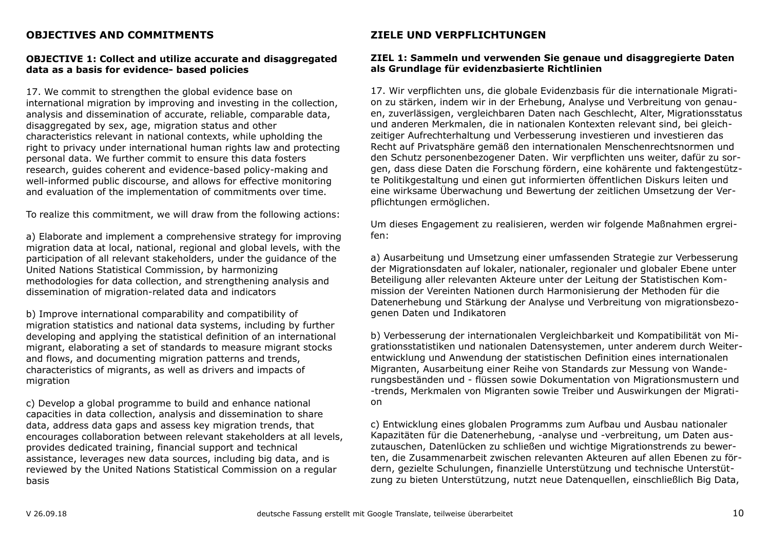## OBJECTIVES AND COMMITMENTS

### OBJECTIVE 1: Collect and utilize accurate and disaggregated data as a basis for evidence- based policies

17. We commit to strengthen the global evidence base on international migration by improving and investing in the collection, analysis and dissemination of accurate, reliable, comparable data, disaggregated by sex, age, migration status and other characteristics relevant in national contexts, while upholding the right to privacy under international human rights law and protecting personal data. We further commit to ensure this data fosters research, guides coherent and evidence-based policy-making and well-informed public discourse, and allows for effective monitoring and evaluation of the implementation of commitments over time.

To realize this commitment, we will draw from the following actions:

a) Elaborate and implement a comprehensive strategy for improving migration data at local, national, regional and global levels, with the participation of all relevant stakeholders, under the guidance of the United Nations Statistical Commission, by harmonizing methodologies for data collection, and strengthening analysis and dissemination of migration-related data and indicators

b) Improve international comparability and compatibility of migration statistics and national data systems, including by further developing and applying the statistical definition of an international migrant, elaborating a set of standards to measure migrant stocks and flows, and documenting migration patterns and trends, characteristics of migrants, as well as drivers and impacts of migration

c) Develop a global programme to build and enhance national capacities in data collection, analysis and dissemination to share data, address data gaps and assess key migration trends, that encourages collaboration between relevant stakeholders at all levels, provides dedicated training, financial support and technical assistance, leverages new data sources, including big data, and is reviewed by the United Nations Statistical Commission on a regular basis

## ZIELE UND VERPFLICHTUNGEN

### ZIEL 1: Sammeln und verwenden Sie genaue und disaggregierte Daten als Grundlage für evidenzbasierte Richtlinien

17. Wir verpflichten uns, die globale Evidenzbasis für die internationale Migration zu stärken, indem wir in der Erhebung, Analyse und Verbreitung von genauen, zuverlässigen, vergleichbaren Daten nach Geschlecht, Alter, Migrationsstatus und anderen Merkmalen, die in nationalen Kontexten relevant sind, bei gleichzeitiger Aufrechterhaltung und Verbesserung investieren und investieren das Recht auf Privatsphäre gemäß den internationalen Menschenrechtsnormen und den Schutz personenbezogener Daten. Wir verpflichten uns weiter, dafür zu sorgen, dass diese Daten die Forschung fördern, eine kohärente und faktengestützte Politikgestaltung und einen gut informierten öffentlichen Diskurs leiten und eine wirksame Überwachung und Bewertung der zeitlichen Umsetzung der Verpflichtungen ermöglichen.

Um dieses Engagement zu realisieren, werden wir folgende Maßnahmen ergreifen:

a) Ausarbeitung und Umsetzung einer umfassenden Strategie zur Verbesserung der Migrationsdaten auf lokaler, nationaler, regionaler und globaler Ebene unter Beteiligung aller relevanten Akteure unter der Leitung der Statistischen Kommission der Vereinten Nationen durch Harmonisierung der Methoden für die Datenerhebung und Stärkung der Analyse und Verbreitung von migrationsbezogenen Daten und Indikatoren

b) Verbesserung der internationalen Vergleichbarkeit und Kompatibilität von Migrationsstatistiken und nationalen Datensystemen, unter anderem durch Weiterentwicklung und Anwendung der statistischen Definition eines internationalen Migranten, Ausarbeitung einer Reihe von Standards zur Messung von Wanderungsbeständen und - flüssen sowie Dokumentation von Migrationsmustern und -trends, Merkmalen von Migranten sowie Treiber und Auswirkungen der Migration

c) Entwicklung eines globalen Programms zum Aufbau und Ausbau nationaler Kapazitäten für die Datenerhebung, -analyse und -verbreitung, um Daten auszutauschen, Datenlücken zu schließen und wichtige Migrationstrends zu bewerten, die Zusammenarbeit zwischen relevanten Akteuren auf allen Ebenen zu fördern, gezielte Schulungen, finanzielle Unterstützung und technische Unterstützung zu bieten Unterstützung, nutzt neue Datenquellen, einschließlich Big Data,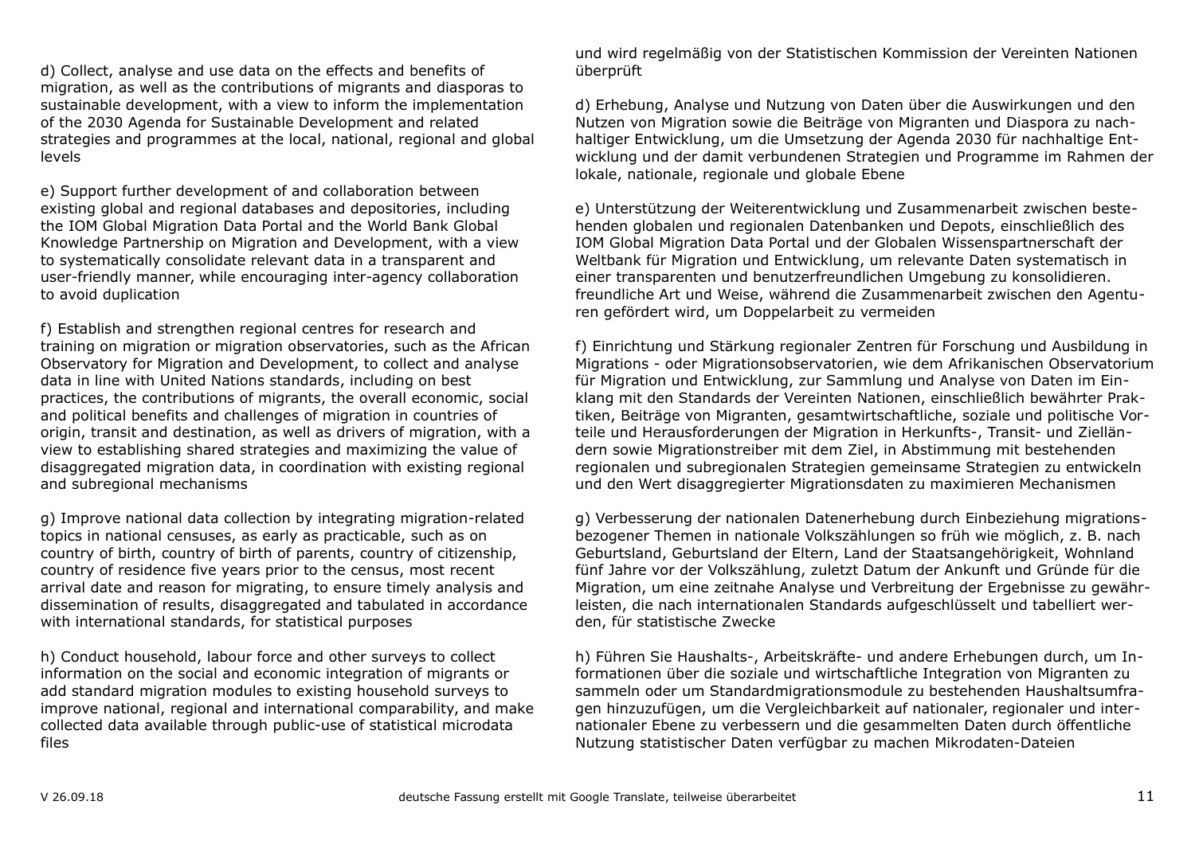d) Collect, analyse and use data on the effects and benefits of migration, as well as the contributions of migrants and diasporas to sustainable development, with a view to inform the implementation of the 2030 Agenda for Sustainable Development and related strategies and programmes at the local, national, regional and global levels

e) Support further development of and collaboration between existing global and regional databases and depositories, including the IOM Global Migration Data Portal and the World Bank Global Knowledge Partnership on Migration and Development, with a view to systematically consolidate relevant data in a transparent and user-friendly manner, while encouraging inter-agency collaboration to avoid duplication

f) Establish and strengthen regional centres for research and training on migration or migration observatories, such as the African Observatory for Migration and Development, to collect and analyse data in line with United Nations standards, including on best practices, the contributions of migrants, the overall economic, social and political benefits and challenges of migration in countries of origin, transit and destination, as well as drivers of migration, with a view to establishing shared strategies and maximizing the value of disaggregated migration data, in coordination with existing regional and subregional mechanisms

g) Improve national data collection by integrating migration-related topics in national censuses, as early as practicable, such as on country of birth, country of birth of parents, country of citizenship, country of residence five years prior to the census, most recent arrival date and reason for migrating, to ensure timely analysis and dissemination of results, disaggregated and tabulated in accordance with international standards, for statistical purposes

h) Conduct household, labour force and other surveys to collect information on the social and economic integration of migrants or add standard migration modules to existing household surveys to improve national, regional and international comparability, and make collected data available through public-use of statistical microdata files

und wird regelmäßig von der Statistischen Kommission der Vereinten Nationen überprüft

d) Erhebung, Analyse und Nutzung von Daten über die Auswirkungen und den Nutzen von Migration sowie die Beiträge von Migranten und Diaspora zu nachhaltiger Entwicklung, um die Umsetzung der Agenda 2030 für nachhaltige Entwicklung und der damit verbundenen Strategien und Programme im Rahmen der lokale, nationale, regionale und globale Ebene

e) Unterstützung der Weiterentwicklung und Zusammenarbeit zwischen bestehenden globalen und regionalen Datenbanken und Depots, einschließlich des IOM Global Migration Data Portal und der Globalen Wissenspartnerschaft der Weltbank für Migration und Entwicklung, um relevante Daten systematisch in einer transparenten und benutzerfreundlichen Umgebung zu konsolidieren. freundliche Art und Weise, während die Zusammenarbeit zwischen den Agenturen gefördert wird, um Doppelarbeit zu vermeiden

f) Einrichtung und Stärkung regionaler Zentren für Forschung und Ausbildung in Migrations - oder Migrationsobservatorien, wie dem Afrikanischen Observatorium für Migration und Entwicklung, zur Sammlung und Analyse von Daten im Einklang mit den Standards der Vereinten Nationen, einschließlich bewährter Praktiken, Beiträge von Migranten, gesamtwirtschaftliche, soziale und politische Vorteile und Herausforderungen der Migration in Herkunfts-, Transit- und Zielländern sowie Migrationstreiber mit dem Ziel, in Abstimmung mit bestehenden regionalen und subregionalen Strategien gemeinsame Strategien zu entwickeln und den Wert disaggregierter Migrationsdaten zu maximieren Mechanismen

g) Verbesserung der nationalen Datenerhebung durch Einbeziehung migrationsbezogener Themen in nationale Volkszählungen so früh wie möglich, z. B. nach Geburtsland, Geburtsland der Eltern, Land der Staatsangehörigkeit, Wohnland fünf Jahre vor der Volkszählung, zuletzt Datum der Ankunft und Gründe für die Migration, um eine zeitnahe Analyse und Verbreitung der Ergebnisse zu gewährleisten, die nach internationalen Standards aufgeschlüsselt und tabelliert werden, für statistische Zwecke

h) Führen Sie Haushalts-, Arbeitskräfte- und andere Erhebungen durch, um Informationen über die soziale und wirtschaftliche Integration von Migranten zu sammeln oder um Standardmigrationsmodule zu bestehenden Haushaltsumfragen hinzuzufügen, um die Vergleichbarkeit auf nationaler, regionaler und internationaler Ebene zu verbessern und die gesammelten Daten durch öffentliche Nutzung statistischer Daten verfügbar zu machen Mikrodaten-Dateien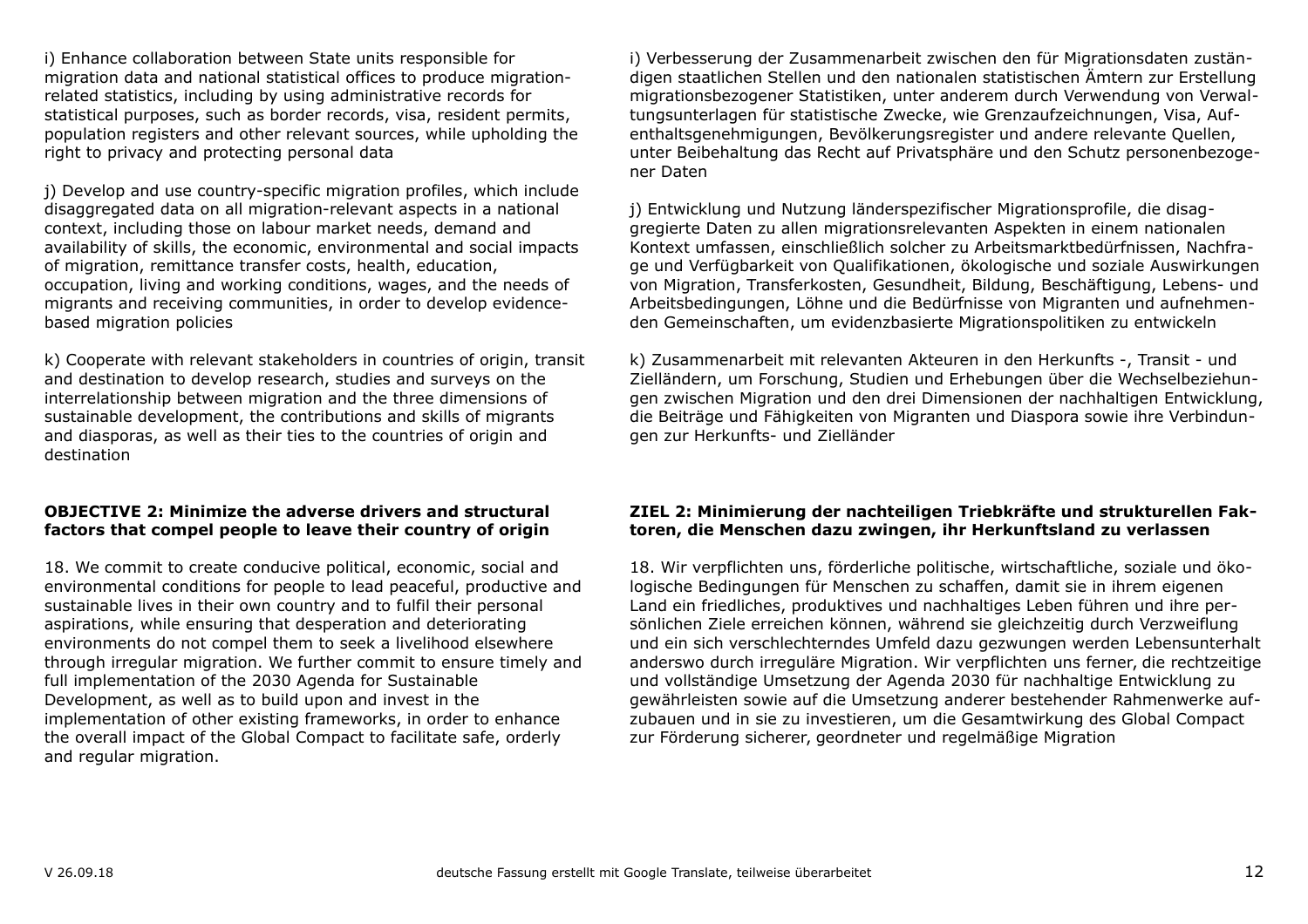i) Enhance collaboration between State units responsible for migration data and national statistical offices to produce migration-related statistics, including by using administrative records for statistical purposes, such as border records, visa, resident permits, population registers and other relevant sources, while upholding the right to privacy and protecting personal data

j) Develop and use country-specific migration profiles, which include disaggregated data on all migration-relevant aspects in a national context, including those on labour market needs, demand and availability of skills, the economic, environmental and social impacts of migration, remittance transfer costs, health, education, occupation, living and working conditions, wages, and the needs of migrants and receiving communities, in order to develop evidence-based migration policies

k) Cooperate with relevant stakeholders in countries of origin, transit and destination to develop research, studies and surveys on the interrelationship between migration and the three dimensions of sustainable development, the contributions and skills of migrants and diasporas, as well as their ties to the countries of origin and destination

**OBJECTIVE 2: Minimize the adverse drivers and structural factors that compel people to leave their country of origin**

18. We commit to create conducive political, economic, social and environmental conditions for people to lead peaceful, productive and sustainable lives in their own country and to fulfil their personal aspirations, while ensuring that desperation and deteriorating environments do not compel them to seek a livelihood elsewhere through irregular migration. We further commit to ensure timely and full implementation of the 2030 Agenda for Sustainable Development, as well as to build upon and invest in the implementation of other existing frameworks, in order to enhance the overall impact of the Global Compact to facilitate safe, orderly and regular migration.

i) Verbesserung der Zusammenarbeit zwischen den für Migrationsdaten zuständigen staatlichen Stellen und den nationalen statistischen Ämtern zur Erstellung migrationsbezogener Statistiken, unter anderem durch Verwendung von Verwaltungsunterlagen für statistische Zwecke, wie Grenzaufzeichnungen, Visa, Aufenthaltsgenehmigungen, Bevölkerungsregister und andere relevante Quellen, unter Beibehaltung das Recht auf Privatsphäre und den Schutz personenbezogener Daten

j) Entwicklung und Nutzung länderspezifischer Migrationsprofile, die disaggregierte Daten zu allen migrationsrelevanten Aspekten in einem nationalen Kontext umfassen, einschließlich solcher zu Arbeitsmarktbedürfnissen, Nachfrage und Verfügbarkeit von Qualifikationen, ökologische und soziale Auswirkungen von Migration, Transferkosten, Gesundheit, Bildung, Beschäftigung, Lebens- und Arbeitsbedingungen, Löhne und die Bedürfnisse von Migranten und aufnehmenden Gemeinschaften, um evidenzbasierte Migrationspolitiken zu entwickeln

k) Zusammenarbeit mit relevanten Akteuren in den Herkunfts -, Transit - und Zielländern, um Forschung, Studien und Erhebungen über die Wechselbeziehungen zwischen Migration und den drei Dimensionen der nachhaltigen Entwicklung, die Beiträge und Fähigkeiten von Migranten und Diaspora sowie ihre Verbindungen zur Herkunfts- und Zielländer

**ZIEL 2: Minimierung der nachteiligen Triebkräfte und strukturellen Faktoren, die Menschen dazu zwingen, ihr Herkunftsland zu verlassen**

18. Wir verpflichten uns, förderliche politische, wirtschaftliche, soziale und ökologische Bedingungen für Menschen zu schaffen, damit sie in ihrem eigenen Land ein friedliches, produktives und nachhaltiges Leben führen und ihre persönlichen Ziele erreichen können, während sie gleichzeitig durch Verzweiflung und ein sich verschlechterndes Umfeld dazu gezwungen werden Lebensunterhalt anderswo durch irreguläre Migration. Wir verpflichten uns ferner, die rechtzeitige und vollständige Umsetzung der Agenda 2030 für nachhaltige Entwicklung zu gewährleisten sowie auf die Umsetzung anderer bestehender Rahmenwerke aufzubauen und in sie zu investieren, um die Gesamtwirkung des Global Compact zur Förderung sicherer, geordneter und regelmäßige Migration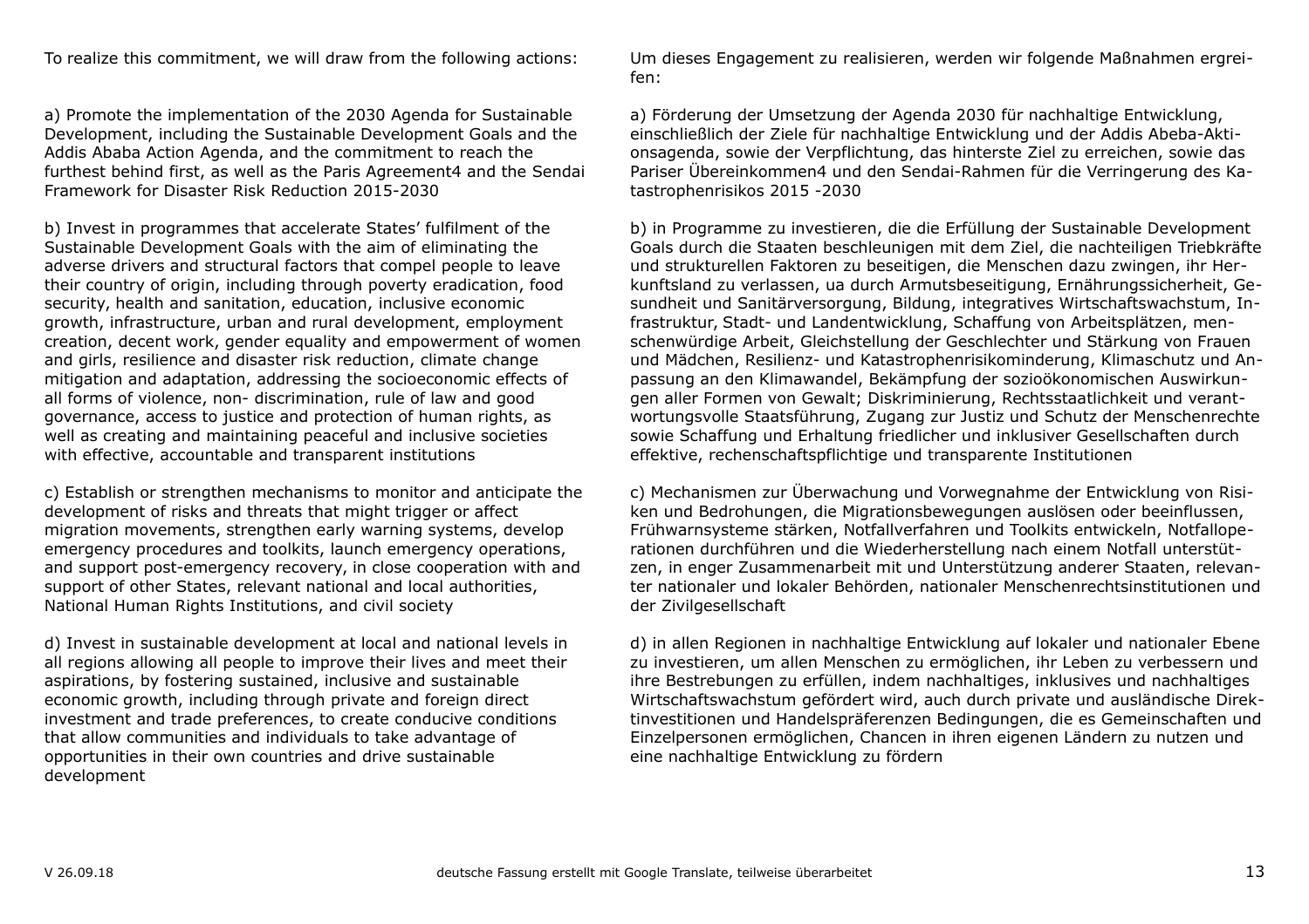To realize this commitment, we will draw from the following actions:

a) Promote the implementation of the 2030 Agenda for Sustainable Development, including the Sustainable Development Goals and the Addis Ababa Action Agenda, and the commitment to reach the furthest behind first, as well as the Paris Agreement4 and the Sendai Framework for Disaster Risk Reduction 2015-2030

b) Invest in programmes that accelerate States' fulfilment of the Sustainable Development Goals with the aim of eliminating the adverse drivers and structural factors that compel people to leave their country of origin, including through poverty eradication, food security, health and sanitation, education, inclusive economic growth, infrastructure, urban and rural development, employment creation, decent work, gender equality and empowerment of women and girls, resilience and disaster risk reduction, climate change mitigation and adaptation, addressing the socioeconomic effects of all forms of violence, non- discrimination, rule of law and good governance, access to justice and protection of human rights, as well as creating and maintaining peaceful and inclusive societies with effective, accountable and transparent institutions

c) Establish or strengthen mechanisms to monitor and anticipate the development of risks and threats that might trigger or affect migration movements, strengthen early warning systems, develop emergency procedures and toolkits, launch emergency operations, and support post-emergency recovery, in close cooperation with and support of other States, relevant national and local authorities, National Human Rights Institutions, and civil society

d) Invest in sustainable development at local and national levels in all regions allowing all people to improve their lives and meet their aspirations, by fostering sustained, inclusive and sustainable economic growth, including through private and foreign direct investment and trade preferences, to create conducive conditions that allow communities and individuals to take advantage of opportunities in their own countries and drive sustainable development

Um dieses Engagement zu realisieren, werden wir folgende Maßnahmen ergreifen:

a) Förderung der Umsetzung der Agenda 2030 für nachhaltige Entwicklung, einschließlich der Ziele für nachhaltige Entwicklung und der Addis Abeba-Aktionsagenda, sowie der Verpflichtung, das hinterste Ziel zu erreichen, sowie das Pariser Übereinkommen4 und den Sendai-Rahmen für die Verringerung des Katastrophenrisikos 2015 -2030

b) in Programme zu investieren, die die Erfüllung der Sustainable Development Goals durch die Staaten beschleunigen mit dem Ziel, die nachteiligen Triebkräfte und strukturellen Faktoren zu beseitigen, die Menschen dazu zwingen, ihr Herkunftsland zu verlassen, ua durch Armutsbeseitigung, Ernährungssicherheit, Gesundheit und Sanitärversorgung, Bildung, integratives Wirtschaftswachstum, Infrastruktur, Stadt- und Landentwicklung, Schaffung von Arbeitsplätzen, menschenwürdige Arbeit, Gleichstellung der Geschlechter und Stärkung von Frauen und Mädchen, Resilienz- und Katastrophenrisikominderung, Klimaschutz und Anpassung an den Klimawandel, Bekämpfung der sozioökonomischen Auswirkungen aller Formen von Gewalt; Diskriminierung, Rechtsstaatlichkeit und verantwortungsvolle Staatsführung, Zugang zur Justiz und Schutz der Menschenrechte sowie Schaffung und Erhaltung friedlicher und inklusiver Gesellschaften durch effektive, rechenschaftspflichtige und transparente Institutionen

c) Mechanismen zur Überwachung und Vorwegnahme der Entwicklung von Risiken und Bedrohungen, die Migrationsbewegungen auslösen oder beeinflussen, Frühwarnsysteme stärken, Notfallverfahren und Toolkits entwickeln, Notfalloperationen durchführen und die Wiederherstellung nach einem Notfall unterstützen, in enger Zusammenarbeit mit und Unterstützung anderer Staaten, relevanter nationaler und lokaler Behörden, nationaler Menschenrechtsinstitutionen und der Zivilgesellschaft

d) in allen Regionen in nachhaltige Entwicklung auf lokaler und nationaler Ebene zu investieren, um allen Menschen zu ermöglichen, ihr Leben zu verbessern und ihre Bestrebungen zu erfüllen, indem nachhaltiges, inklusives und nachhaltiges Wirtschaftswachstum gefördert wird, auch durch private und ausländische Direktinvestitionen und Handelspräferenzen Bedingungen, die es Gemeinschaften und Einzelpersonen ermöglichen, Chancen in ihren eigenen Ländern zu nutzen und eine nachhaltige Entwicklung zu fördern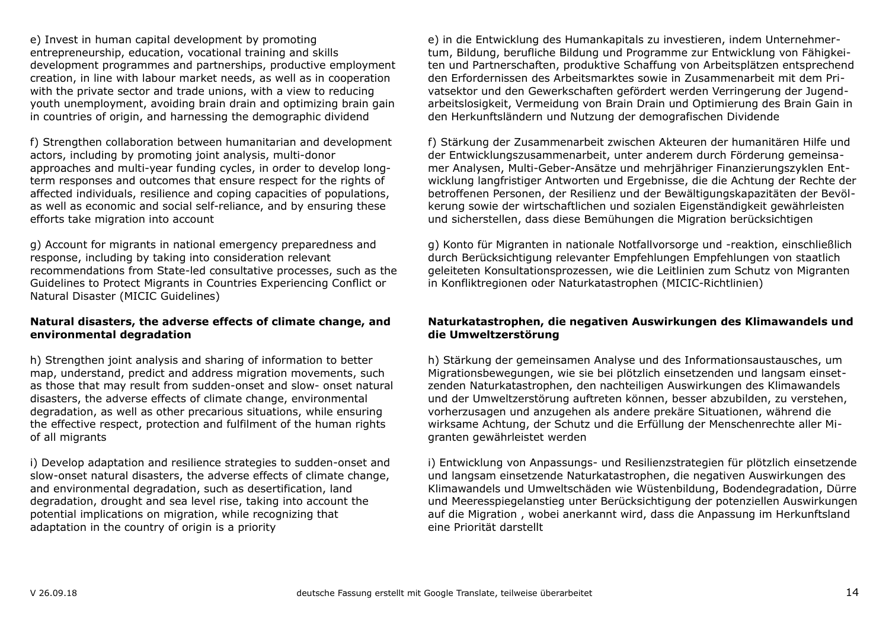e) Invest in human capital development by promoting entrepreneurship, education, vocational training and skills development programmes and partnerships, productive employment creation, in line with labour market needs, as well as in cooperation with the private sector and trade unions, with a view to reducing youth unemployment, avoiding brain drain and optimizing brain gain in countries of origin, and harnessing the demographic dividend

e) in die Entwicklung des Humankapitals zu investieren, indem Unternehmertum, Bildung, berufliche Bildung und Programme zur Entwicklung von Fähigkeiten und Partnerschaften, produktive Schaffung von Arbeitsplätzen entsprechend den Erfordernissen des Arbeitsmarktes sowie in Zusammenarbeit mit dem Privatsektor und den Gewerkschaften gefördert werden Verringerung der Jugendarbeitslosigkeit, Vermeidung von Brain Drain und Optimierung des Brain Gain in den Herkunftsländern und Nutzung der demografischen Dividende

f) Strengthen collaboration between humanitarian and development actors, including by promoting joint analysis, multi-donor approaches and multi-year funding cycles, in order to develop long-term responses and outcomes that ensure respect for the rights of affected individuals, resilience and coping capacities of populations, as well as economic and social self-reliance, and by ensuring these efforts take migration into account

f) Stärkung der Zusammenarbeit zwischen Akteuren der humanitären Hilfe und der Entwicklungszusammenarbeit, unter anderem durch Förderung gemeinsamer Analysen, Multi-Geber-Ansätze und mehrjähriger Finanzierungszyklen Entwicklung langfristiger Antworten und Ergebnisse, die die Achtung der Rechte der betroffenen Personen, der Resilienz und der Bewältigungskapazitäten der Bevölkerung sowie der wirtschaftlichen und sozialen Eigenständigkeit gewährleisten und sicherstellen, dass diese Bemühungen die Migration berücksichtigen

g) Account for migrants in national emergency preparedness and response, including by taking into consideration relevant recommendations from State-led consultative processes, such as the Guidelines to Protect Migrants in Countries Experiencing Conflict or Natural Disaster (MICIC Guidelines)

g) Konto für Migranten in nationale Notfallvorsorge und -reaktion, einschließlich durch Berücksichtigung relevanter Empfehlungen Empfehlungen von staatlich geleiteten Konsultationsprozessen, wie die Leitlinien zum Schutz von Migranten in Konfliktregionen oder Naturkatastrophen (MICIC-Richtlinien)

**Natural disasters, the adverse effects of climate change, and environmental degradation**

**Naturkatastrophen, die negativen Auswirkungen des Klimawandels und die Umweltzerstörung**

h) Strengthen joint analysis and sharing of information to better map, understand, predict and address migration movements, such as those that may result from sudden-onset and slow- onset natural disasters, the adverse effects of climate change, environmental degradation, as well as other precarious situations, while ensuring the effective respect, protection and fulfilment of the human rights of all migrants

h) Stärkung der gemeinsamen Analyse und des Informationsaustausches, um Migrationsbewegungen, wie sie bei plötzlich einsetzenden und langsam einsetzenden Naturkatastrophen, den nachteiligen Auswirkungen des Klimawandels und der Umweltzerstörung auftreten können, besser abzubilden, zu verstehen, vorherzusagen und anzugehen als andere prekäre Situationen, während die wirksame Achtung, der Schutz und die Erfüllung der Menschenrechte aller Migranten gewährleistet werden

i) Develop adaptation and resilience strategies to sudden-onset and slow-onset natural disasters, the adverse effects of climate change, and environmental degradation, such as desertification, land degradation, drought and sea level rise, taking into account the potential implications on migration, while recognizing that adaptation in the country of origin is a priority

i) Entwicklung von Anpassungs- und Resilienzstrategien für plötzlich einsetzende und langsam einsetzende Naturkatastrophen, die negativen Auswirkungen des Klimawandels und Umweltschäden wie Wüstenbildung, Bodendegradation, Dürre und Meeresspiegelanstieg unter Berücksichtigung der potenziellen Auswirkungen auf die Migration , wobei anerkannt wird, dass die Anpassung im Herkunftsland eine Priorität darstellt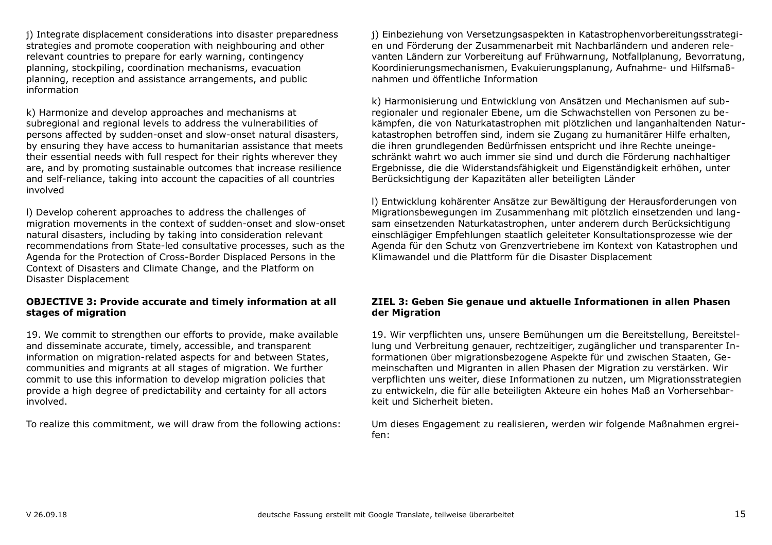j) Integrate displacement considerations into disaster preparedness strategies and promote cooperation with neighbouring and other relevant countries to prepare for early warning, contingency planning, stockpiling, coordination mechanisms, evacuation planning, reception and assistance arrangements, and public information

k) Harmonize and develop approaches and mechanisms at subregional and regional levels to address the vulnerabilities of persons affected by sudden-onset and slow-onset natural disasters, by ensuring they have access to humanitarian assistance that meets their essential needs with full respect for their rights wherever they are, and by promoting sustainable outcomes that increase resilience and self-reliance, taking into account the capacities of all countries involved

l) Develop coherent approaches to address the challenges of migration movements in the context of sudden-onset and slow-onset natural disasters, including by taking into consideration relevant recommendations from State-led consultative processes, such as the Agenda for the Protection of Cross-Border Displaced Persons in the Context of Disasters and Climate Change, and the Platform on Disaster Displacement

**OBJECTIVE 3: Provide accurate and timely information at all stages of migration**

19. We commit to strengthen our efforts to provide, make available and disseminate accurate, timely, accessible, and transparent information on migration-related aspects for and between States, communities and migrants at all stages of migration. We further commit to use this information to develop migration policies that provide a high degree of predictability and certainty for all actors involved.

To realize this commitment, we will draw from the following actions:

j) Einbeziehung von Versetzungsaspekten in Katastrophenvorbereitungsstrategien und Förderung der Zusammenarbeit mit Nachbarländern und anderen relevanten Ländern zur Vorbereitung auf Frühwarnung, Notfallplanung, Bevorratung, Koordinierungsmechanismen, Evakuierungsplanung, Aufnahme- und Hilfsmaßnahmen und öffentliche Information

k) Harmonisierung und Entwicklung von Ansätzen und Mechanismen auf subregionaler und regionaler Ebene, um die Schwachstellen von Personen zu bekämpfen, die von Naturkatastrophen mit plötzlichen und langanhaltenden Naturkatastrophen betroffen sind, indem sie Zugang zu humanitärer Hilfe erhalten, die ihren grundlegenden Bedürfnissen entspricht und ihre Rechte uneingeschränkt wahrt wo auch immer sie sind und durch die Förderung nachhaltiger Ergebnisse, die die Widerstandsfähigkeit und Eigenständigkeit erhöhen, unter Berücksichtigung der Kapazitäten aller beteiligten Länder

l) Entwicklung kohärenter Ansätze zur Bewältigung der Herausforderungen von Migrationsbewegungen im Zusammenhang mit plötzlich einsetzenden und langsam einsetzenden Naturkatastrophen, unter anderem durch Berücksichtigung einschlägiger Empfehlungen staatlich geleiteter Konsultationsprozesse wie der Agenda für den Schutz von Grenzvertriebene im Kontext von Katastrophen und Klimawandel und die Plattform für die Disaster Displacement

**ZIEL 3: Geben Sie genaue und aktuelle Informationen in allen Phasen der Migration**

19. Wir verpflichten uns, unsere Bemühungen um die Bereitstellung, Bereitstellung und Verbreitung genauer, rechtzeitiger, zugänglicher und transparenter Informationen über migrationsbezogene Aspekte für und zwischen Staaten, Gemeinschaften und Migranten in allen Phasen der Migration zu verstärken. Wir verpflichten uns weiter, diese Informationen zu nutzen, um Migrationsstrategien zu entwickeln, die für alle beteiligten Akteure ein hohes Maß an Vorhersehbarkeit und Sicherheit bieten.

Um dieses Engagement zu realisieren, werden wir folgende Maßnahmen ergreifen: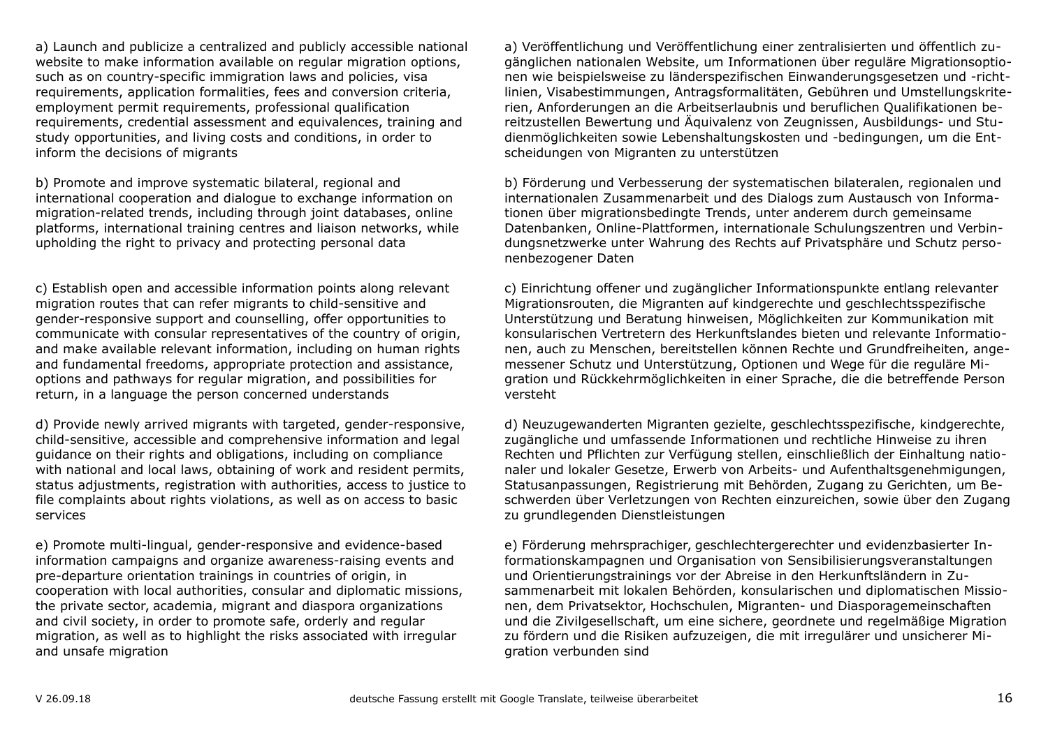a) Launch and publicize a centralized and publicly accessible national website to make information available on regular migration options, such as on country-specific immigration laws and policies, visa requirements, application formalities, fees and conversion criteria, employment permit requirements, professional qualification requirements, credential assessment and equivalences, training and study opportunities, and living costs and conditions, in order to inform the decisions of migrants

a) Veröffentlichung und Veröffentlichung einer zentralisierten und öffentlich zugänglichen nationalen Website, um Informationen über reguläre Migrationsoptionen wie beispielsweise zu länderspezifischen Einwanderungsgesetzen und -richtlinien, Visabestimmungen, Antragsformalitäten, Gebühren und Umstellungskriterien, Anforderungen an die Arbeitserlaubnis und beruflichen Qualifikationen bereitzustellen Bewertung und Äquivalenz von Zeugnissen, Ausbildungs- und Studienmöglichkeiten sowie Lebenshaltungskosten und -bedingungen, um die Entscheidungen von Migranten zu unterstützen

b) Promote and improve systematic bilateral, regional and international cooperation and dialogue to exchange information on migration-related trends, including through joint databases, online platforms, international training centres and liaison networks, while upholding the right to privacy and protecting personal data

b) Förderung und Verbesserung der systematischen bilateralen, regionalen und internationalen Zusammenarbeit und des Dialogs zum Austausch von Informationen über migrationsbedingte Trends, unter anderem durch gemeinsame Datenbanken, Online-Plattformen, internationale Schulungszentren und Verbindungsnetzwerke unter Wahrung des Rechts auf Privatsphäre und Schutz personenbezogener Daten

c) Establish open and accessible information points along relevant migration routes that can refer migrants to child-sensitive and gender-responsive support and counselling, offer opportunities to communicate with consular representatives of the country of origin, and make available relevant information, including on human rights and fundamental freedoms, appropriate protection and assistance, options and pathways for regular migration, and possibilities for return, in a language the person concerned understands

c) Einrichtung offener und zugänglicher Informationspunkte entlang relevanter Migrationsrouten, die Migranten auf kindgerechte und geschlechtsspezifische Unterstützung und Beratung hinweisen, Möglichkeiten zur Kommunikation mit konsularischen Vertretern des Herkunftslandes bieten und relevante Informationen, auch zu Menschen, bereitstellen können Rechte und Grundfreiheiten, angemessener Schutz und Unterstützung, Optionen und Wege für die reguläre Migration und Rückkehrmöglichkeiten in einer Sprache, die die betreffende Person versteht

d) Provide newly arrived migrants with targeted, gender-responsive, child-sensitive, accessible and comprehensive information and legal guidance on their rights and obligations, including on compliance with national and local laws, obtaining of work and resident permits, status adjustments, registration with authorities, access to justice to file complaints about rights violations, as well as on access to basic services

d) Neuzugewanderten Migranten gezielte, geschlechtsspezifische, kindgerechte, zugängliche und umfassende Informationen und rechtliche Hinweise zu ihren Rechten und Pflichten zur Verfügung stellen, einschließlich der Einhaltung nationaler und lokaler Gesetze, Erwerb von Arbeits- und Aufenthaltsgenehmigungen, Statusanpassungen, Registrierung mit Behörden, Zugang zu Gerichten, um Beschwerden über Verletzungen von Rechten einzureichen, sowie über den Zugang zu grundlegenden Dienstleistungen

e) Promote multi-lingual, gender-responsive and evidence-based information campaigns and organize awareness-raising events and pre-departure orientation trainings in countries of origin, in cooperation with local authorities, consular and diplomatic missions, the private sector, academia, migrant and diaspora organizations and civil society, in order to promote safe, orderly and regular migration, as well as to highlight the risks associated with irregular and unsafe migration

e) Förderung mehrsprachiger, geschlechtergerechter und evidenzbasierter Informationskampagnen und Organisation von Sensibilisierungsveranstaltungen und Orientierungstrainings vor der Abreise in den Herkunftsländern in Zusammenarbeit mit lokalen Behörden, konsularischen und diplomatischen Missionen, dem Privatsektor, Hochschulen, Migranten- und Diasporagemeinschaften und die Zivilgesellschaft, um eine sichere, geordnete und regelmäßige Migration zu fördern und die Risiken aufzuzeigen, die mit irregulärer und unsicherer Migration verbunden sind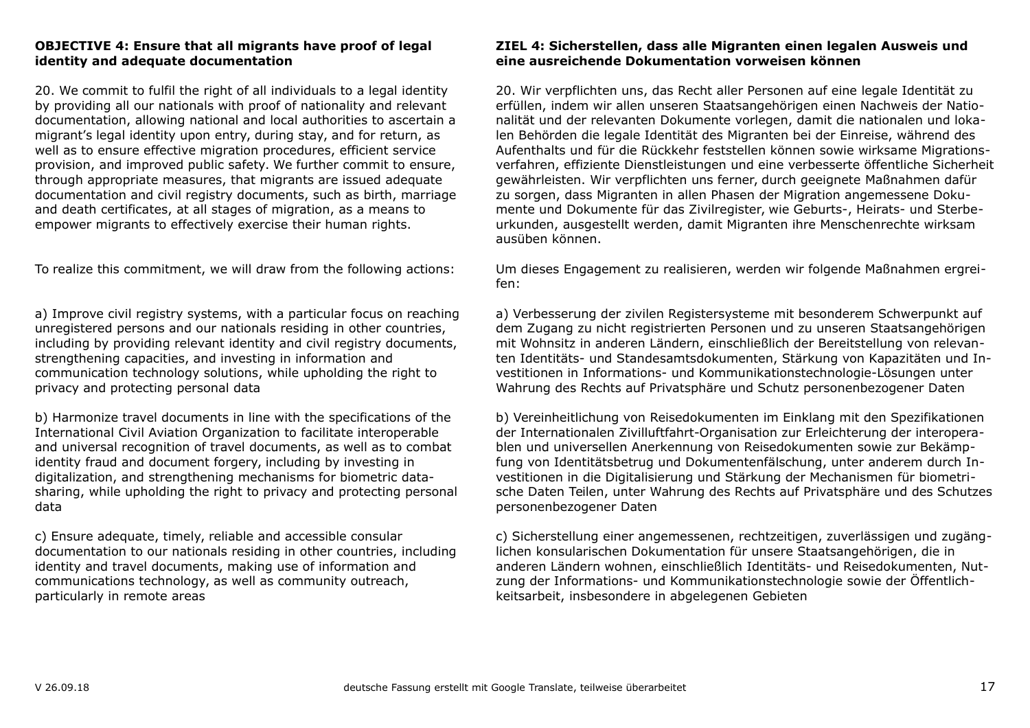**OBJECTIVE 4: Ensure that all migrants have proof of legal identity and adequate documentation**

20. We commit to fulfil the right of all individuals to a legal identity by providing all our nationals with proof of nationality and relevant documentation, allowing national and local authorities to ascertain a migrant's legal identity upon entry, during stay, and for return, as well as to ensure effective migration procedures, efficient service provision, and improved public safety. We further commit to ensure, through appropriate measures, that migrants are issued adequate documentation and civil registry documents, such as birth, marriage and death certificates, at all stages of migration, as a means to empower migrants to effectively exercise their human rights.

To realize this commitment, we will draw from the following actions:

a) Improve civil registry systems, with a particular focus on reaching unregistered persons and our nationals residing in other countries, including by providing relevant identity and civil registry documents, strengthening capacities, and investing in information and communication technology solutions, while upholding the right to privacy and protecting personal data

b) Harmonize travel documents in line with the specifications of the International Civil Aviation Organization to facilitate interoperable and universal recognition of travel documents, as well as to combat identity fraud and document forgery, including by investing in digitalization, and strengthening mechanisms for biometric data-sharing, while upholding the right to privacy and protecting personal data

c) Ensure adequate, timely, reliable and accessible consular documentation to our nationals residing in other countries, including identity and travel documents, making use of information and communications technology, as well as community outreach, particularly in remote areas

**ZIEL 4: Sicherstellen, dass alle Migranten einen legalen Ausweis und eine ausreichende Dokumentation vorweisen können**

20. Wir verpflichten uns, das Recht aller Personen auf eine legale Identität zu erfüllen, indem wir allen unseren Staatsangehörigen einen Nachweis der Nationalität und der relevanten Dokumente vorlegen, damit die nationalen und lokalen Behörden die legale Identität des Migranten bei der Einreise, während des Aufenthalts und für die Rückkehr feststellen können sowie wirksame Migrationsverfahren, effiziente Dienstleistungen und eine verbesserte öffentliche Sicherheit gewährleisten. Wir verpflichten uns ferner, durch geeignete Maßnahmen dafür zu sorgen, dass Migranten in allen Phasen der Migration angemessene Dokumente und Dokumente für das Zivilregister, wie Geburts-, Heirats- und Sterbeurkunden, ausgestellt werden, damit Migranten ihre Menschenrechte wirksam ausüben können.

Um dieses Engagement zu realisieren, werden wir folgende Maßnahmen ergreifen:

a) Verbesserung der zivilen Registersysteme mit besonderem Schwerpunkt auf dem Zugang zu nicht registrierten Personen und zu unseren Staatsangehörigen mit Wohnsitz in anderen Ländern, einschließlich der Bereitstellung von relevanten Identitäts- und Standesamtsdokumenten, Stärkung von Kapazitäten und Investitionen in Informations- und Kommunikationstechnologie-Lösungen unter Wahrung des Rechts auf Privatsphäre und Schutz personenbezogener Daten

b) Vereinheitlichung von Reisedokumenten im Einklang mit den Spezifikationen der Internationalen Zivilluftfahrt-Organisation zur Erleichterung der interoperablen und universellen Anerkennung von Reisedokumenten sowie zur Bekämpfung von Identitätsbetrug und Dokumentenfälschung, unter anderem durch Investitionen in die Digitalisierung und Stärkung der Mechanismen für biometrische Daten Teilen, unter Wahrung des Rechts auf Privatsphäre und des Schutzes personenbezogener Daten

c) Sicherstellung einer angemessenen, rechtzeitigen, zuverlässigen und zugänglichen konsularischen Dokumentation für unsere Staatsangehörigen, die in anderen Ländern wohnen, einschließlich Identitäts- und Reisedokumenten, Nutzung der Informations- und Kommunikationstechnologie sowie der Öffentlichkeitsarbeit, insbesondere in abgelegenen Gebieten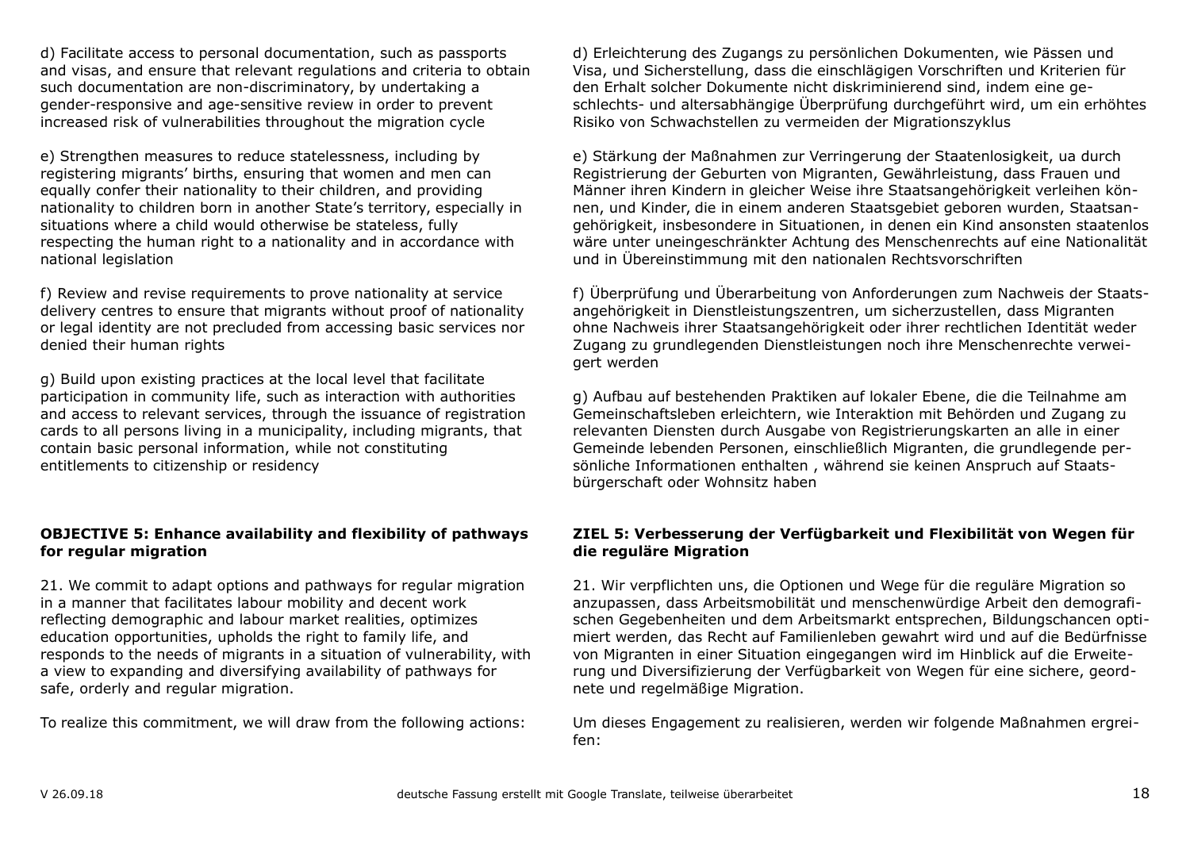d) Facilitate access to personal documentation, such as passports and visas, and ensure that relevant regulations and criteria to obtain such documentation are non-discriminatory, by undertaking a gender-responsive and age-sensitive review in order to prevent increased risk of vulnerabilities throughout the migration cycle

e) Strengthen measures to reduce statelessness, including by registering migrants' births, ensuring that women and men can equally confer their nationality to their children, and providing nationality to children born in another State's territory, especially in situations where a child would otherwise be stateless, fully respecting the human right to a nationality and in accordance with national legislation

f) Review and revise requirements to prove nationality at service delivery centres to ensure that migrants without proof of nationality or legal identity are not precluded from accessing basic services nor denied their human rights

g) Build upon existing practices at the local level that facilitate participation in community life, such as interaction with authorities and access to relevant services, through the issuance of registration cards to all persons living in a municipality, including migrants, that contain basic personal information, while not constituting entitlements to citizenship or residency

**OBJECTIVE 5: Enhance availability and flexibility of pathways for regular migration**

21. We commit to adapt options and pathways for regular migration in a manner that facilitates labour mobility and decent work reflecting demographic and labour market realities, optimizes education opportunities, upholds the right to family life, and responds to the needs of migrants in a situation of vulnerability, with a view to expanding and diversifying availability of pathways for safe, orderly and regular migration.

To realize this commitment, we will draw from the following actions:

d) Erleichterung des Zugangs zu persönlichen Dokumenten, wie Pässen und Visa, und Sicherstellung, dass die einschlägigen Vorschriften und Kriterien für den Erhalt solcher Dokumente nicht diskriminierend sind, indem eine geschlechts- und altersabhängige Überprüfung durchgeführt wird, um ein erhöhtes Risiko von Schwachstellen zu vermeiden der Migrationszyklus

e) Stärkung der Maßnahmen zur Verringerung der Staatenlosigkeit, ua durch Registrierung der Geburten von Migranten, Gewährleistung, dass Frauen und Männer ihren Kindern in gleicher Weise ihre Staatsangehörigkeit verleihen können, und Kinder, die in einem anderen Staatsgebiet geboren wurden, Staatsangehörigkeit, insbesondere in Situationen, in denen ein Kind ansonsten staatenlos wäre unter uneingeschränkter Achtung des Menschenrechts auf eine Nationalität und in Übereinstimmung mit den nationalen Rechtsvorschriften

f) Überprüfung und Überarbeitung von Anforderungen zum Nachweis der Staatsangehörigkeit in Dienstleistungszentren, um sicherzustellen, dass Migranten ohne Nachweis ihrer Staatsangehörigkeit oder ihrer rechtlichen Identität weder Zugang zu grundlegenden Dienstleistungen noch ihre Menschenrechte verweigert werden

g) Aufbau auf bestehenden Praktiken auf lokaler Ebene, die die Teilnahme am Gemeinschaftsleben erleichtern, wie Interaktion mit Behörden und Zugang zu relevanten Diensten durch Ausgabe von Registrierungskarten an alle in einer Gemeinde lebenden Personen, einschließlich Migranten, die grundlegende persönliche Informationen enthalten , während sie keinen Anspruch auf Staatsbürgerschaft oder Wohnsitz haben

**ZIEL 5: Verbesserung der Verfügbarkeit und Flexibilität von Wegen für die reguläre Migration**

21. Wir verpflichten uns, die Optionen und Wege für die reguläre Migration so anzupassen, dass Arbeitsmobilität und menschenwürdige Arbeit den demografischen Gegebenheiten und dem Arbeitsmarkt entsprechen, Bildungschancen optimiert werden, das Recht auf Familienleben gewahrt wird und auf die Bedürfnisse von Migranten in einer Situation eingegangen wird im Hinblick auf die Erweiterung und Diversifizierung der Verfügbarkeit von Wegen für eine sichere, geordnete und regelmäßige Migration.

Um dieses Engagement zu realisieren, werden wir folgende Maßnahmen ergreifen: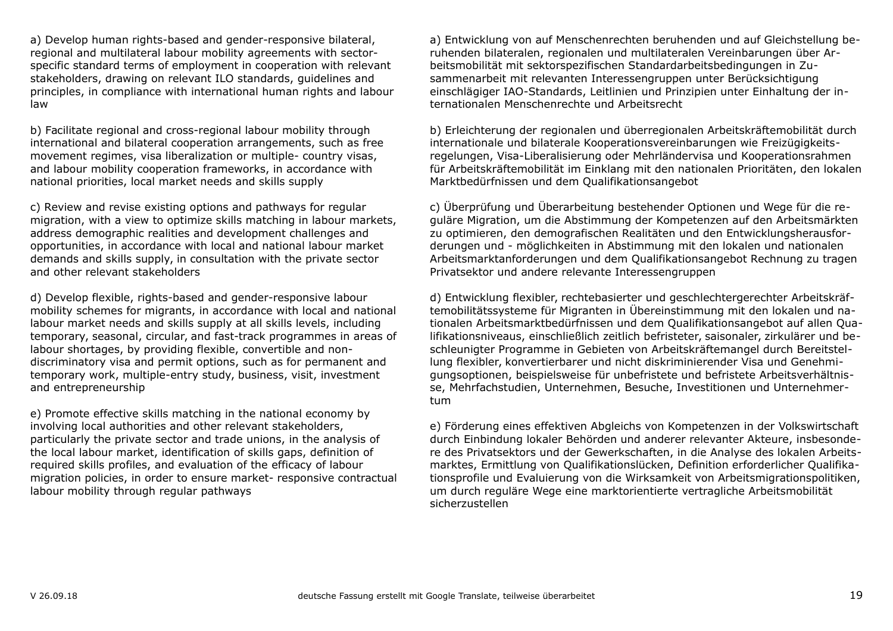a) Develop human rights-based and gender-responsive bilateral, regional and multilateral labour mobility agreements with sector-specific standard terms of employment in cooperation with relevant stakeholders, drawing on relevant ILO standards, guidelines and principles, in compliance with international human rights and labour law

b) Facilitate regional and cross-regional labour mobility through international and bilateral cooperation arrangements, such as free movement regimes, visa liberalization or multiple- country visas, and labour mobility cooperation frameworks, in accordance with national priorities, local market needs and skills supply

c) Review and revise existing options and pathways for regular migration, with a view to optimize skills matching in labour markets, address demographic realities and development challenges and opportunities, in accordance with local and national labour market demands and skills supply, in consultation with the private sector and other relevant stakeholders

d) Develop flexible, rights-based and gender-responsive labour mobility schemes for migrants, in accordance with local and national labour market needs and skills supply at all skills levels, including temporary, seasonal, circular, and fast-track programmes in areas of labour shortages, by providing flexible, convertible and non-discriminatory visa and permit options, such as for permanent and temporary work, multiple-entry study, business, visit, investment and entrepreneurship

e) Promote effective skills matching in the national economy by involving local authorities and other relevant stakeholders, particularly the private sector and trade unions, in the analysis of the local labour market, identification of skills gaps, definition of required skills profiles, and evaluation of the efficacy of labour migration policies, in order to ensure market- responsive contractual labour mobility through regular pathways

a) Entwicklung von auf Menschenrechten beruhenden und auf Gleichstellung beruhenden bilateralen, regionalen und multilateralen Vereinbarungen über Arbeitsmobilität mit sektorspezifischen Standardarbeitsbedingungen in Zusammenarbeit mit relevanten Interessengruppen unter Berücksichtigung einschlägiger IAO-Standards, Leitlinien und Prinzipien unter Einhaltung der internationalen Menschenrechte und Arbeitsrecht

b) Erleichterung der regionalen und überregionalen Arbeitskräftemobilität durch internationale und bilaterale Kooperationsvereinbarungen wie Freizügigkeitsregelungen, Visa-Liberalisierung oder Mehrländervisa und Kooperationsrahmen für Arbeitskräftemobilität im Einklang mit den nationalen Prioritäten, den lokalen Marktbedürfnissen und dem Qualifikationsangebot

c) Überprüfung und Überarbeitung bestehender Optionen und Wege für die reguläre Migration, um die Abstimmung der Kompetenzen auf den Arbeitsmärkten zu optimieren, den demografischen Realitäten und den Entwicklungsherausforderungen und - möglichkeiten in Abstimmung mit den lokalen und nationalen Arbeitsmarktanforderungen und dem Qualifikationsangebot Rechnung zu tragen Privatsektor und andere relevante Interessengruppen

d) Entwicklung flexibler, rechtebasierter und geschlechtergerechter Arbeitskräftemobilitätssysteme für Migranten in Übereinstimmung mit den lokalen und nationalen Arbeitsmarktbedürfnissen und dem Qualifikationsangebot auf allen Qualifikationsniveaus, einschließlich zeitlich befristeter, saisonaler, zirkulärer und beschleunigter Programme in Gebieten von Arbeitskräftemangel durch Bereitstellung flexibler, konvertierbarer und nicht diskriminierender Visa und Genehmigungsoptionen, beispielsweise für unbefristete und befristete Arbeitsverhältnisse, Mehrfachstudien, Unternehmen, Besuche, Investitionen und Unternehmertum

e) Förderung eines effektiven Abgleichs von Kompetenzen in der Volkswirtschaft durch Einbindung lokaler Behörden und anderer relevanter Akteure, insbesondere des Privatsektors und der Gewerkschaften, in die Analyse des lokalen Arbeitsmarktes, Ermittlung von Qualifikationslücken, Definition erforderlicher Qualifikationsprofile und Evaluierung von die Wirksamkeit von Arbeitsmigrationspolitiken, um durch reguläre Wege eine marktorientierte vertragliche Arbeitsmobilität sicherzustellen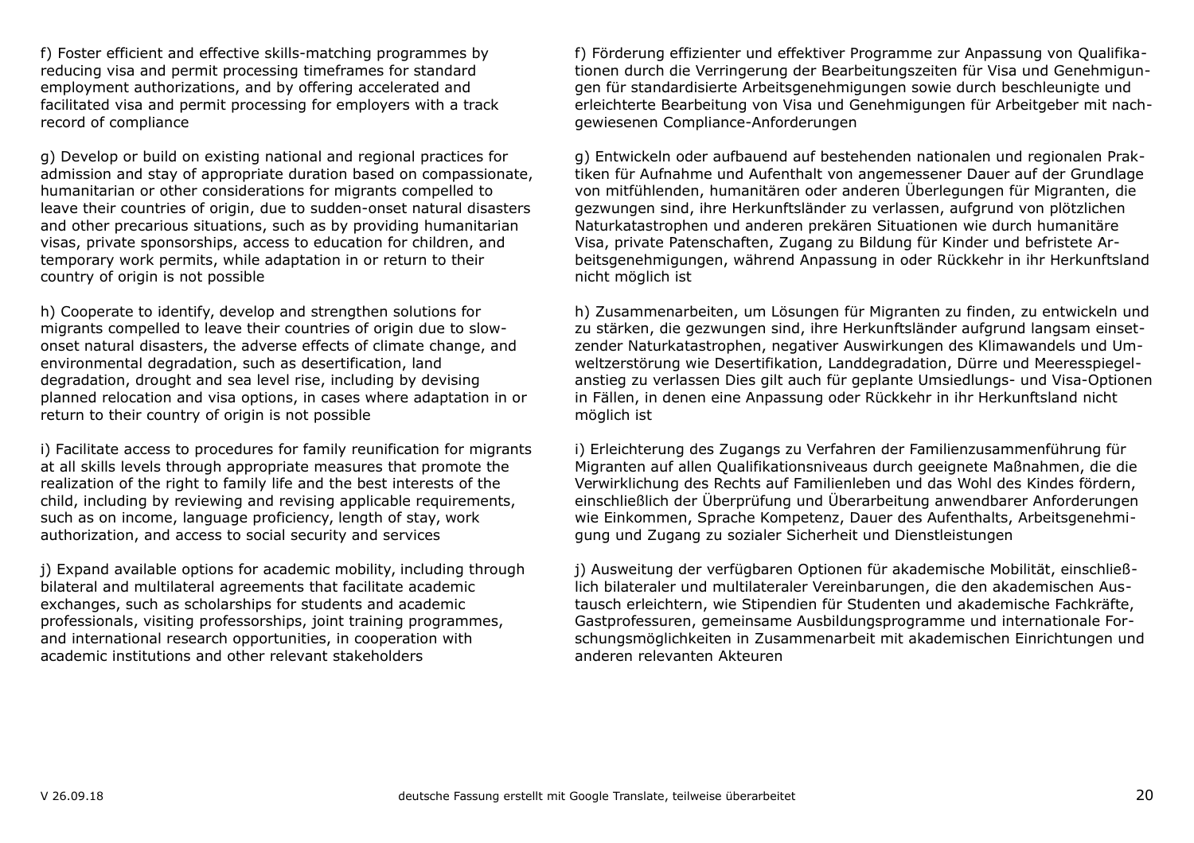f) Foster efficient and effective skills-matching programmes by reducing visa and permit processing timeframes for standard employment authorizations, and by offering accelerated and facilitated visa and permit processing for employers with a track record of compliance

f) Förderung effizienter und effektiver Programme zur Anpassung von Qualifikationen durch die Verringerung der Bearbeitungszeiten für Visa und Genehmigungen für standardisierte Arbeitsgenehmigungen sowie durch beschleunigte und erleichterte Bearbeitung von Visa und Genehmigungen für Arbeitgeber mit nachgewiesenen Compliance-Anforderungen

g) Develop or build on existing national and regional practices for admission and stay of appropriate duration based on compassionate, humanitarian or other considerations for migrants compelled to leave their countries of origin, due to sudden-onset natural disasters and other precarious situations, such as by providing humanitarian visas, private sponsorships, access to education for children, and temporary work permits, while adaptation in or return to their country of origin is not possible

g) Entwickeln oder aufbauend auf bestehenden nationalen und regionalen Praktiken für Aufnahme und Aufenthalt von angemessener Dauer auf der Grundlage von mitfühlenden, humanitären oder anderen Überlegungen für Migranten, die gezwungen sind, ihre Herkunftsländer zu verlassen, aufgrund von plötzlichen Naturkatastrophen und anderen prekären Situationen wie durch humanitäre Visa, private Patenschaften, Zugang zu Bildung für Kinder und befristete Arbeitsgenehmigungen, während Anpassung in oder Rückkehr in ihr Herkunftsland nicht möglich ist

h) Cooperate to identify, develop and strengthen solutions for migrants compelled to leave their countries of origin due to slow-onset natural disasters, the adverse effects of climate change, and environmental degradation, such as desertification, land degradation, drought and sea level rise, including by devising planned relocation and visa options, in cases where adaptation in or return to their country of origin is not possible

h) Zusammenarbeiten, um Lösungen für Migranten zu finden, zu entwickeln und zu stärken, die gezwungen sind, ihre Herkunftsländer aufgrund langsam einsetzender Naturkatastrophen, negativer Auswirkungen des Klimawandels und Umweltzerstörung wie Desertifikation, Landdegradation, Dürre und Meeresspiegelanstieg zu verlassen Dies gilt auch für geplante Umsiedlungs- und Visa-Optionen in Fällen, in denen eine Anpassung oder Rückkehr in ihr Herkunftsland nicht möglich ist

i) Facilitate access to procedures for family reunification for migrants at all skills levels through appropriate measures that promote the realization of the right to family life and the best interests of the child, including by reviewing and revising applicable requirements, such as on income, language proficiency, length of stay, work authorization, and access to social security and services

i) Erleichterung des Zugangs zu Verfahren der Familienzusammenführung für Migranten auf allen Qualifikationsniveaus durch geeignete Maßnahmen, die die Verwirklichung des Rechts auf Familienleben und das Wohl des Kindes fördern, einschließlich der Überprüfung und Überarbeitung anwendbarer Anforderungen wie Einkommen, Sprache Kompetenz, Dauer des Aufenthalts, Arbeitsgenehmigung und Zugang zu sozialer Sicherheit und Dienstleistungen

j) Expand available options for academic mobility, including through bilateral and multilateral agreements that facilitate academic exchanges, such as scholarships for students and academic professionals, visiting professorships, joint training programmes, and international research opportunities, in cooperation with academic institutions and other relevant stakeholders

j) Ausweitung der verfügbaren Optionen für akademische Mobilität, einschließlich bilateraler und multilateraler Vereinbarungen, die den akademischen Austausch erleichtern, wie Stipendien für Studenten und akademische Fachkräfte, Gastprofessuren, gemeinsame Ausbildungsprogramme und internationale Forschungsmöglichkeiten in Zusammenarbeit mit akademischen Einrichtungen und anderen relevanten Akteuren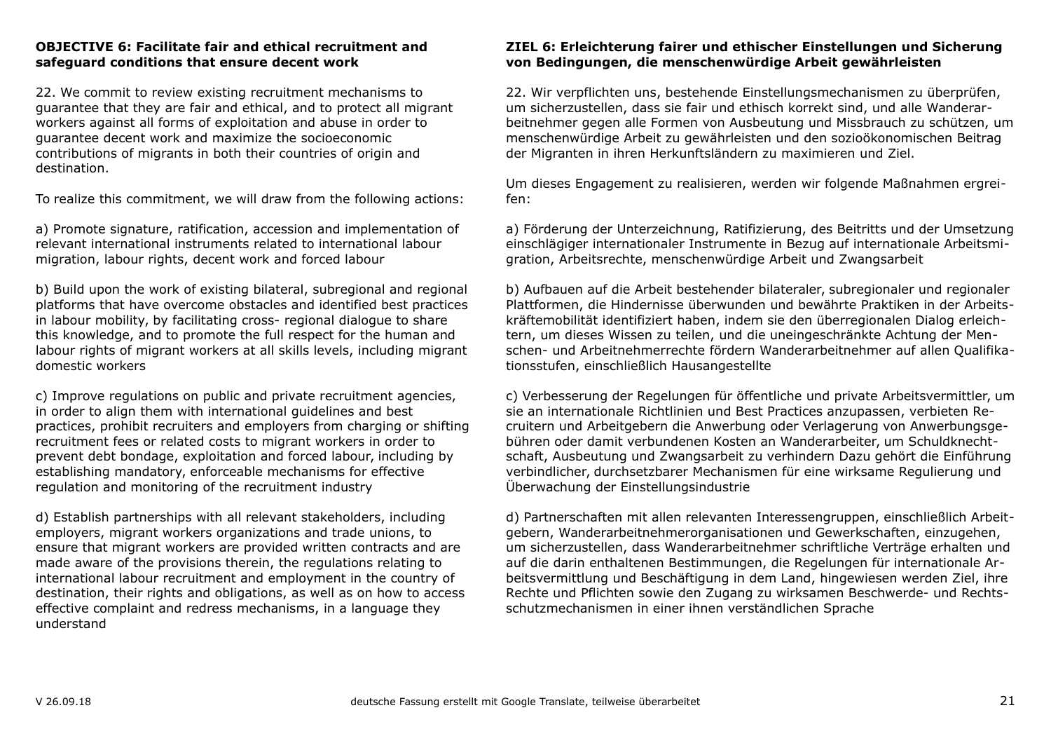**OBJECTIVE 6: Facilitate fair and ethical recruitment and safeguard conditions that ensure decent work**

22. We commit to review existing recruitment mechanisms to guarantee that they are fair and ethical, and to protect all migrant workers against all forms of exploitation and abuse in order to guarantee decent work and maximize the socioeconomic contributions of migrants in both their countries of origin and destination.

To realize this commitment, we will draw from the following actions:

a) Promote signature, ratification, accession and implementation of relevant international instruments related to international labour migration, labour rights, decent work and forced labour

b) Build upon the work of existing bilateral, subregional and regional platforms that have overcome obstacles and identified best practices in labour mobility, by facilitating cross- regional dialogue to share this knowledge, and to promote the full respect for the human and labour rights of migrant workers at all skills levels, including migrant domestic workers

c) Improve regulations on public and private recruitment agencies, in order to align them with international guidelines and best practices, prohibit recruiters and employers from charging or shifting recruitment fees or related costs to migrant workers in order to prevent debt bondage, exploitation and forced labour, including by establishing mandatory, enforceable mechanisms for effective regulation and monitoring of the recruitment industry

d) Establish partnerships with all relevant stakeholders, including employers, migrant workers organizations and trade unions, to ensure that migrant workers are provided written contracts and are made aware of the provisions therein, the regulations relating to international labour recruitment and employment in the country of destination, their rights and obligations, as well as on how to access effective complaint and redress mechanisms, in a language they understand

**ZIEL 6: Erleichterung fairer und ethischer Einstellungen und Sicherung von Bedingungen, die menschenwürdige Arbeit gewährleisten**

22. Wir verpflichten uns, bestehende Einstellungsmechanismen zu überprüfen, um sicherzustellen, dass sie fair und ethisch korrekt sind, und alle Wanderarbeitnehmer gegen alle Formen von Ausbeutung und Missbrauch zu schützen, um menschenwürdige Arbeit zu gewährleisten und den sozioökonomischen Beitrag der Migranten in ihren Herkunftsländern zu maximieren und Ziel.

Um dieses Engagement zu realisieren, werden wir folgende Maßnahmen ergreifen:

a) Förderung der Unterzeichnung, Ratifizierung, des Beitritts und der Umsetzung einschlägiger internationaler Instrumente in Bezug auf internationale Arbeitsmigration, Arbeitsrechte, menschenwürdige Arbeit und Zwangsarbeit

b) Aufbauen auf die Arbeit bestehender bilateraler, subregionaler und regionaler Plattformen, die Hindernisse überwunden und bewährte Praktiken in der Arbeitskräftemobilität identifiziert haben, indem sie den überregionalen Dialog erleichtern, um dieses Wissen zu teilen, und die uneingeschränkte Achtung der Menschen- und Arbeitnehmerrechte fördern Wanderarbeitnehmer auf allen Qualifikationsstufen, einschließlich Hausangestellte

c) Verbesserung der Regelungen für öffentliche und private Arbeitsvermittler, um sie an internationale Richtlinien und Best Practices anzupassen, verbieten Recruitern und Arbeitgebern die Anwerbung oder Verlagerung von Anwerbungsgebühren oder damit verbundenen Kosten an Wanderarbeiter, um Schuldknechtschaft, Ausbeutung und Zwangsarbeit zu verhindern Dazu gehört die Einführung verbindlicher, durchsetzbarer Mechanismen für eine wirksame Regulierung und Überwachung der Einstellungsindustrie

d) Partnerschaften mit allen relevanten Interessengruppen, einschließlich Arbeitgebern, Wanderarbeitnehmerorganisationen und Gewerkschaften, einzugehen, um sicherzustellen, dass Wanderarbeitnehmer schriftliche Verträge erhalten und auf die darin enthaltenen Bestimmungen, die Regelungen für internationale Arbeitsvermittlung und Beschäftigung in dem Land, hingewiesen werden Ziel, ihre Rechte und Pflichten sowie den Zugang zu wirksamen Beschwerde- und Rechtsschutzmechanismen in einer ihnen verständlichen Sprache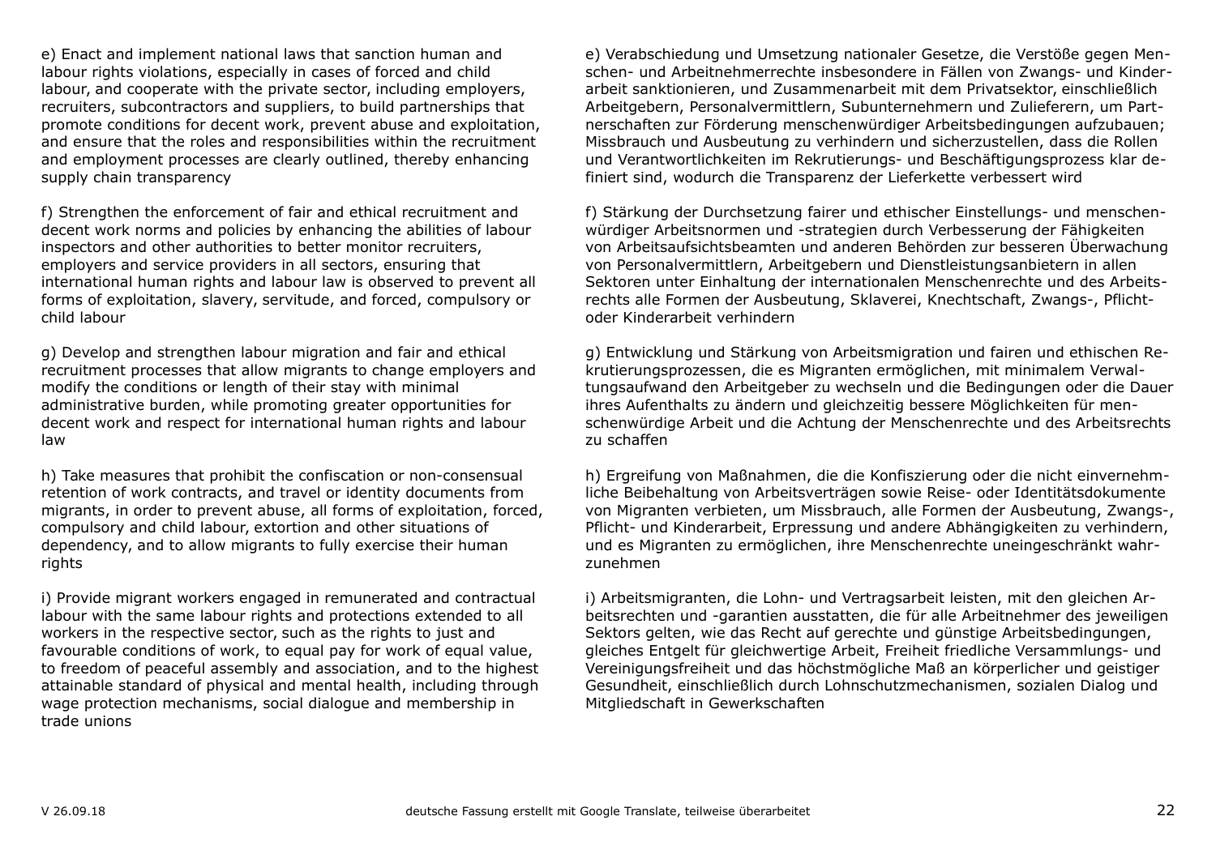e) Enact and implement national laws that sanction human and labour rights violations, especially in cases of forced and child labour, and cooperate with the private sector, including employers, recruiters, subcontractors and suppliers, to build partnerships that promote conditions for decent work, prevent abuse and exploitation, and ensure that the roles and responsibilities within the recruitment and employment processes are clearly outlined, thereby enhancing supply chain transparency

e) Verabschiedung und Umsetzung nationaler Gesetze, die Verstöße gegen Menschen- und Arbeitnehmerrechte insbesondere in Fällen von Zwangs- und Kinderarbeit sanktionieren, und Zusammenarbeit mit dem Privatsektor, einschließlich Arbeitgebern, Personalvermittlern, Subunternehmern und Zulieferern, um Partnerschaften zur Förderung menschenwürdiger Arbeitsbedingungen aufzubauen; Missbrauch und Ausbeutung zu verhindern und sicherzustellen, dass die Rollen und Verantwortlichkeiten im Rekrutierungs- und Beschäftigungsprozess klar definiert sind, wodurch die Transparenz der Lieferkette verbessert wird

f) Strengthen the enforcement of fair and ethical recruitment and decent work norms and policies by enhancing the abilities of labour inspectors and other authorities to better monitor recruiters, employers and service providers in all sectors, ensuring that international human rights and labour law is observed to prevent all forms of exploitation, slavery, servitude, and forced, compulsory or child labour

f) Stärkung der Durchsetzung fairer und ethischer Einstellungs- und menschenwürdiger Arbeitsnormen und -strategien durch Verbesserung der Fähigkeiten von Arbeitsaufsichtsbeamten und anderen Behörden zur besseren Überwachung von Personalvermittlern, Arbeitgebern und Dienstleistungsanbietern in allen Sektoren unter Einhaltung der internationalen Menschenrechte und des Arbeitsrechts alle Formen der Ausbeutung, Sklaverei, Knechtschaft, Zwangs-, Pflicht- oder Kinderarbeit verhindern

g) Develop and strengthen labour migration and fair and ethical recruitment processes that allow migrants to change employers and modify the conditions or length of their stay with minimal administrative burden, while promoting greater opportunities for decent work and respect for international human rights and labour law

g) Entwicklung und Stärkung von Arbeitsmigration und fairen und ethischen Rekrutierungsprozessen, die es Migranten ermöglichen, mit minimalem Verwaltungsaufwand den Arbeitgeber zu wechseln und die Bedingungen oder die Dauer ihres Aufenthalts zu ändern und gleichzeitig bessere Möglichkeiten für menschenwürdige Arbeit und die Achtung der Menschenrechte und des Arbeitsrechts zu schaffen

h) Take measures that prohibit the confiscation or non-consensual retention of work contracts, and travel or identity documents from migrants, in order to prevent abuse, all forms of exploitation, forced, compulsory and child labour, extortion and other situations of dependency, and to allow migrants to fully exercise their human rights

h) Ergreifung von Maßnahmen, die die Konfiszierung oder die nicht einvernehmliche Beibehaltung von Arbeitsverträgen sowie Reise- oder Identitätsdokumente von Migranten verbieten, um Missbrauch, alle Formen der Ausbeutung, Zwangs-, Pflicht- und Kinderarbeit, Erpressung und andere Abhängigkeiten zu verhindern, und es Migranten zu ermöglichen, ihre Menschenrechte uneingeschränkt wahrzunehmen

i) Provide migrant workers engaged in remunerated and contractual labour with the same labour rights and protections extended to all workers in the respective sector, such as the rights to just and favourable conditions of work, to equal pay for work of equal value, to freedom of peaceful assembly and association, and to the highest attainable standard of physical and mental health, including through wage protection mechanisms, social dialogue and membership in trade unions

i) Arbeitsmigranten, die Lohn- und Vertragsarbeit leisten, mit den gleichen Arbeitsrechten und -garantien ausstatten, die für alle Arbeitnehmer des jeweiligen Sektors gelten, wie das Recht auf gerechte und günstige Arbeitsbedingungen, gleiches Entgelt für gleichwertige Arbeit, Freiheit friedliche Versammlungs- und Vereinigungsfreiheit und das höchstmögliche Maß an körperlicher und geistiger Gesundheit, einschließlich durch Lohnschutzmechanismen, sozialen Dialog und Mitgliedschaft in Gewerkschaften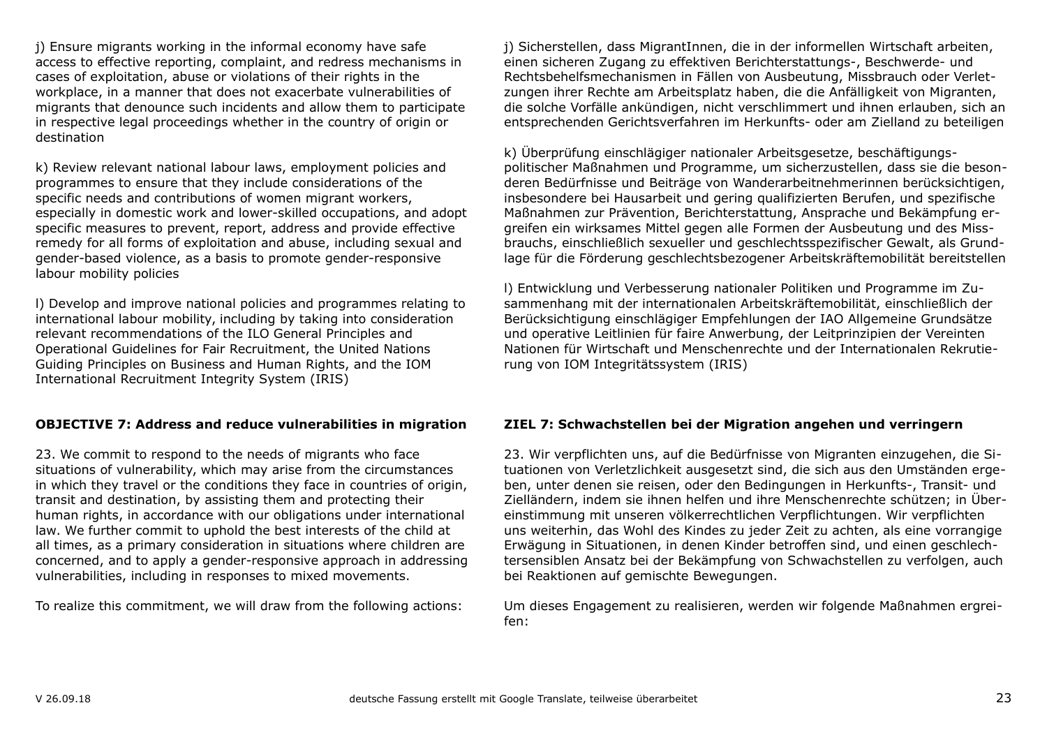j) Ensure migrants working in the informal economy have safe access to effective reporting, complaint, and redress mechanisms in cases of exploitation, abuse or violations of their rights in the workplace, in a manner that does not exacerbate vulnerabilities of migrants that denounce such incidents and allow them to participate in respective legal proceedings whether in the country of origin or destination

k) Review relevant national labour laws, employment policies and programmes to ensure that they include considerations of the specific needs and contributions of women migrant workers, especially in domestic work and lower-skilled occupations, and adopt specific measures to prevent, report, address and provide effective remedy for all forms of exploitation and abuse, including sexual and gender-based violence, as a basis to promote gender-responsive labour mobility policies

l) Develop and improve national policies and programmes relating to international labour mobility, including by taking into consideration relevant recommendations of the ILO General Principles and Operational Guidelines for Fair Recruitment, the United Nations Guiding Principles on Business and Human Rights, and the IOM International Recruitment Integrity System (IRIS)

**OBJECTIVE 7: Address and reduce vulnerabilities in migration**

23. We commit to respond to the needs of migrants who face situations of vulnerability, which may arise from the circumstances in which they travel or the conditions they face in countries of origin, transit and destination, by assisting them and protecting their human rights, in accordance with our obligations under international law. We further commit to uphold the best interests of the child at all times, as a primary consideration in situations where children are concerned, and to apply a gender-responsive approach in addressing vulnerabilities, including in responses to mixed movements.

To realize this commitment, we will draw from the following actions:

j) Sicherstellen, dass MigrantInnen, die in der informellen Wirtschaft arbeiten, einen sicheren Zugang zu effektiven Berichterstattungs-, Beschwerde- und Rechtsbehelfsmechanismen in Fällen von Ausbeutung, Missbrauch oder Verletzungen ihrer Rechte am Arbeitsplatz haben, die die Anfälligkeit von Migranten, die solche Vorfälle ankündigen, nicht verschlimmert und ihnen erlauben, sich an entsprechenden Gerichtsverfahren im Herkunfts- oder am Zielland zu beteiligen

k) Überprüfung einschlägiger nationaler Arbeitsgesetze, beschäftigungspolitischer Maßnahmen und Programme, um sicherzustellen, dass sie die besonderen Bedürfnisse und Beiträge von Wanderarbeitnehmerinnen berücksichtigen, insbesondere bei Hausarbeit und gering qualifizierten Berufen, und spezifische Maßnahmen zur Prävention, Berichterstattung, Ansprache und Bekämpfung ergreifen ein wirksames Mittel gegen alle Formen der Ausbeutung und des Missbrauchs, einschließlich sexueller und geschlechtsspezifischer Gewalt, als Grundlage für die Förderung geschlechtsbezogener Arbeitskräftemobilität bereitstellen

l) Entwicklung und Verbesserung nationaler Politiken und Programme im Zusammenhang mit der internationalen Arbeitskräftemobilität, einschließlich der Berücksichtigung einschlägiger Empfehlungen der IAO Allgemeine Grundsätze und operative Leitlinien für faire Anwerbung, der Leitprinzipien der Vereinten Nationen für Wirtschaft und Menschenrechte und der Internationalen Rekrutierung von IOM Integritätssystem (IRIS)

**ZIEL 7: Schwachstellen bei der Migration angehen und verringern**

23. Wir verpflichten uns, auf die Bedürfnisse von Migranten einzugehen, die Situationen von Verletzlichkeit ausgesetzt sind, die sich aus den Umständen ergeben, unter denen sie reisen, oder den Bedingungen in Herkunfts-, Transit- und Zielländern, indem sie ihnen helfen und ihre Menschenrechte schützen; in Übereinstimmung mit unseren völkerrechtlichen Verpflichtungen. Wir verpflichten uns weiterhin, das Wohl des Kindes zu jeder Zeit zu achten, als eine vorrangige Erwägung in Situationen, in denen Kinder betroffen sind, und einen geschlechtersensiblen Ansatz bei der Bekämpfung von Schwachstellen zu verfolgen, auch bei Reaktionen auf gemischte Bewegungen.

Um dieses Engagement zu realisieren, werden wir folgende Maßnahmen ergreifen: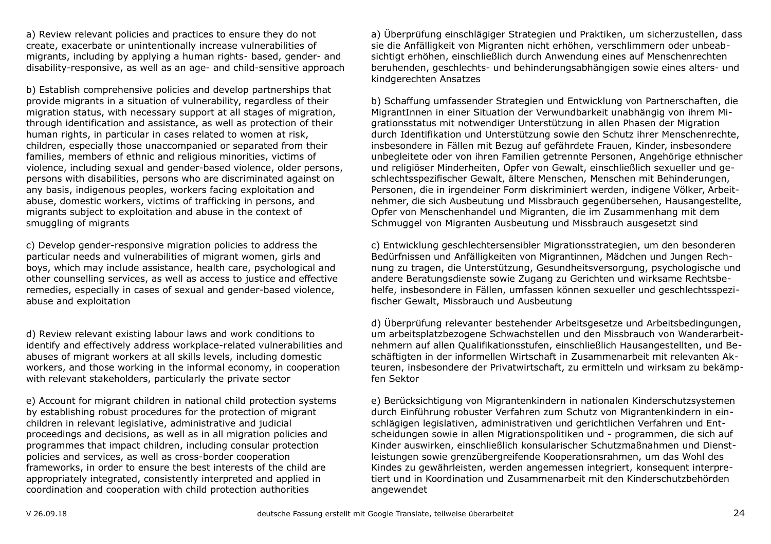a) Review relevant policies and practices to ensure they do not create, exacerbate or unintentionally increase vulnerabilities of migrants, including by applying a human rights- based, gender- and disability-responsive, as well as an age- and child-sensitive approach

a) Überprüfung einschlägiger Strategien und Praktiken, um sicherzustellen, dass sie die Anfälligkeit von Migranten nicht erhöhen, verschlimmern oder unbeabsichtigt erhöhen, einschließlich durch Anwendung eines auf Menschenrechten beruhenden, geschlechts- und behinderungsabhängigen sowie eines alters- und kindgerechten Ansatzes

b) Establish comprehensive policies and develop partnerships that provide migrants in a situation of vulnerability, regardless of their migration status, with necessary support at all stages of migration, through identification and assistance, as well as protection of their human rights, in particular in cases related to women at risk, children, especially those unaccompanied or separated from their families, members of ethnic and religious minorities, victims of violence, including sexual and gender-based violence, older persons, persons with disabilities, persons who are discriminated against on any basis, indigenous peoples, workers facing exploitation and abuse, domestic workers, victims of trafficking in persons, and migrants subject to exploitation and abuse in the context of smuggling of migrants

b) Schaffung umfassender Strategien und Entwicklung von Partnerschaften, die MigrantInnen in einer Situation der Verwundbarkeit unabhängig von ihrem Migrationsstatus mit notwendiger Unterstützung in allen Phasen der Migration durch Identifikation und Unterstützung sowie den Schutz ihrer Menschenrechte, insbesondere in Fällen mit Bezug auf gefährdete Frauen, Kinder, insbesondere unbegleitete oder von ihren Familien getrennte Personen, Angehörige ethnischer und religiöser Minderheiten, Opfer von Gewalt, einschließlich sexueller und geschlechtsspezifischer Gewalt, ältere Menschen, Menschen mit Behinderungen, Personen, die in irgendeiner Form diskriminiert werden, indigene Völker, Arbeitnehmer, die sich Ausbeutung und Missbrauch gegenübersehen, Hausangestellte, Opfer von Menschenhandel und Migranten, die im Zusammenhang mit dem Schmuggel von Migranten Ausbeutung und Missbrauch ausgesetzt sind

c) Develop gender-responsive migration policies to address the particular needs and vulnerabilities of migrant women, girls and boys, which may include assistance, health care, psychological and other counselling services, as well as access to justice and effective remedies, especially in cases of sexual and gender-based violence, abuse and exploitation

c) Entwicklung geschlechtersensibler Migrationsstrategien, um den besonderen Bedürfnissen und Anfälligkeiten von Migrantinnen, Mädchen und Jungen Rechnung zu tragen, die Unterstützung, Gesundheitsversorgung, psychologische und andere Beratungsdienste sowie Zugang zu Gerichten und wirksame Rechtsbehelfe, insbesondere in Fällen, umfassen können sexueller und geschlechtsspezifischer Gewalt, Missbrauch und Ausbeutung

d) Review relevant existing labour laws and work conditions to identify and effectively address workplace-related vulnerabilities and abuses of migrant workers at all skills levels, including domestic workers, and those working in the informal economy, in cooperation with relevant stakeholders, particularly the private sector

d) Überprüfung relevanter bestehender Arbeitsgesetze und Arbeitsbedingungen, um arbeitsplatzbezogene Schwachstellen und den Missbrauch von Wanderarbeitnehmern auf allen Qualifikationsstufen, einschließlich Hausangestellten, und Beschäftigten in der informellen Wirtschaft in Zusammenarbeit mit relevanten Akteuren, insbesondere der Privatwirtschaft, zu ermitteln und wirksam zu bekämpfen Sektor

e) Account for migrant children in national child protection systems by establishing robust procedures for the protection of migrant children in relevant legislative, administrative and judicial proceedings and decisions, as well as in all migration policies and programmes that impact children, including consular protection policies and services, as well as cross-border cooperation frameworks, in order to ensure the best interests of the child are appropriately integrated, consistently interpreted and applied in coordination and cooperation with child protection authorities

e) Berücksichtigung von Migrantenkindern in nationalen Kinderschutzsystemen durch Einführung robuster Verfahren zum Schutz von Migrantenkindern in einschlägigen legislativen, administrativen und gerichtlichen Verfahren und Entscheidungen sowie in allen Migrationspolitiken und - programmen, die sich auf Kinder auswirken, einschließlich konsularischer Schutzmaßnahmen und Dienstleistungen sowie grenzübergreifende Kooperationsrahmen, um das Wohl des Kindes zu gewährleisten, werden angemessen integriert, konsequent interpretiert und in Koordination und Zusammenarbeit mit den Kinderschutzbehörden angewendet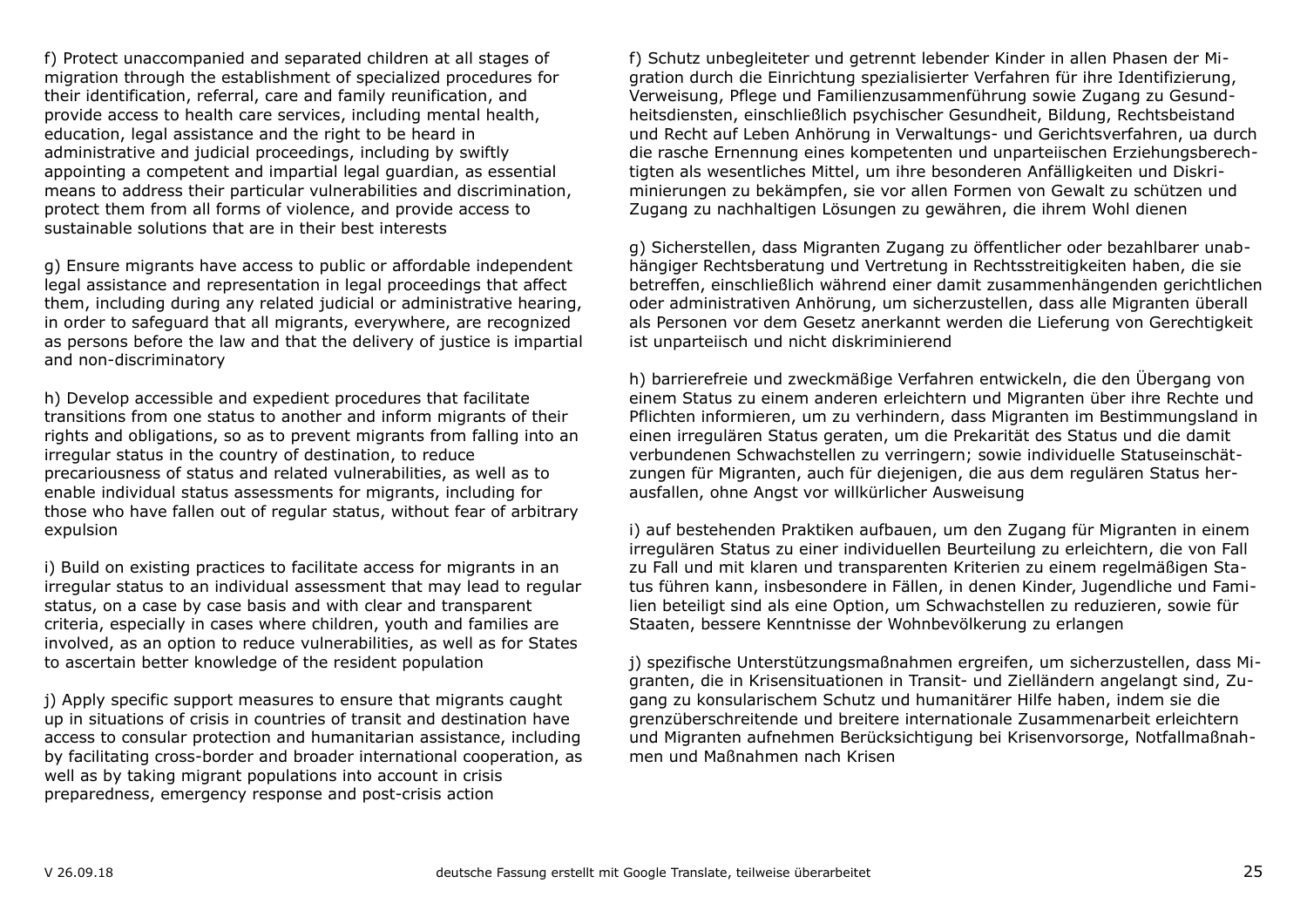f) Protect unaccompanied and separated children at all stages of migration through the establishment of specialized procedures for their identification, referral, care and family reunification, and provide access to health care services, including mental health, education, legal assistance and the right to be heard in administrative and judicial proceedings, including by swiftly appointing a competent and impartial legal guardian, as essential means to address their particular vulnerabilities and discrimination, protect them from all forms of violence, and provide access to sustainable solutions that are in their best interests

f) Schutz unbegleiteter und getrennt lebender Kinder in allen Phasen der Migration durch die Einrichtung spezialisierter Verfahren für ihre Identifizierung, Verweisung, Pflege und Familienzusammenführung sowie Zugang zu Gesundheitsdiensten, einschließlich psychischer Gesundheit, Bildung, Rechtsbeistand und Recht auf Leben Anhörung in Verwaltungs- und Gerichtsverfahren, ua durch die rasche Ernennung eines kompetenten und unparteiischen Erziehungsberechtigten als wesentliches Mittel, um ihre besonderen Anfälligkeiten und Diskriminierungen zu bekämpfen, sie vor allen Formen von Gewalt zu schützen und Zugang zu nachhaltigen Lösungen zu gewähren, die ihrem Wohl dienen

g) Ensure migrants have access to public or affordable independent legal assistance and representation in legal proceedings that affect them, including during any related judicial or administrative hearing, in order to safeguard that all migrants, everywhere, are recognized as persons before the law and that the delivery of justice is impartial and non-discriminatory

g) Sicherstellen, dass Migranten Zugang zu öffentlicher oder bezahlbarer unabhängiger Rechtsberatung und Vertretung in Rechtsstreitigkeiten haben, die sie betreffen, einschließlich während einer damit zusammenhängenden gerichtlichen oder administrativen Anhörung, um sicherzustellen, dass alle Migranten überall als Personen vor dem Gesetz anerkannt werden die Lieferung von Gerechtigkeit ist unparteiisch und nicht diskriminierend

h) Develop accessible and expedient procedures that facilitate transitions from one status to another and inform migrants of their rights and obligations, so as to prevent migrants from falling into an irregular status in the country of destination, to reduce precariousness of status and related vulnerabilities, as well as to enable individual status assessments for migrants, including for those who have fallen out of regular status, without fear of arbitrary expulsion

h) barrierefreie und zweckmäßige Verfahren entwickeln, die den Übergang von einem Status zu einem anderen erleichtern und Migranten über ihre Rechte und Pflichten informieren, um zu verhindern, dass Migranten im Bestimmungsland in einen irregulären Status geraten, um die Prekarität des Status und die damit verbundenen Schwachstellen zu verringern; sowie individuelle Statuseinschätzungen für Migranten, auch für diejenigen, die aus dem regulären Status herausfallen, ohne Angst vor willkürlicher Ausweisung

i) Build on existing practices to facilitate access for migrants in an irregular status to an individual assessment that may lead to regular status, on a case by case basis and with clear and transparent criteria, especially in cases where children, youth and families are involved, as an option to reduce vulnerabilities, as well as for States to ascertain better knowledge of the resident population

i) auf bestehenden Praktiken aufbauen, um den Zugang für Migranten in einem irregulären Status zu einer individuellen Beurteilung zu erleichtern, die von Fall zu Fall und mit klaren und transparenten Kriterien zu einem regelmäßigen Status führen kann, insbesondere in Fällen, in denen Kinder, Jugendliche und Familien beteiligt sind als eine Option, um Schwachstellen zu reduzieren, sowie für Staaten, bessere Kenntnisse der Wohnbevölkerung zu erlangen

j) Apply specific support measures to ensure that migrants caught up in situations of crisis in countries of transit and destination have access to consular protection and humanitarian assistance, including by facilitating cross-border and broader international cooperation, as well as by taking migrant populations into account in crisis preparedness, emergency response and post-crisis action

j) spezifische Unterstützungsmaßnahmen ergreifen, um sicherzustellen, dass Migranten, die in Krisensituationen in Transit- und Zielländern angelangt sind, Zugang zu konsularischem Schutz und humanitärer Hilfe haben, indem sie die grenzüberschreitende und breitere internationale Zusammenarbeit erleichtern und Migranten aufnehmen Berücksichtigung bei Krisenvorsorge, Notfallmaßnahmen und Maßnahmen nach Krisen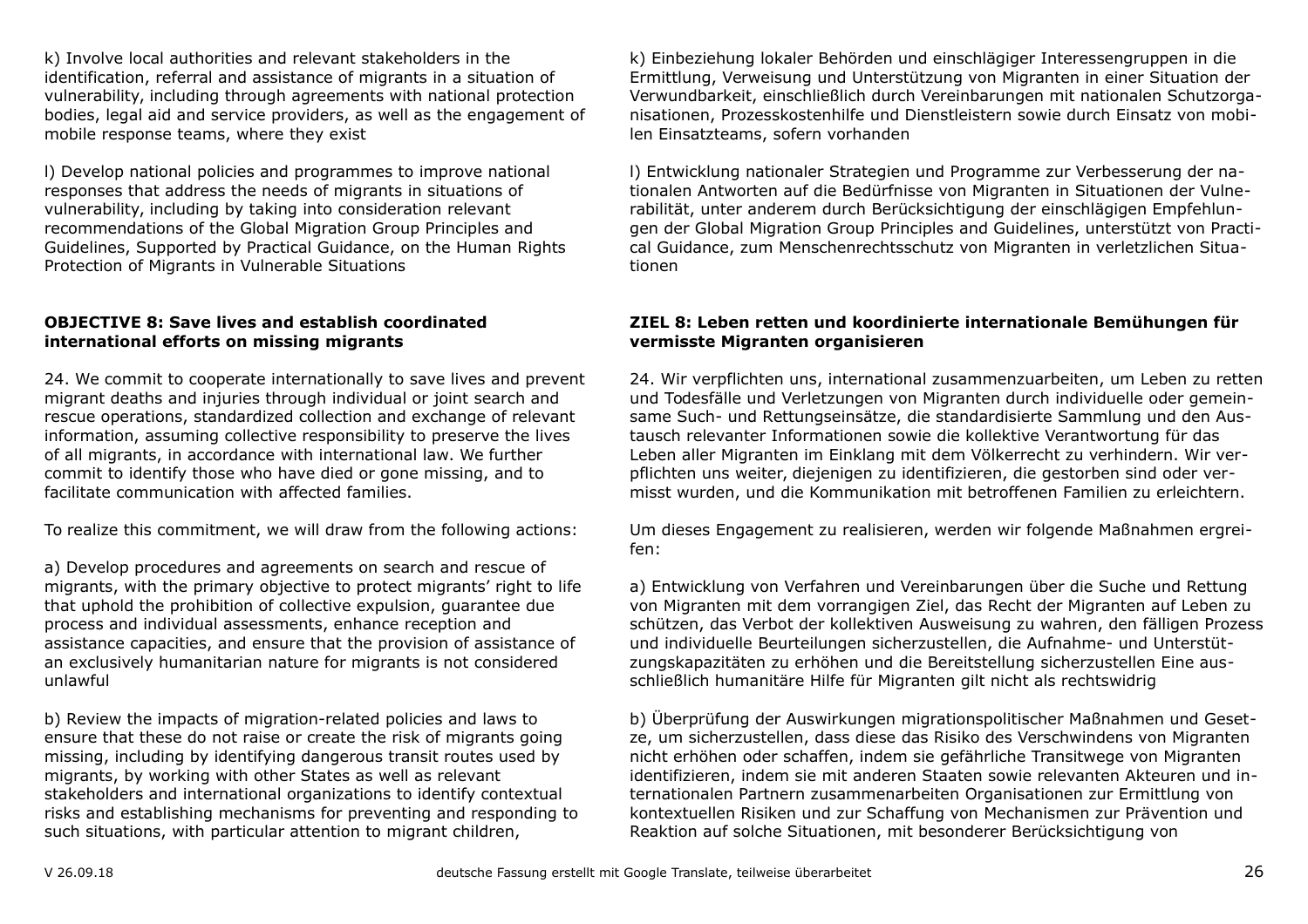k) Involve local authorities and relevant stakeholders in the identification, referral and assistance of migrants in a situation of vulnerability, including through agreements with national protection bodies, legal aid and service providers, as well as the engagement of mobile response teams, where they exist

k) Einbeziehung lokaler Behörden und einschlägiger Interessengruppen in die Ermittlung, Verweisung und Unterstützung von Migranten in einer Situation der Verwundbarkeit, einschließlich durch Vereinbarungen mit nationalen Schutzorganisationen, Prozesskostenhilfe und Dienstleistern sowie durch Einsatz von mobilen Einsatzteams, sofern vorhanden

l) Develop national policies and programmes to improve national responses that address the needs of migrants in situations of vulnerability, including by taking into consideration relevant recommendations of the Global Migration Group Principles and Guidelines, Supported by Practical Guidance, on the Human Rights Protection of Migrants in Vulnerable Situations

l) Entwicklung nationaler Strategien und Programme zur Verbesserung der nationalen Antworten auf die Bedürfnisse von Migranten in Situationen der Vulnerabilität, unter anderem durch Berücksichtigung der einschlägigen Empfehlungen der Global Migration Group Principles and Guidelines, unterstützt von Practical Guidance, zum Menschenrechtsschutz von Migranten in verletzlichen Situationen

**OBJECTIVE 8: Save lives and establish coordinated international efforts on missing migrants**

**ZIEL 8: Leben retten und koordinierte internationale Bemühungen für vermisste Migranten organisieren**

24. We commit to cooperate internationally to save lives and prevent migrant deaths and injuries through individual or joint search and rescue operations, standardized collection and exchange of relevant information, assuming collective responsibility to preserve the lives of all migrants, in accordance with international law. We further commit to identify those who have died or gone missing, and to facilitate communication with affected families.

24. Wir verpflichten uns, international zusammenzuarbeiten, um Leben zu retten und Todesfälle und Verletzungen von Migranten durch individuelle oder gemeinsame Such- und Rettungseinsätze, die standardisierte Sammlung und den Austausch relevanter Informationen sowie die kollektive Verantwortung für das Leben aller Migranten im Einklang mit dem Völkerrecht zu verhindern. Wir verpflichten uns weiter, diejenigen zu identifizieren, die gestorben sind oder vermisst wurden, und die Kommunikation mit betroffenen Familien zu erleichtern.

To realize this commitment, we will draw from the following actions:

Um dieses Engagement zu realisieren, werden wir folgende Maßnahmen ergreifen:

a) Develop procedures and agreements on search and rescue of migrants, with the primary objective to protect migrants' right to life that uphold the prohibition of collective expulsion, guarantee due process and individual assessments, enhance reception and assistance capacities, and ensure that the provision of assistance of an exclusively humanitarian nature for migrants is not considered unlawful

a) Entwicklung von Verfahren und Vereinbarungen über die Suche und Rettung von Migranten mit dem vorrangigen Ziel, das Recht der Migranten auf Leben zu schützen, das Verbot der kollektiven Ausweisung zu wahren, den fälligen Prozess und individuelle Beurteilungen sicherzustellen, die Aufnahme- und Unterstützungskapazitäten zu erhöhen und die Bereitstellung sicherzustellen Eine ausschließlich humanitäre Hilfe für Migranten gilt nicht als rechtswidrig

b) Review the impacts of migration-related policies and laws to ensure that these do not raise or create the risk of migrants going missing, including by identifying dangerous transit routes used by migrants, by working with other States as well as relevant stakeholders and international organizations to identify contextual risks and establishing mechanisms for preventing and responding to such situations, with particular attention to migrant children,

b) Überprüfung der Auswirkungen migrationspolitischer Maßnahmen und Gesetze, um sicherzustellen, dass diese das Risiko des Verschwindens von Migranten nicht erhöhen oder schaffen, indem sie gefährliche Transitwege von Migranten identifizieren, indem sie mit anderen Staaten sowie relevanten Akteuren und internationalen Partnern zusammenarbeiten Organisationen zur Ermittlung von kontextuellen Risiken und zur Schaffung von Mechanismen zur Prävention und Reaktion auf solche Situationen, mit besonderer Berücksichtigung von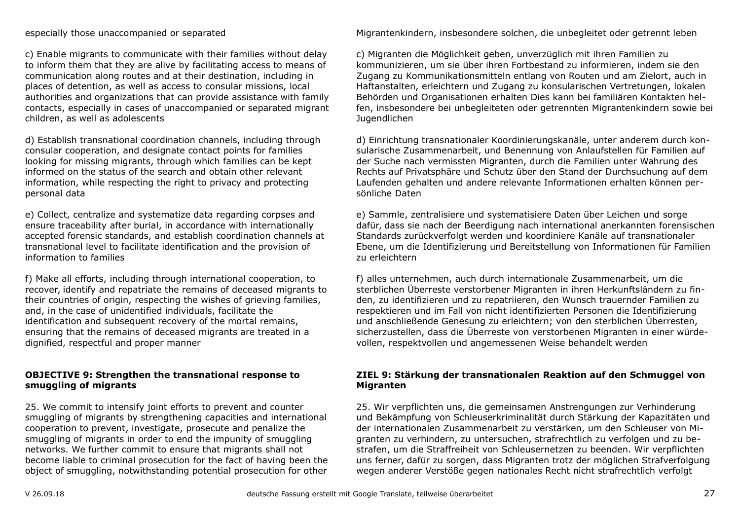especially those unaccompanied or separated

c) Enable migrants to communicate with their families without delay to inform them that they are alive by facilitating access to means of communication along routes and at their destination, including in places of detention, as well as access to consular missions, local authorities and organizations that can provide assistance with family contacts, especially in cases of unaccompanied or separated migrant children, as well as adolescents

d) Establish transnational coordination channels, including through consular cooperation, and designate contact points for families looking for missing migrants, through which families can be kept informed on the status of the search and obtain other relevant information, while respecting the right to privacy and protecting personal data

e) Collect, centralize and systematize data regarding corpses and ensure traceability after burial, in accordance with internationally accepted forensic standards, and establish coordination channels at transnational level to facilitate identification and the provision of information to families

f) Make all efforts, including through international cooperation, to recover, identify and repatriate the remains of deceased migrants to their countries of origin, respecting the wishes of grieving families, and, in the case of unidentified individuals, facilitate the identification and subsequent recovery of the mortal remains, ensuring that the remains of deceased migrants are treated in a dignified, respectful and proper manner

**OBJECTIVE 9: Strengthen the transnational response to smuggling of migrants**

25. We commit to intensify joint efforts to prevent and counter smuggling of migrants by strengthening capacities and international cooperation to prevent, investigate, prosecute and penalize the smuggling of migrants in order to end the impunity of smuggling networks. We further commit to ensure that migrants shall not become liable to criminal prosecution for the fact of having been the object of smuggling, notwithstanding potential prosecution for other

Migrantenkindern, insbesondere solchen, die unbegleitet oder getrennt leben

c) Migranten die Möglichkeit geben, unverzüglich mit ihren Familien zu kommunizieren, um sie über ihren Fortbestand zu informieren, indem sie den Zugang zu Kommunikationsmitteln entlang von Routen und am Zielort, auch in Haftanstalten, erleichtern und Zugang zu konsularischen Vertretungen, lokalen Behörden und Organisationen erhalten Dies kann bei familiären Kontakten helfen, insbesondere bei unbegleiteten oder getrennten Migrantenkindern sowie bei Jugendlichen

d) Einrichtung transnationaler Koordinierungskanäle, unter anderem durch konsularische Zusammenarbeit, und Benennung von Anlaufstellen für Familien auf der Suche nach vermissten Migranten, durch die Familien unter Wahrung des Rechts auf Privatsphäre und Schutz über den Stand der Durchsuchung auf dem Laufenden gehalten und andere relevante Informationen erhalten können persönliche Daten

e) Sammle, zentralisiere und systematisiere Daten über Leichen und sorge dafür, dass sie nach der Beerdigung nach international anerkannten forensischen Standards zurückverfolgt werden und koordiniere Kanäle auf transnationaler Ebene, um die Identifizierung und Bereitstellung von Informationen für Familien zu erleichtern

f) alles unternehmen, auch durch internationale Zusammenarbeit, um die sterblichen Überreste verstorbener Migranten in ihren Herkunftsländern zu finden, zu identifizieren und zu repatriieren, den Wunsch trauernder Familien zu respektieren und im Fall von nicht identifizierten Personen die Identifizierung und anschließende Genesung zu erleichtern; von den sterblichen Überresten, sicherzustellen, dass die Überreste von verstorbenen Migranten in einer würdevollen, respektvollen und angemessenen Weise behandelt werden

**ZIEL 9: Stärkung der transnationalen Reaktion auf den Schmuggel von Migranten**

25. Wir verpflichten uns, die gemeinsamen Anstrengungen zur Verhinderung und Bekämpfung von Schleuserkriminalität durch Stärkung der Kapazitäten und der internationalen Zusammenarbeit zu verstärken, um den Schleuser von Migranten zu verhindern, zu untersuchen, strafrechtlich zu verfolgen und zu bestrafen, um die Straffreiheit von Schleusernetzen zu beenden. Wir verpflichten uns ferner, dafür zu sorgen, dass Migranten trotz der möglichen Strafverfolgung wegen anderer Verstöße gegen nationales Recht nicht strafrechtlich verfolgt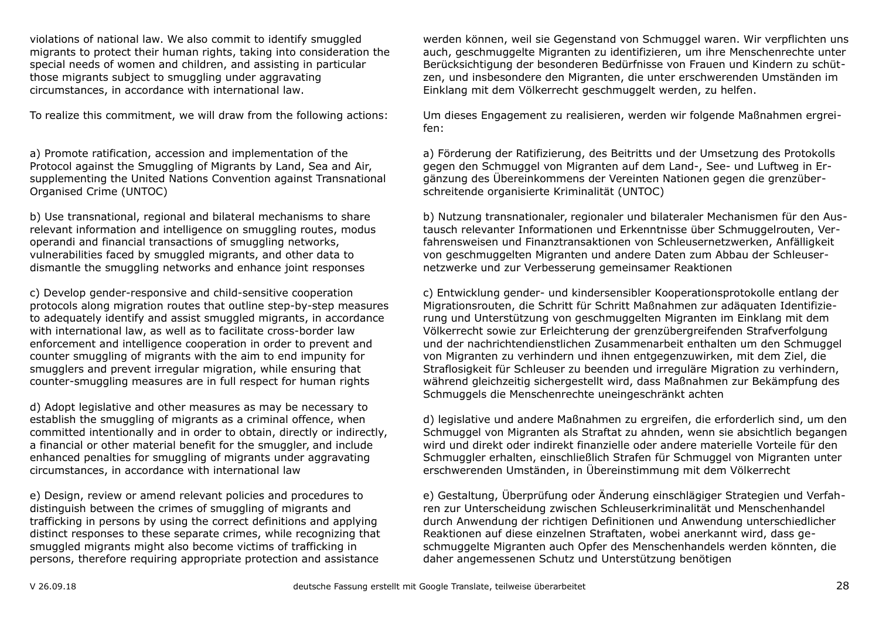violations of national law. We also commit to identify smuggled migrants to protect their human rights, taking into consideration the special needs of women and children, and assisting in particular those migrants subject to smuggling under aggravating circumstances, in accordance with international law.

To realize this commitment, we will draw from the following actions:

a) Promote ratification, accession and implementation of the Protocol against the Smuggling of Migrants by Land, Sea and Air, supplementing the United Nations Convention against Transnational Organised Crime (UNTOC)

b) Use transnational, regional and bilateral mechanisms to share relevant information and intelligence on smuggling routes, modus operandi and financial transactions of smuggling networks, vulnerabilities faced by smuggled migrants, and other data to dismantle the smuggling networks and enhance joint responses

c) Develop gender-responsive and child-sensitive cooperation protocols along migration routes that outline step-by-step measures to adequately identify and assist smuggled migrants, in accordance with international law, as well as to facilitate cross-border law enforcement and intelligence cooperation in order to prevent and counter smuggling of migrants with the aim to end impunity for smugglers and prevent irregular migration, while ensuring that counter-smuggling measures are in full respect for human rights

d) Adopt legislative and other measures as may be necessary to establish the smuggling of migrants as a criminal offence, when committed intentionally and in order to obtain, directly or indirectly, a financial or other material benefit for the smuggler, and include enhanced penalties for smuggling of migrants under aggravating circumstances, in accordance with international law

e) Design, review or amend relevant policies and procedures to distinguish between the crimes of smuggling of migrants and trafficking in persons by using the correct definitions and applying distinct responses to these separate crimes, while recognizing that smuggled migrants might also become victims of trafficking in persons, therefore requiring appropriate protection and assistance

werden können, weil sie Gegenstand von Schmuggel waren. Wir verpflichten uns auch, geschmuggelte Migranten zu identifizieren, um ihre Menschenrechte unter Berücksichtigung der besonderen Bedürfnisse von Frauen und Kindern zu schützen, und insbesondere den Migranten, die unter erschwerenden Umständen im Einklang mit dem Völkerrecht geschmuggelt werden, zu helfen.

Um dieses Engagement zu realisieren, werden wir folgende Maßnahmen ergreifen:

a) Förderung der Ratifizierung, des Beitritts und der Umsetzung des Protokolls gegen den Schmuggel von Migranten auf dem Land-, See- und Luftweg in Ergänzung des Übereinkommens der Vereinten Nationen gegen die grenzüberschreitende organisierte Kriminalität (UNTOC)

b) Nutzung transnationaler, regionaler und bilateraler Mechanismen für den Austausch relevanter Informationen und Erkenntnisse über Schmuggelrouten, Verfahrensweisen und Finanztransaktionen von Schleusernetzwerken, Anfälligkeit von geschmuggelten Migranten und andere Daten zum Abbau der Schleusernetzwerke und zur Verbesserung gemeinsamer Reaktionen

c) Entwicklung gender- und kindersensibler Kooperationsprotokolle entlang der Migrationsrouten, die Schritt für Schritt Maßnahmen zur adäquaten Identifizierung und Unterstützung von geschmuggelten Migranten im Einklang mit dem Völkerrecht sowie zur Erleichterung der grenzübergreifenden Strafverfolgung und der nachrichtendienstlichen Zusammenarbeit enthalten um den Schmuggel von Migranten zu verhindern und ihnen entgegenzuwirken, mit dem Ziel, die Straflosigkeit für Schleuser zu beenden und irreguläre Migration zu verhindern, während gleichzeitig sichergestellt wird, dass Maßnahmen zur Bekämpfung des Schmuggels die Menschenrechte uneingeschränkt achten

d) legislative und andere Maßnahmen zu ergreifen, die erforderlich sind, um den Schmuggel von Migranten als Straftat zu ahnden, wenn sie absichtlich begangen wird und direkt oder indirekt finanzielle oder andere materielle Vorteile für den Schmuggler erhalten, einschließlich Strafen für Schmuggel von Migranten unter erschwerenden Umständen, in Übereinstimmung mit dem Völkerrecht

e) Gestaltung, Überprüfung oder Änderung einschlägiger Strategien und Verfahren zur Unterscheidung zwischen Schleuserkriminalität und Menschenhandel durch Anwendung der richtigen Definitionen und Anwendung unterschiedlicher Reaktionen auf diese einzelnen Straftaten, wobei anerkannt wird, dass geschmuggelte Migranten auch Opfer des Menschenhandels werden könnten, die daher angemessenen Schutz und Unterstützung benötigen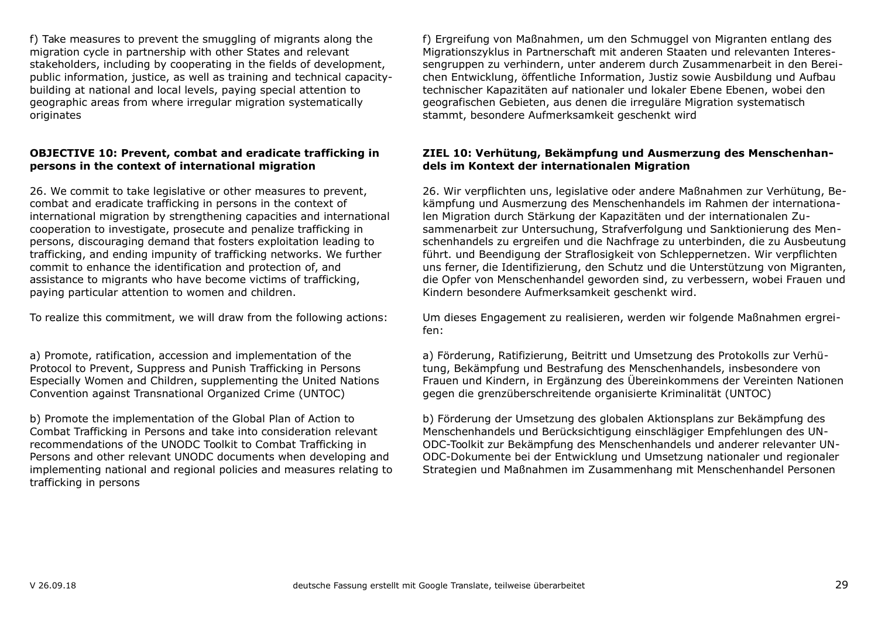f) Take measures to prevent the smuggling of migrants along the migration cycle in partnership with other States and relevant stakeholders, including by cooperating in the fields of development, public information, justice, as well as training and technical capacity-building at national and local levels, paying special attention to geographic areas from where irregular migration systematically originates

**OBJECTIVE 10: Prevent, combat and eradicate trafficking in persons in the context of international migration**

26. We commit to take legislative or other measures to prevent, combat and eradicate trafficking in persons in the context of international migration by strengthening capacities and international cooperation to investigate, prosecute and penalize trafficking in persons, discouraging demand that fosters exploitation leading to trafficking, and ending impunity of trafficking networks. We further commit to enhance the identification and protection of, and assistance to migrants who have become victims of trafficking, paying particular attention to women and children.

To realize this commitment, we will draw from the following actions:

a) Promote, ratification, accession and implementation of the Protocol to Prevent, Suppress and Punish Trafficking in Persons Especially Women and Children, supplementing the United Nations Convention against Transnational Organized Crime (UNTOC)

b) Promote the implementation of the Global Plan of Action to Combat Trafficking in Persons and take into consideration relevant recommendations of the UNODC Toolkit to Combat Trafficking in Persons and other relevant UNODC documents when developing and implementing national and regional policies and measures relating to trafficking in persons

f) Ergreifung von Maßnahmen, um den Schmuggel von Migranten entlang des Migrationszyklus in Partnerschaft mit anderen Staaten und relevanten Interessengruppen zu verhindern, unter anderem durch Zusammenarbeit in den Bereichen Entwicklung, öffentliche Information, Justiz sowie Ausbildung und Aufbau technischer Kapazitäten auf nationaler und lokaler Ebene Ebenen, wobei den geografischen Gebieten, aus denen die irreguläre Migration systematisch stammt, besondere Aufmerksamkeit geschenkt wird

**ZIEL 10: Verhütung, Bekämpfung und Ausmerzung des Menschenhandels im Kontext der internationalen Migration**

26. Wir verpflichten uns, legislative oder andere Maßnahmen zur Verhütung, Bekämpfung und Ausmerzung des Menschenhandels im Rahmen der internationalen Migration durch Stärkung der Kapazitäten und der internationalen Zusammenarbeit zur Untersuchung, Strafverfolgung und Sanktionierung des Menschenhandels zu ergreifen und die Nachfrage zu unterbinden, die zu Ausbeutung führt. und Beendigung der Straflosigkeit von Schleppernetzen. Wir verpflichten uns ferner, die Identifizierung, den Schutz und die Unterstützung von Migranten, die Opfer von Menschenhandel geworden sind, zu verbessern, wobei Frauen und Kindern besondere Aufmerksamkeit geschenkt wird.

Um dieses Engagement zu realisieren, werden wir folgende Maßnahmen ergreifen:

a) Förderung, Ratifizierung, Beitritt und Umsetzung des Protokolls zur Verhütung, Bekämpfung und Bestrafung des Menschenhandels, insbesondere von Frauen und Kindern, in Ergänzung des Übereinkommens der Vereinten Nationen gegen die grenzüberschreitende organisierte Kriminalität (UNTOC)

b) Förderung der Umsetzung des globalen Aktionsplans zur Bekämpfung des Menschenhandels und Berücksichtigung einschlägiger Empfehlungen des UN-ODC-Toolkit zur Bekämpfung des Menschenhandels und anderer relevanter UN-ODC-Dokumente bei der Entwicklung und Umsetzung nationaler und regionaler Strategien und Maßnahmen im Zusammenhang mit Menschenhandel Personen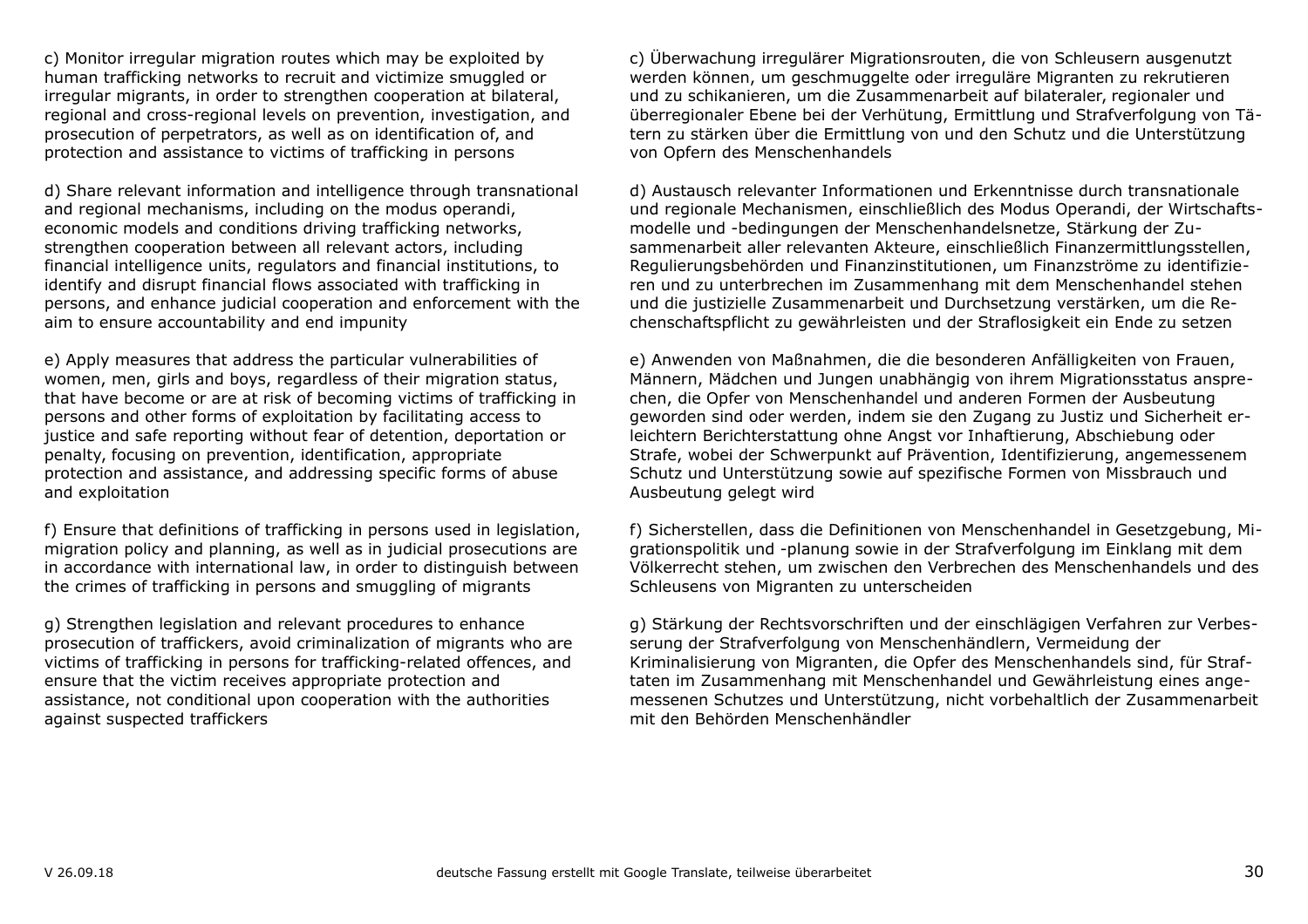c) Monitor irregular migration routes which may be exploited by human trafficking networks to recruit and victimize smuggled or irregular migrants, in order to strengthen cooperation at bilateral, regional and cross-regional levels on prevention, investigation, and prosecution of perpetrators, as well as on identification of, and protection and assistance to victims of trafficking in persons

c) Überwachung irregulärer Migrationsrouten, die von Schleusern ausgenutzt werden können, um geschmuggelte oder irreguläre Migranten zu rekrutieren und zu schikanieren, um die Zusammenarbeit auf bilateraler, regionaler und überregionaler Ebene bei der Verhütung, Ermittlung und Strafverfolgung von Tätern zu stärken über die Ermittlung von und den Schutz und die Unterstützung von Opfern des Menschenhandels

d) Share relevant information and intelligence through transnational and regional mechanisms, including on the modus operandi, economic models and conditions driving trafficking networks, strengthen cooperation between all relevant actors, including financial intelligence units, regulators and financial institutions, to identify and disrupt financial flows associated with trafficking in persons, and enhance judicial cooperation and enforcement with the aim to ensure accountability and end impunity

d) Austausch relevanter Informationen und Erkenntnisse durch transnationale und regionale Mechanismen, einschließlich des Modus Operandi, der Wirtschaftsmodelle und -bedingungen der Menschenhandelsnetze, Stärkung der Zusammenarbeit aller relevanten Akteure, einschließlich Finanzermittlungsstellen, Regulierungsbehörden und Finanzinstitutionen, um Finanzströme zu identifizieren und zu unterbrechen im Zusammenhang mit dem Menschenhandel stehen und die justizielle Zusammenarbeit und Durchsetzung verstärken, um die Rechenschaftspflicht zu gewährleisten und der Straflosigkeit ein Ende zu setzen

e) Apply measures that address the particular vulnerabilities of women, men, girls and boys, regardless of their migration status, that have become or are at risk of becoming victims of trafficking in persons and other forms of exploitation by facilitating access to justice and safe reporting without fear of detention, deportation or penalty, focusing on prevention, identification, appropriate protection and assistance, and addressing specific forms of abuse and exploitation

e) Anwenden von Maßnahmen, die die besonderen Anfälligkeiten von Frauen, Männern, Mädchen und Jungen unabhängig von ihrem Migrationsstatus ansprechen, die Opfer von Menschenhandel und anderen Formen der Ausbeutung geworden sind oder werden, indem sie den Zugang zu Justiz und Sicherheit erleichtern Berichterstattung ohne Angst vor Inhaftierung, Abschiebung oder Strafe, wobei der Schwerpunkt auf Prävention, Identifizierung, angemessenem Schutz und Unterstützung sowie auf spezifische Formen von Missbrauch und Ausbeutung gelegt wird

f) Ensure that definitions of trafficking in persons used in legislation, migration policy and planning, as well as in judicial prosecutions are in accordance with international law, in order to distinguish between the crimes of trafficking in persons and smuggling of migrants

f) Sicherstellen, dass die Definitionen von Menschenhandel in Gesetzgebung, Migrationspolitik und -planung sowie in der Strafverfolgung im Einklang mit dem Völkerrecht stehen, um zwischen den Verbrechen des Menschenhandels und des Schleusens von Migranten zu unterscheiden

g) Strengthen legislation and relevant procedures to enhance prosecution of traffickers, avoid criminalization of migrants who are victims of trafficking in persons for trafficking-related offences, and ensure that the victim receives appropriate protection and assistance, not conditional upon cooperation with the authorities against suspected traffickers

g) Stärkung der Rechtsvorschriften und der einschlägigen Verfahren zur Verbesserung der Strafverfolgung von Menschenhändlern, Vermeidung der Kriminalisierung von Migranten, die Opfer des Menschenhandels sind, für Straftaten im Zusammenhang mit Menschenhandel und Gewährleistung eines angemessenen Schutzes und Unterstützung, nicht vorbehaltlich der Zusammenarbeit mit den Behörden Menschenhändler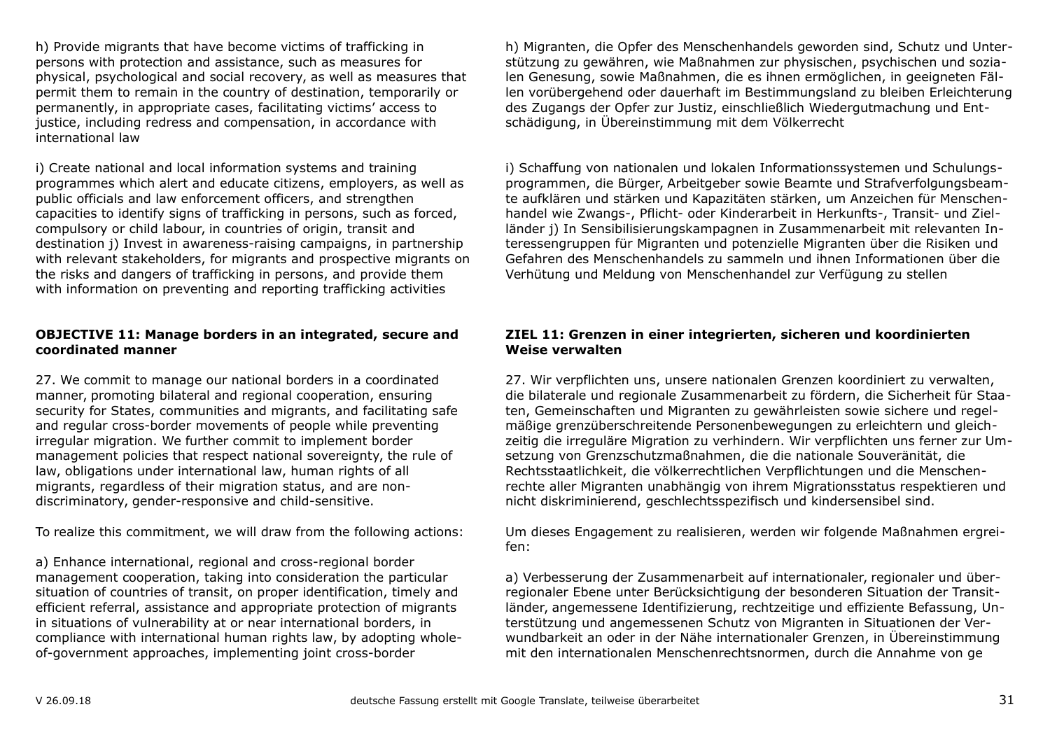h) Provide migrants that have become victims of trafficking in persons with protection and assistance, such as measures for physical, psychological and social recovery, as well as measures that permit them to remain in the country of destination, temporarily or permanently, in appropriate cases, facilitating victims' access to justice, including redress and compensation, in accordance with international law

h) Migranten, die Opfer des Menschenhandels geworden sind, Schutz und Unterstützung zu gewähren, wie Maßnahmen zur physischen, psychischen und sozialen Genesung, sowie Maßnahmen, die es ihnen ermöglichen, in geeigneten Fällen vorübergehend oder dauerhaft im Bestimmungsland zu bleiben Erleichterung des Zugangs der Opfer zur Justiz, einschließlich Wiedergutmachung und Entschädigung, in Übereinstimmung mit dem Völkerrecht

i) Create national and local information systems and training programmes which alert and educate citizens, employers, as well as public officials and law enforcement officers, and strengthen capacities to identify signs of trafficking in persons, such as forced, compulsory or child labour, in countries of origin, transit and destination j) Invest in awareness-raising campaigns, in partnership with relevant stakeholders, for migrants and prospective migrants on the risks and dangers of trafficking in persons, and provide them with information on preventing and reporting trafficking activities

i) Schaffung von nationalen und lokalen Informationssystemen und Schulungsprogrammen, die Bürger, Arbeitgeber sowie Beamte und Strafverfolgungsbeamte aufklären und stärken und Kapazitäten stärken, um Anzeichen für Menschenhandel wie Zwangs-, Pflicht- oder Kinderarbeit in Herkunfts-, Transit- und Zielländer j) In Sensibilisierungskampagnen in Zusammenarbeit mit relevanten Interessengruppen für Migranten und potenzielle Migranten über die Risiken und Gefahren des Menschenhandels zu sammeln und ihnen Informationen über die Verhütung und Meldung von Menschenhandel zur Verfügung zu stellen

**OBJECTIVE 11: Manage borders in an integrated, secure and coordinated manner**

**ZIEL 11: Grenzen in einer integrierten, sicheren und koordinierten Weise verwalten**

27. We commit to manage our national borders in a coordinated manner, promoting bilateral and regional cooperation, ensuring security for States, communities and migrants, and facilitating safe and regular cross-border movements of people while preventing irregular migration. We further commit to implement border management policies that respect national sovereignty, the rule of law, obligations under international law, human rights of all migrants, regardless of their migration status, and are non-discriminatory, gender-responsive and child-sensitive.

27. Wir verpflichten uns, unsere nationalen Grenzen koordiniert zu verwalten, die bilaterale und regionale Zusammenarbeit zu fördern, die Sicherheit für Staaten, Gemeinschaften und Migranten zu gewährleisten sowie sichere und regelmäßige grenzüberschreitende Personenbewegungen zu erleichtern und gleichzeitig die irreguläre Migration zu verhindern. Wir verpflichten uns ferner zur Umsetzung von Grenzschutzmaßnahmen, die die nationale Souveränität, die Rechtsstaatlichkeit, die völkerrechtlichen Verpflichtungen und die Menschenrechte aller Migranten unabhängig von ihrem Migrationsstatus respektieren und nicht diskriminierend, geschlechtsspezifisch und kindersensibel sind.

To realize this commitment, we will draw from the following actions:

Um dieses Engagement zu realisieren, werden wir folgende Maßnahmen ergreifen:

a) Enhance international, regional and cross-regional border management cooperation, taking into consideration the particular situation of countries of transit, on proper identification, timely and efficient referral, assistance and appropriate protection of migrants in situations of vulnerability at or near international borders, in compliance with international human rights law, by adopting whole-of-government approaches, implementing joint cross-border

a) Verbesserung der Zusammenarbeit auf internationaler, regionaler und überregionaler Ebene unter Berücksichtigung der besonderen Situation der Transitländer, angemessene Identifizierung, rechtzeitige und effiziente Befassung, Unterstützung und angemessenen Schutz von Migranten in Situationen der Verwundbarkeit an oder in der Nähe internationaler Grenzen, in Übereinstimmung mit den internationalen Menschenrechtsnormen, durch die Annahme von ge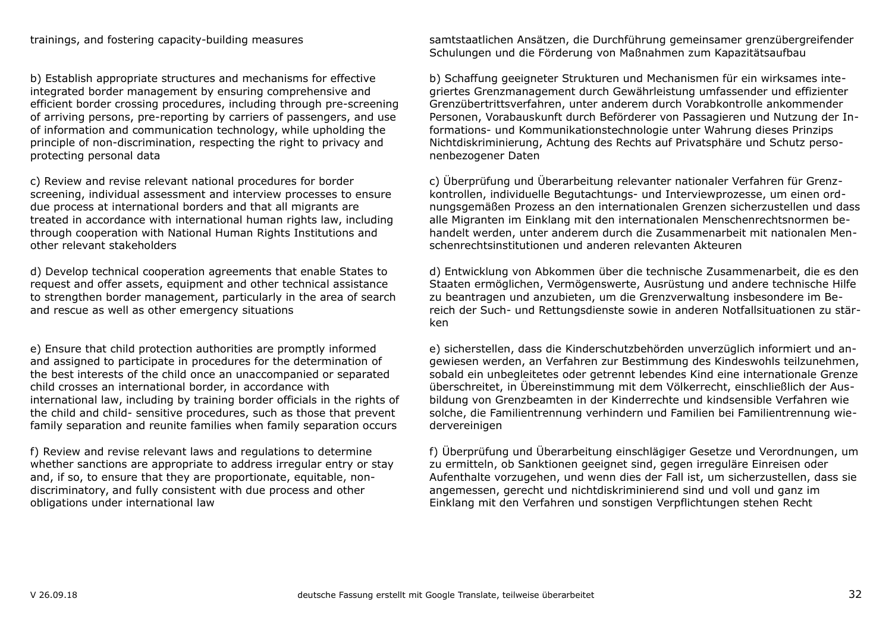trainings, and fostering capacity-building measures

samtstaatlichen Ansätzen, die Durchführung gemeinsamer grenzübergreifender Schulungen und die Förderung von Maßnahmen zum Kapazitätsaufbau

b) Establish appropriate structures and mechanisms for effective integrated border management by ensuring comprehensive and efficient border crossing procedures, including through pre-screening of arriving persons, pre-reporting by carriers of passengers, and use of information and communication technology, while upholding the principle of non-discrimination, respecting the right to privacy and protecting personal data

b) Schaffung geeigneter Strukturen und Mechanismen für ein wirksames integriertes Grenzmanagement durch Gewährleistung umfassender und effizienter Grenzübertrittsverfahren, unter anderem durch Vorabkontrolle ankommender Personen, Vorabauskunft durch Beförderer von Passagieren und Nutzung der Informations- und Kommunikationstechnologie unter Wahrung dieses Prinzips Nichtdiskriminierung, Achtung des Rechts auf Privatsphäre und Schutz personenbezogener Daten

c) Review and revise relevant national procedures for border screening, individual assessment and interview processes to ensure due process at international borders and that all migrants are treated in accordance with international human rights law, including through cooperation with National Human Rights Institutions and other relevant stakeholders

c) Überprüfung und Überarbeitung relevanter nationaler Verfahren für Grenzkontrollen, individuelle Begutachtungs- und Interviewprozesse, um einen ordnungsgemäßen Prozess an den internationalen Grenzen sicherzustellen und dass alle Migranten im Einklang mit den internationalen Menschenrechtsnormen behandelt werden, unter anderem durch die Zusammenarbeit mit nationalen Menschenrechtsinstitutionen und anderen relevanten Akteuren

d) Develop technical cooperation agreements that enable States to request and offer assets, equipment and other technical assistance to strengthen border management, particularly in the area of search and rescue as well as other emergency situations

d) Entwicklung von Abkommen über die technische Zusammenarbeit, die es den Staaten ermöglichen, Vermögenswerte, Ausrüstung und andere technische Hilfe zu beantragen und anzubieten, um die Grenzverwaltung insbesondere im Bereich der Such- und Rettungsdienste sowie in anderen Notfallsituationen zu stärken

e) Ensure that child protection authorities are promptly informed and assigned to participate in procedures for the determination of the best interests of the child once an unaccompanied or separated child crosses an international border, in accordance with international law, including by training border officials in the rights of the child and child- sensitive procedures, such as those that prevent family separation and reunite families when family separation occurs

e) sicherstellen, dass die Kinderschutzbehörden unverzüglich informiert und angewiesen werden, an Verfahren zur Bestimmung des Kindeswohls teilzunehmen, sobald ein unbegleitetes oder getrennt lebendes Kind eine internationale Grenze überschreitet, in Übereinstimmung mit dem Völkerrecht, einschließlich der Ausbildung von Grenzbeamten in der Kinderrechte und kindsensible Verfahren wie solche, die Familientrennung verhindern und Familien bei Familientrennung wiedervereinigen

f) Review and revise relevant laws and regulations to determine whether sanctions are appropriate to address irregular entry or stay and, if so, to ensure that they are proportionate, equitable, non-discriminatory, and fully consistent with due process and other obligations under international law

f) Überprüfung und Überarbeitung einschlägiger Gesetze und Verordnungen, um zu ermitteln, ob Sanktionen geeignet sind, gegen irreguläre Einreisen oder Aufenthalte vorzugehen, und wenn dies der Fall ist, um sicherzustellen, dass sie angemessen, gerecht und nichtdiskriminierend sind und voll und ganz im Einklang mit den Verfahren und sonstigen Verpflichtungen stehen Recht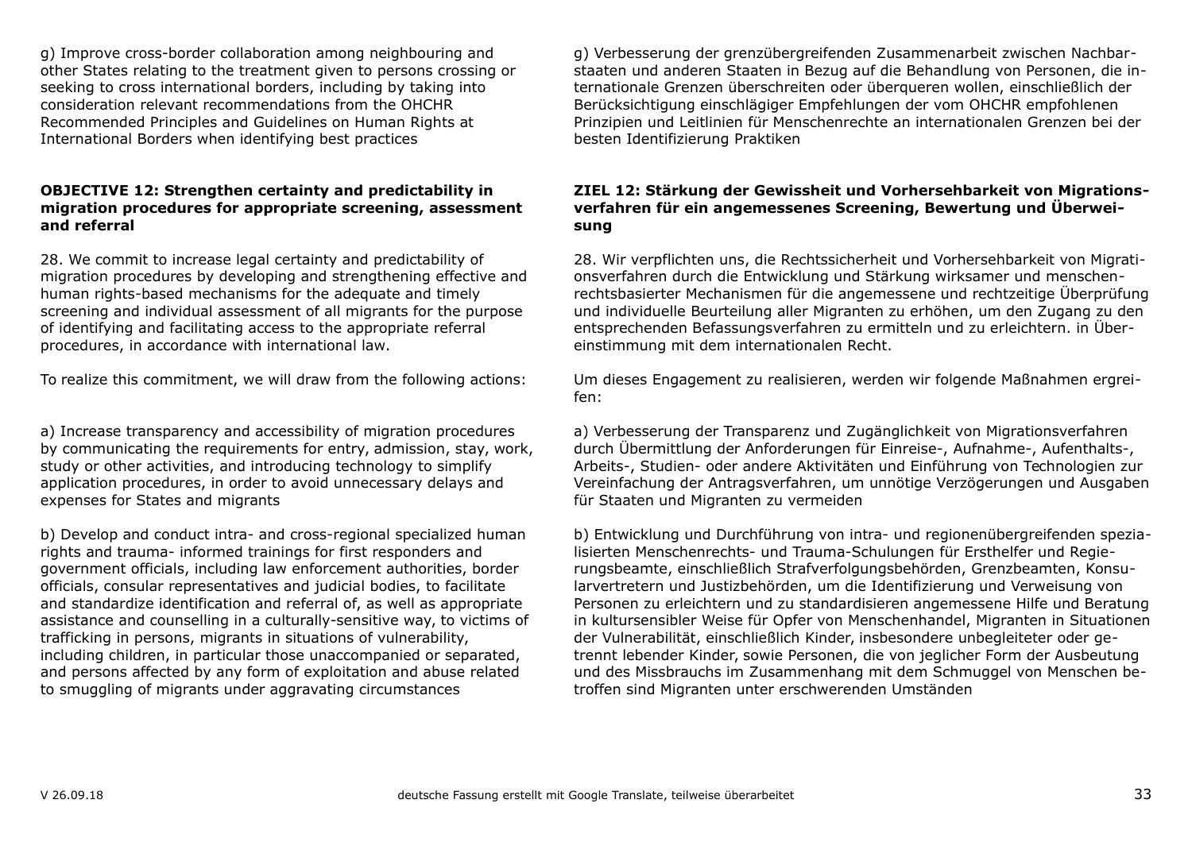g) Improve cross-border collaboration among neighbouring and other States relating to the treatment given to persons crossing or seeking to cross international borders, including by taking into consideration relevant recommendations from the OHCHR Recommended Principles and Guidelines on Human Rights at International Borders when identifying best practices

g) Verbesserung der grenzübergreifenden Zusammenarbeit zwischen Nachbarstaaten und anderen Staaten in Bezug auf die Behandlung von Personen, die internationale Grenzen überschreiten oder überqueren wollen, einschließlich der Berücksichtigung einschlägiger Empfehlungen der vom OHCHR empfohlenen Prinzipien und Leitlinien für Menschenrechte an internationalen Grenzen bei der besten Identifizierung Praktiken

**OBJECTIVE 12: Strengthen certainty and predictability in migration procedures for appropriate screening, assessment and referral**

**ZIEL 12: Stärkung der Gewissheit und Vorhersehbarkeit von Migrationsverfahren für ein angemessenes Screening, Bewertung und Überweisung**

28. We commit to increase legal certainty and predictability of migration procedures by developing and strengthening effective and human rights-based mechanisms for the adequate and timely screening and individual assessment of all migrants for the purpose of identifying and facilitating access to the appropriate referral procedures, in accordance with international law.

28. Wir verpflichten uns, die Rechtssicherheit und Vorhersehbarkeit von Migrationsverfahren durch die Entwicklung und Stärkung wirksamer und menschenrechtsbasierter Mechanismen für die angemessene und rechtzeitige Überprüfung und individuelle Beurteilung aller Migranten zu erhöhen, um den Zugang zu den entsprechenden Befassungsverfahren zu ermitteln und zu erleichtern. in Übereinstimmung mit dem internationalen Recht.

To realize this commitment, we will draw from the following actions:

Um dieses Engagement zu realisieren, werden wir folgende Maßnahmen ergreifen:

a) Increase transparency and accessibility of migration procedures by communicating the requirements for entry, admission, stay, work, study or other activities, and introducing technology to simplify application procedures, in order to avoid unnecessary delays and expenses for States and migrants

a) Verbesserung der Transparenz und Zugänglichkeit von Migrationsverfahren durch Übermittlung der Anforderungen für Einreise-, Aufnahme-, Aufenthalts-, Arbeits-, Studien- oder andere Aktivitäten und Einführung von Technologien zur Vereinfachung der Antragsverfahren, um unnötige Verzögerungen und Ausgaben für Staaten und Migranten zu vermeiden

b) Develop and conduct intra- and cross-regional specialized human rights and trauma- informed trainings for first responders and government officials, including law enforcement authorities, border officials, consular representatives and judicial bodies, to facilitate and standardize identification and referral of, as well as appropriate assistance and counselling in a culturally-sensitive way, to victims of trafficking in persons, migrants in situations of vulnerability, including children, in particular those unaccompanied or separated, and persons affected by any form of exploitation and abuse related to smuggling of migrants under aggravating circumstances

b) Entwicklung und Durchführung von intra- und regionenübergreifenden spezialisierten Menschenrechts- und Trauma-Schulungen für Ersthelfer und Regierungsbeamte, einschließlich Strafverfolgungsbehörden, Grenzbeamten, Konsularvertretern und Justizbehörden, um die Identifizierung und Verweisung von Personen zu erleichtern und zu standardisieren angemessene Hilfe und Beratung in kultursensibler Weise für Opfer von Menschenhandel, Migranten in Situationen der Vulnerabilität, einschließlich Kinder, insbesondere unbegleiteter oder getrennt lebender Kinder, sowie Personen, die von jeglicher Form der Ausbeutung und des Missbrauchs im Zusammenhang mit dem Schmuggel von Menschen betroffen sind Migranten unter erschwerenden Umständen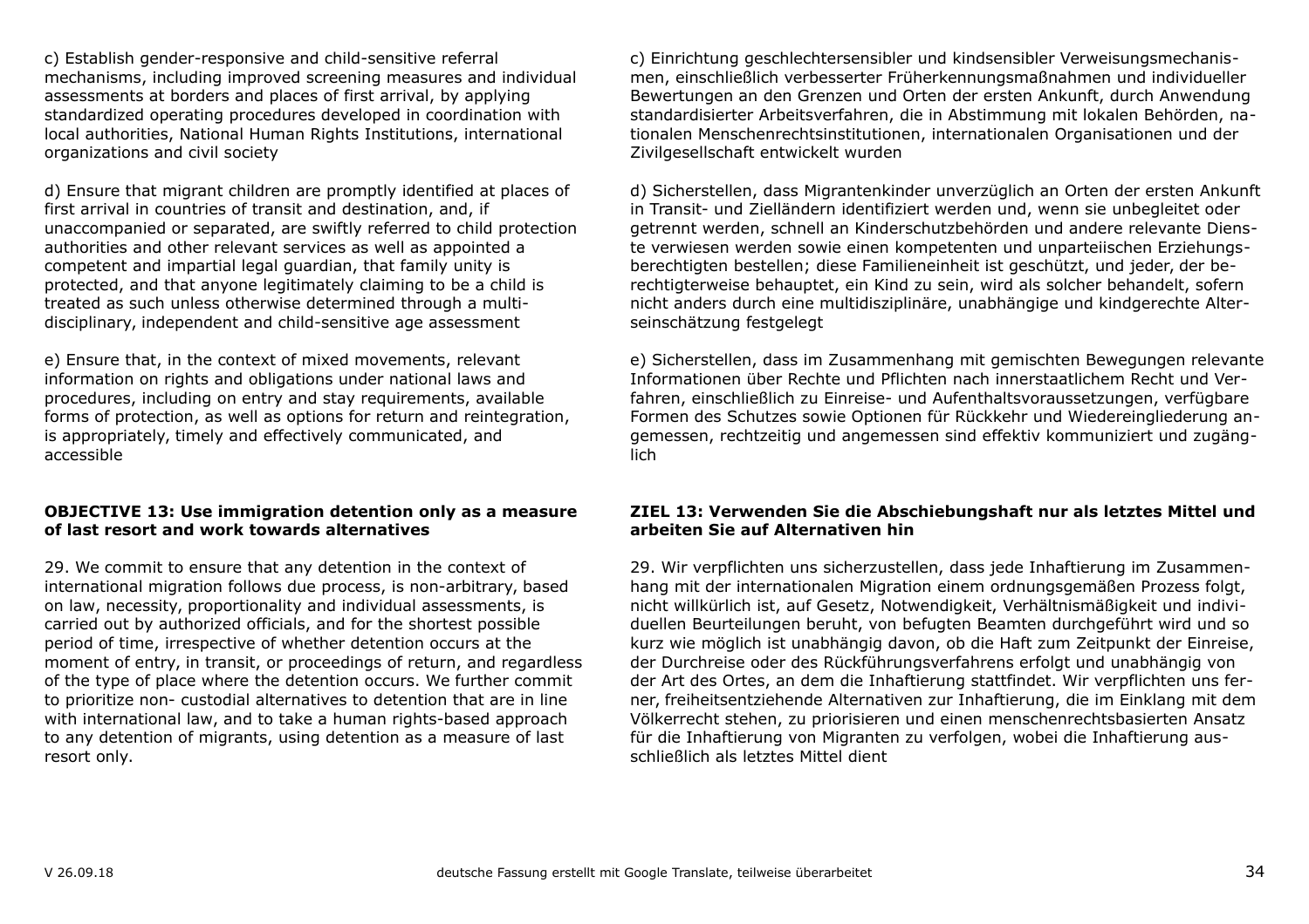c) Establish gender-responsive and child-sensitive referral mechanisms, including improved screening measures and individual assessments at borders and places of first arrival, by applying standardized operating procedures developed in coordination with local authorities, National Human Rights Institutions, international organizations and civil society

c) Einrichtung geschlechtersensibler und kindsensibler Verweisungsmechanismen, einschließlich verbesserter Früherkennungsmaßnahmen und individueller Bewertungen an den Grenzen und Orten der ersten Ankunft, durch Anwendung standardisierter Arbeitsverfahren, die in Abstimmung mit lokalen Behörden, nationalen Menschenrechtsinstitutionen, internationalen Organisationen und der Zivilgesellschaft entwickelt wurden

d) Ensure that migrant children are promptly identified at places of first arrival in countries of transit and destination, and, if unaccompanied or separated, are swiftly referred to child protection authorities and other relevant services as well as appointed a competent and impartial legal guardian, that family unity is protected, and that anyone legitimately claiming to be a child is treated as such unless otherwise determined through a multi-disciplinary, independent and child-sensitive age assessment

d) Sicherstellen, dass Migrantenkinder unverzüglich an Orten der ersten Ankunft in Transit- und Zielländern identifiziert werden und, wenn sie unbegleitet oder getrennt werden, schnell an Kinderschutzbehörden und andere relevante Dienste verwiesen werden sowie einen kompetenten und unparteiischen Erziehungsberechtigten bestellen; diese Familieneinheit ist geschützt, und jeder, der berechtigterweise behauptet, ein Kind zu sein, wird als solcher behandelt, sofern nicht anders durch eine multidisziplinäre, unabhängige und kindgerechte Alterseinschätzung festgelegt

e) Ensure that, in the context of mixed movements, relevant information on rights and obligations under national laws and procedures, including on entry and stay requirements, available forms of protection, as well as options for return and reintegration, is appropriately, timely and effectively communicated, and accessible

e) Sicherstellen, dass im Zusammenhang mit gemischten Bewegungen relevante Informationen über Rechte und Pflichten nach innerstaatlichem Recht und Verfahren, einschließlich zu Einreise- und Aufenthaltsvoraussetzungen, verfügbare Formen des Schutzes sowie Optionen für Rückkehr und Wiedereingliederung angemessen, rechtzeitig und angemessen sind effektiv kommuniziert und zugänglich

**OBJECTIVE 13: Use immigration detention only as a measure of last resort and work towards alternatives**

**ZIEL 13: Verwenden Sie die Abschiebungshaft nur als letztes Mittel und arbeiten Sie auf Alternativen hin**

29. We commit to ensure that any detention in the context of international migration follows due process, is non-arbitrary, based on law, necessity, proportionality and individual assessments, is carried out by authorized officials, and for the shortest possible period of time, irrespective of whether detention occurs at the moment of entry, in transit, or proceedings of return, and regardless of the type of place where the detention occurs. We further commit to prioritize non- custodial alternatives to detention that are in line with international law, and to take a human rights-based approach to any detention of migrants, using detention as a measure of last resort only.

29. Wir verpflichten uns sicherzustellen, dass jede Inhaftierung im Zusammenhang mit der internationalen Migration einem ordnungsgemäßen Prozess folgt, nicht willkürlich ist, auf Gesetz, Notwendigkeit, Verhältnismäßigkeit und individuellen Beurteilungen beruht, von befugten Beamten durchgeführt wird und so kurz wie möglich ist unabhängig davon, ob die Haft zum Zeitpunkt der Einreise, der Durchreise oder des Rückführungsverfahrens erfolgt und unabhängig von der Art des Ortes, an dem die Inhaftierung stattfindet. Wir verpflichten uns ferner, freiheitsentziehende Alternativen zur Inhaftierung, die im Einklang mit dem Völkerrecht stehen, zu priorisieren und einen menschenrechtsbasierten Ansatz für die Inhaftierung von Migranten zu verfolgen, wobei die Inhaftierung ausschließlich als letztes Mittel dient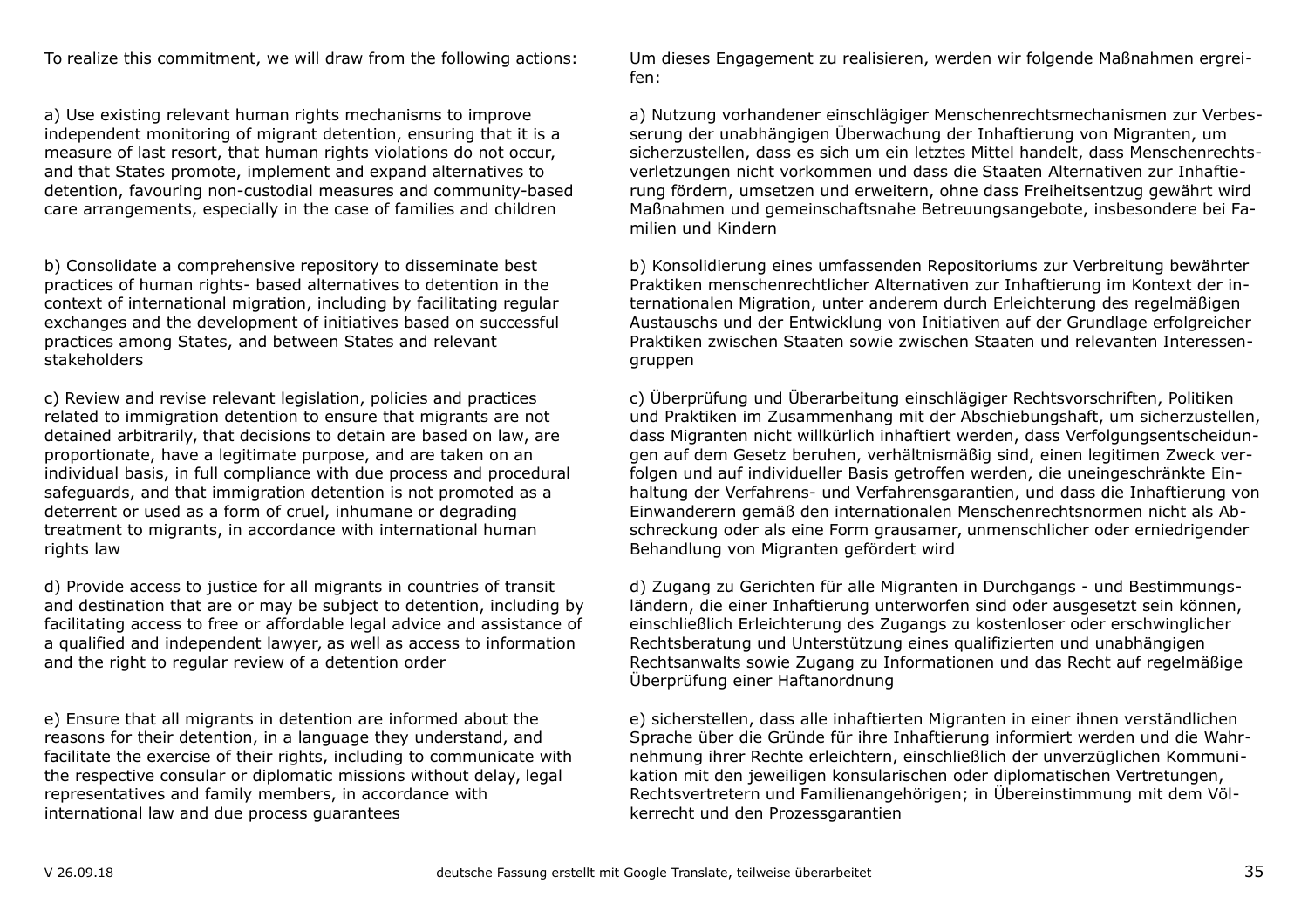To realize this commitment, we will draw from the following actions:

a) Use existing relevant human rights mechanisms to improve independent monitoring of migrant detention, ensuring that it is a measure of last resort, that human rights violations do not occur, and that States promote, implement and expand alternatives to detention, favouring non-custodial measures and community-based care arrangements, especially in the case of families and children

b) Consolidate a comprehensive repository to disseminate best practices of human rights- based alternatives to detention in the context of international migration, including by facilitating regular exchanges and the development of initiatives based on successful practices among States, and between States and relevant stakeholders

c) Review and revise relevant legislation, policies and practices related to immigration detention to ensure that migrants are not detained arbitrarily, that decisions to detain are based on law, are proportionate, have a legitimate purpose, and are taken on an individual basis, in full compliance with due process and procedural safeguards, and that immigration detention is not promoted as a deterrent or used as a form of cruel, inhumane or degrading treatment to migrants, in accordance with international human rights law

d) Provide access to justice for all migrants in countries of transit and destination that are or may be subject to detention, including by facilitating access to free or affordable legal advice and assistance of a qualified and independent lawyer, as well as access to information and the right to regular review of a detention order

e) Ensure that all migrants in detention are informed about the reasons for their detention, in a language they understand, and facilitate the exercise of their rights, including to communicate with the respective consular or diplomatic missions without delay, legal representatives and family members, in accordance with international law and due process guarantees

Um dieses Engagement zu realisieren, werden wir folgende Maßnahmen ergreifen:

a) Nutzung vorhandener einschlägiger Menschenrechtsmechanismen zur Verbesserung der unabhängigen Überwachung der Inhaftierung von Migranten, um sicherzustellen, dass es sich um ein letztes Mittel handelt, dass Menschenrechtsverletzungen nicht vorkommen und dass die Staaten Alternativen zur Inhaftierung fördern, umsetzen und erweitern, ohne dass Freiheitsentzug gewährt wird Maßnahmen und gemeinschaftsnahe Betreuungsangebote, insbesondere bei Familien und Kindern

b) Konsolidierung eines umfassenden Repositoriums zur Verbreitung bewährter Praktiken menschenrechtlicher Alternativen zur Inhaftierung im Kontext der internationalen Migration, unter anderem durch Erleichterung des regelmäßigen Austauschs und der Entwicklung von Initiativen auf der Grundlage erfolgreicher Praktiken zwischen Staaten sowie zwischen Staaten und relevanten Interessengruppen

c) Überprüfung und Überarbeitung einschlägiger Rechtsvorschriften, Politiken und Praktiken im Zusammenhang mit der Abschiebungshaft, um sicherzustellen, dass Migranten nicht willkürlich inhaftiert werden, dass Verfolgungsentscheidungen auf dem Gesetz beruhen, verhältnismäßig sind, einen legitimen Zweck verfolgen und auf individueller Basis getroffen werden, die uneingeschränkte Einhaltung der Verfahrens- und Verfahrensgarantien, und dass die Inhaftierung von Einwanderern gemäß den internationalen Menschenrechtsnormen nicht als Abschreckung oder als eine Form grausamer, unmenschlicher oder erniedrigender Behandlung von Migranten gefördert wird

d) Zugang zu Gerichten für alle Migranten in Durchgangs - und Bestimmungsländern, die einer Inhaftierung unterworfen sind oder ausgesetzt sein können, einschließlich Erleichterung des Zugangs zu kostenloser oder erschwinglicher Rechtsberatung und Unterstützung eines qualifizierten und unabhängigen Rechtsanwalts sowie Zugang zu Informationen und das Recht auf regelmäßige Überprüfung einer Haftanordnung

e) sicherstellen, dass alle inhaftierten Migranten in einer ihnen verständlichen Sprache über die Gründe für ihre Inhaftierung informiert werden und die Wahrnehmung ihrer Rechte erleichtern, einschließlich der unverzüglichen Kommunikation mit den jeweiligen konsularischen oder diplomatischen Vertretungen, Rechtsvertretern und Familienangehörigen; in Übereinstimmung mit dem Völkerrecht und den Prozessgarantien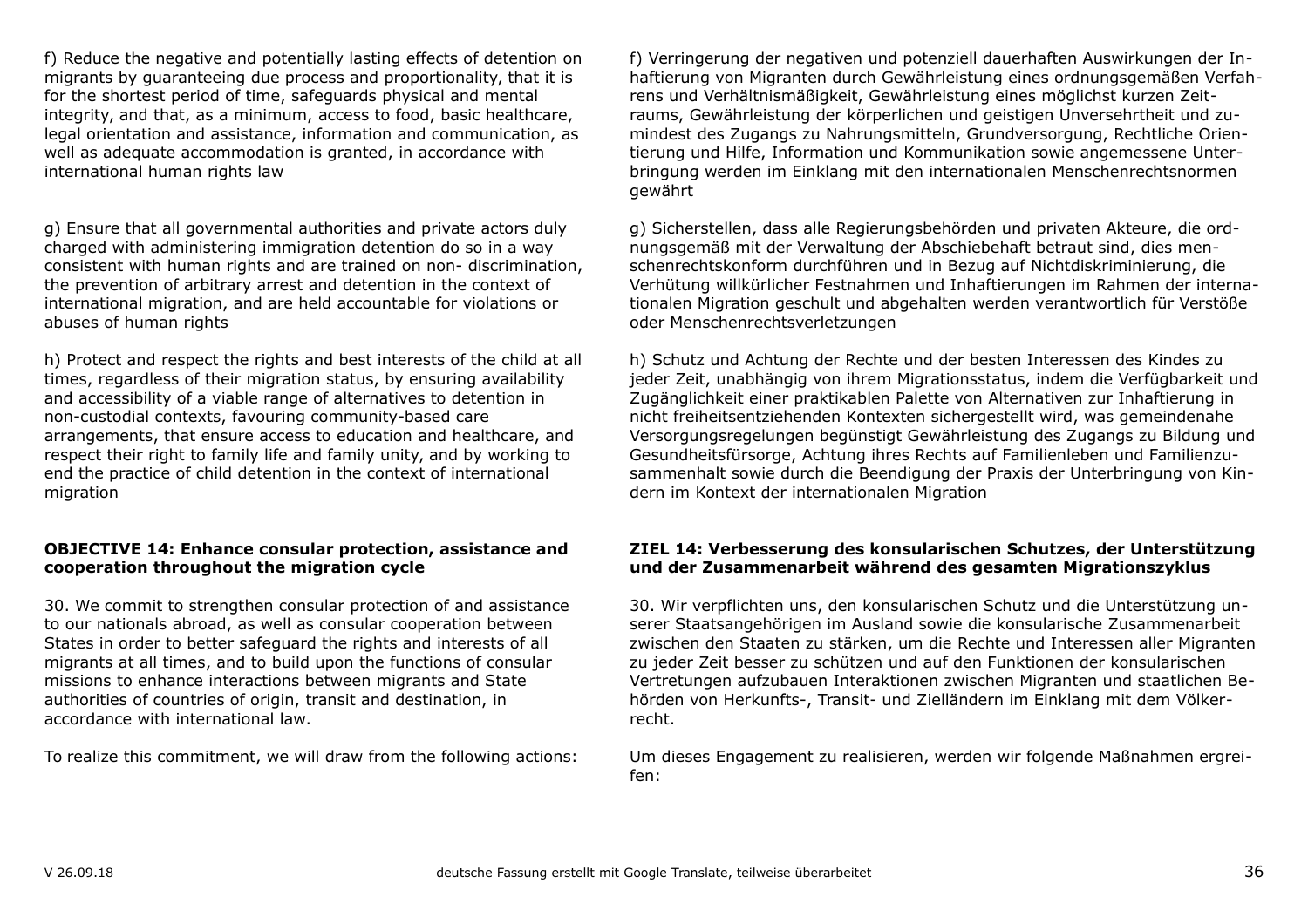f) Reduce the negative and potentially lasting effects of detention on migrants by guaranteeing due process and proportionality, that it is for the shortest period of time, safeguards physical and mental integrity, and that, as a minimum, access to food, basic healthcare, legal orientation and assistance, information and communication, as well as adequate accommodation is granted, in accordance with international human rights law

f) Verringerung der negativen und potenziell dauerhaften Auswirkungen der Inhaftierung von Migranten durch Gewährleistung eines ordnungsgemäßen Verfahrens und Verhältnismäßigkeit, Gewährleistung eines möglichst kurzen Zeitraums, Gewährleistung der körperlichen und geistigen Unversehrtheit und zumindest des Zugangs zu Nahrungsmitteln, Grundversorgung, Rechtliche Orientierung und Hilfe, Information und Kommunikation sowie angemessene Unterbringung werden im Einklang mit den internationalen Menschenrechtsnormen gewährt

g) Ensure that all governmental authorities and private actors duly charged with administering immigration detention do so in a way consistent with human rights and are trained on non- discrimination, the prevention of arbitrary arrest and detention in the context of international migration, and are held accountable for violations or abuses of human rights

g) Sicherstellen, dass alle Regierungsbehörden und privaten Akteure, die ordnungsgemäß mit der Verwaltung der Abschiebehaft betraut sind, dies menschenrechtskonform durchführen und in Bezug auf Nichtdiskriminierung, die Verhütung willkürlicher Festnahmen und Inhaftierungen im Rahmen der internationalen Migration geschult und abgehalten werden verantwortlich für Verstöße oder Menschenrechtsverletzungen

h) Protect and respect the rights and best interests of the child at all times, regardless of their migration status, by ensuring availability and accessibility of a viable range of alternatives to detention in non-custodial contexts, favouring community-based care arrangements, that ensure access to education and healthcare, and respect their right to family life and family unity, and by working to end the practice of child detention in the context of international migration

h) Schutz und Achtung der Rechte und der besten Interessen des Kindes zu jeder Zeit, unabhängig von ihrem Migrationsstatus, indem die Verfügbarkeit und Zugänglichkeit einer praktikablen Palette von Alternativen zur Inhaftierung in nicht freiheitsentziehenden Kontexten sichergestellt wird, was gemeindenahe Versorgungsregelungen begünstigt Gewährleistung des Zugangs zu Bildung und Gesundheitsfürsorge, Achtung ihres Rechts auf Familienleben und Familienzusammenhalt sowie durch die Beendigung der Praxis der Unterbringung von Kindern im Kontext der internationalen Migration

**OBJECTIVE 14: Enhance consular protection, assistance and cooperation throughout the migration cycle**

**ZIEL 14: Verbesserung des konsularischen Schutzes, der Unterstützung und der Zusammenarbeit während des gesamten Migrationszyklus**

30. We commit to strengthen consular protection of and assistance to our nationals abroad, as well as consular cooperation between States in order to better safeguard the rights and interests of all migrants at all times, and to build upon the functions of consular missions to enhance interactions between migrants and State authorities of countries of origin, transit and destination, in accordance with international law.

30. Wir verpflichten uns, den konsularischen Schutz und die Unterstützung unserer Staatsangehörigen im Ausland sowie die konsularische Zusammenarbeit zwischen den Staaten zu stärken, um die Rechte und Interessen aller Migranten zu jeder Zeit besser zu schützen und auf den Funktionen der konsularischen Vertretungen aufzubauen Interaktionen zwischen Migranten und staatlichen Behörden von Herkunfts-, Transit- und Zielländern im Einklang mit dem Völkerrecht.

To realize this commitment, we will draw from the following actions:

Um dieses Engagement zu realisieren, werden wir folgende Maßnahmen ergreifen: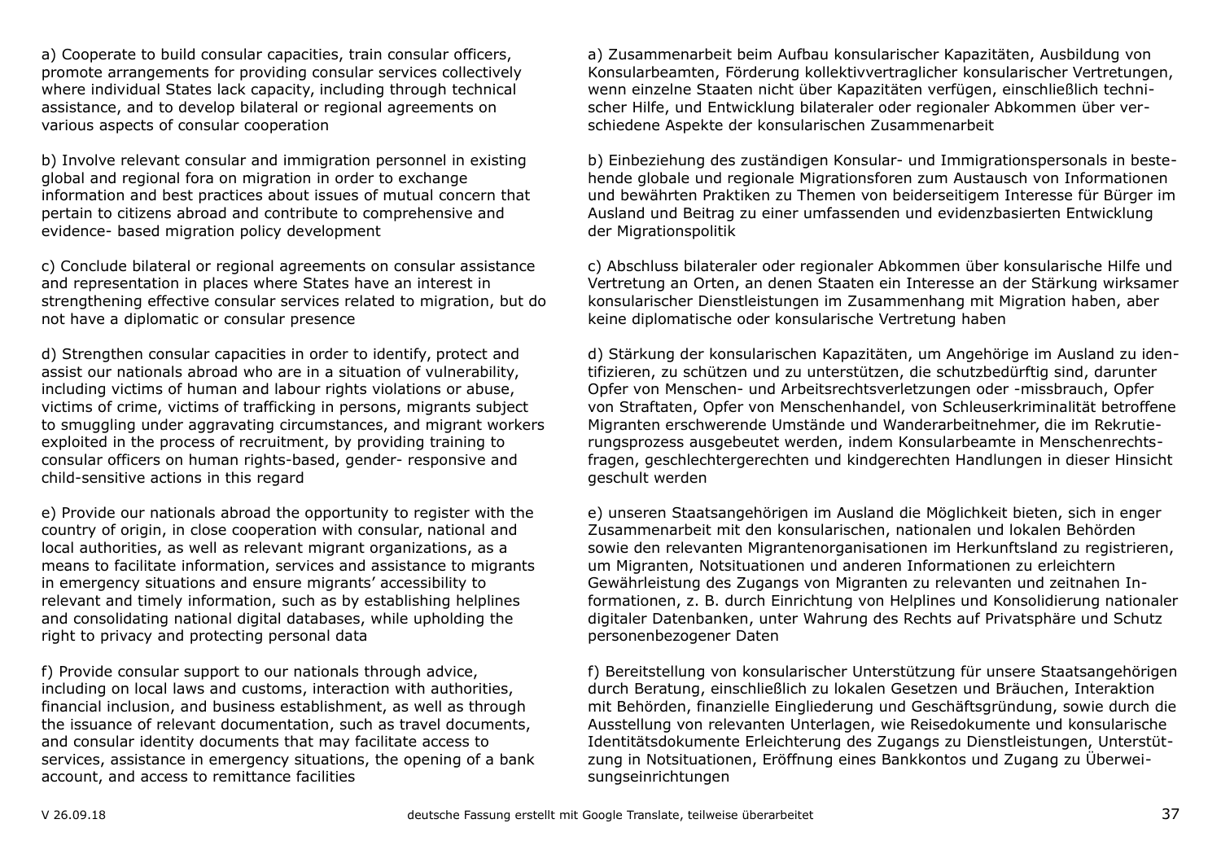a) Cooperate to build consular capacities, train consular officers, promote arrangements for providing consular services collectively where individual States lack capacity, including through technical assistance, and to develop bilateral or regional agreements on various aspects of consular cooperation

b) Involve relevant consular and immigration personnel in existing global and regional fora on migration in order to exchange information and best practices about issues of mutual concern that pertain to citizens abroad and contribute to comprehensive and evidence- based migration policy development

c) Conclude bilateral or regional agreements on consular assistance and representation in places where States have an interest in strengthening effective consular services related to migration, but do not have a diplomatic or consular presence

d) Strengthen consular capacities in order to identify, protect and assist our nationals abroad who are in a situation of vulnerability, including victims of human and labour rights violations or abuse, victims of crime, victims of trafficking in persons, migrants subject to smuggling under aggravating circumstances, and migrant workers exploited in the process of recruitment, by providing training to consular officers on human rights-based, gender- responsive and child-sensitive actions in this regard

e) Provide our nationals abroad the opportunity to register with the country of origin, in close cooperation with consular, national and local authorities, as well as relevant migrant organizations, as a means to facilitate information, services and assistance to migrants in emergency situations and ensure migrants' accessibility to relevant and timely information, such as by establishing helplines and consolidating national digital databases, while upholding the right to privacy and protecting personal data

f) Provide consular support to our nationals through advice, including on local laws and customs, interaction with authorities, financial inclusion, and business establishment, as well as through the issuance of relevant documentation, such as travel documents, and consular identity documents that may facilitate access to services, assistance in emergency situations, the opening of a bank account, and access to remittance facilities

a) Zusammenarbeit beim Aufbau konsularischer Kapazitäten, Ausbildung von Konsularbeamten, Förderung kollektivvertraglicher konsularischer Vertretungen, wenn einzelne Staaten nicht über Kapazitäten verfügen, einschließlich technischer Hilfe, und Entwicklung bilateraler oder regionaler Abkommen über verschiedene Aspekte der konsularischen Zusammenarbeit

b) Einbeziehung des zuständigen Konsular- und Immigrationspersonals in bestehende globale und regionale Migrationsforen zum Austausch von Informationen und bewährten Praktiken zu Themen von beiderseitigem Interesse für Bürger im Ausland und Beitrag zu einer umfassenden und evidenzbasierten Entwicklung der Migrationspolitik

c) Abschluss bilateraler oder regionaler Abkommen über konsularische Hilfe und Vertretung an Orten, an denen Staaten ein Interesse an der Stärkung wirksamer konsularischer Dienstleistungen im Zusammenhang mit Migration haben, aber keine diplomatische oder konsularische Vertretung haben

d) Stärkung der konsularischen Kapazitäten, um Angehörige im Ausland zu identifizieren, zu schützen und zu unterstützen, die schutzbedürftig sind, darunter Opfer von Menschen- und Arbeitsrechtsverletzungen oder -missbrauch, Opfer von Straftaten, Opfer von Menschenhandel, von Schleuserkriminalität betroffene Migranten erschwerende Umstände und Wanderarbeitnehmer, die im Rekrutierungsprozess ausgebeutet werden, indem Konsularbeamte in Menschenrechtsfragen, geschlechtergerechten und kindgerechten Handlungen in dieser Hinsicht geschult werden

e) unseren Staatsangehörigen im Ausland die Möglichkeit bieten, sich in enger Zusammenarbeit mit den konsularischen, nationalen und lokalen Behörden sowie den relevanten Migrantenorganisationen im Herkunftsland zu registrieren, um Migranten, Notsituationen und anderen Informationen zu erleichtern Gewährleistung des Zugangs von Migranten zu relevanten und zeitnahen Informationen, z. B. durch Einrichtung von Helplines und Konsolidierung nationaler digitaler Datenbanken, unter Wahrung des Rechts auf Privatsphäre und Schutz personenbezogener Daten

f) Bereitstellung von konsularischer Unterstützung für unsere Staatsangehörigen durch Beratung, einschließlich zu lokalen Gesetzen und Bräuchen, Interaktion mit Behörden, finanzielle Eingliederung und Geschäftsgründung, sowie durch die Ausstellung von relevanten Unterlagen, wie Reisedokumente und konsularische Identitätsdokumente Erleichterung des Zugangs zu Dienstleistungen, Unterstützung in Notsituationen, Eröffnung eines Bankkontos und Zugang zu Überweisungseinrichtungen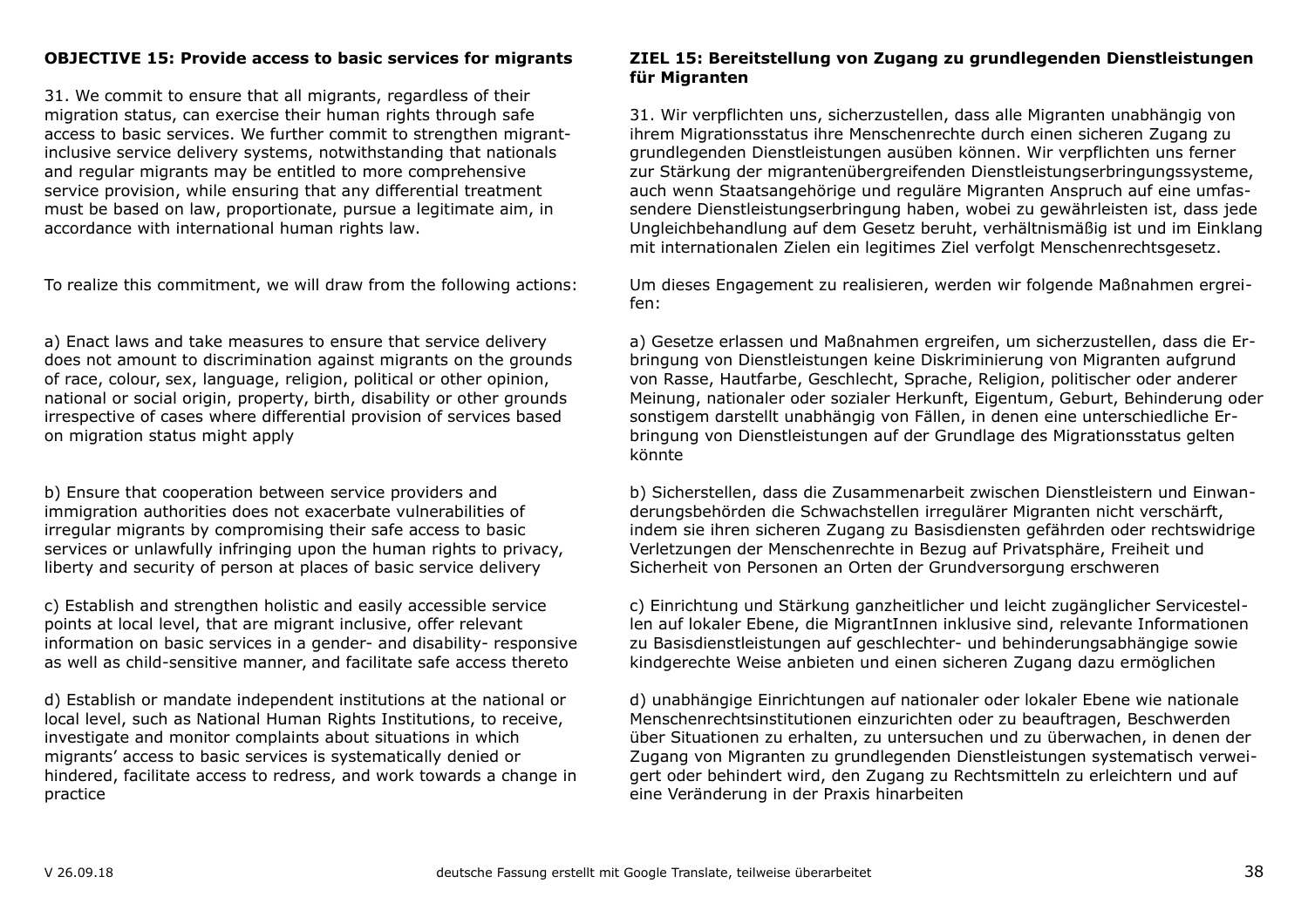**OBJECTIVE 15: Provide access to basic services for migrants**

31. We commit to ensure that all migrants, regardless of their migration status, can exercise their human rights through safe access to basic services. We further commit to strengthen migrant-inclusive service delivery systems, notwithstanding that nationals and regular migrants may be entitled to more comprehensive service provision, while ensuring that any differential treatment must be based on law, proportionate, pursue a legitimate aim, in accordance with international human rights law.

To realize this commitment, we will draw from the following actions:

a) Enact laws and take measures to ensure that service delivery does not amount to discrimination against migrants on the grounds of race, colour, sex, language, religion, political or other opinion, national or social origin, property, birth, disability or other grounds irrespective of cases where differential provision of services based on migration status might apply

b) Ensure that cooperation between service providers and immigration authorities does not exacerbate vulnerabilities of irregular migrants by compromising their safe access to basic services or unlawfully infringing upon the human rights to privacy, liberty and security of person at places of basic service delivery

c) Establish and strengthen holistic and easily accessible service points at local level, that are migrant inclusive, offer relevant information on basic services in a gender- and disability- responsive as well as child-sensitive manner, and facilitate safe access thereto

d) Establish or mandate independent institutions at the national or local level, such as National Human Rights Institutions, to receive, investigate and monitor complaints about situations in which migrants' access to basic services is systematically denied or hindered, facilitate access to redress, and work towards a change in practice

**ZIEL 15: Bereitstellung von Zugang zu grundlegenden Dienstleistungen für Migranten**

31. Wir verpflichten uns, sicherzustellen, dass alle Migranten unabhängig von ihrem Migrationsstatus ihre Menschenrechte durch einen sicheren Zugang zu grundlegenden Dienstleistungen ausüben können. Wir verpflichten uns ferner zur Stärkung der migrantenübergreifenden Dienstleistungserbringungssysteme, auch wenn Staatsangehörige und reguläre Migranten Anspruch auf eine umfassendere Dienstleistungserbringung haben, wobei zu gewährleisten ist, dass jede Ungleichbehandlung auf dem Gesetz beruht, verhältnismäßig ist und im Einklang mit internationalen Zielen ein legitimes Ziel verfolgt Menschenrechtsgesetz.

Um dieses Engagement zu realisieren, werden wir folgende Maßnahmen ergreifen:

a) Gesetze erlassen und Maßnahmen ergreifen, um sicherzustellen, dass die Erbringung von Dienstleistungen keine Diskriminierung von Migranten aufgrund von Rasse, Hautfarbe, Geschlecht, Sprache, Religion, politischer oder anderer Meinung, nationaler oder sozialer Herkunft, Eigentum, Geburt, Behinderung oder sonstigem darstellt unabhängig von Fällen, in denen eine unterschiedliche Erbringung von Dienstleistungen auf der Grundlage des Migrationsstatus gelten könnte

b) Sicherstellen, dass die Zusammenarbeit zwischen Dienstleistern und Einwanderungsbehörden die Schwachstellen irregulärer Migranten nicht verschärft, indem sie ihren sicheren Zugang zu Basisdiensten gefährden oder rechtswidrige Verletzungen der Menschenrechte in Bezug auf Privatsphäre, Freiheit und Sicherheit von Personen an Orten der Grundversorgung erschweren

c) Einrichtung und Stärkung ganzheitlicher und leicht zugänglicher Servicestellen auf lokaler Ebene, die MigrantInnen inklusive sind, relevante Informationen zu Basisdienstleistungen auf geschlechter- und behinderungsabhängige sowie kindgerechte Weise anbieten und einen sicheren Zugang dazu ermöglichen

d) unabhängige Einrichtungen auf nationaler oder lokaler Ebene wie nationale Menschenrechtsinstitutionen einzurichten oder zu beauftragen, Beschwerden über Situationen zu erhalten, zu untersuchen und zu überwachen, in denen der Zugang von Migranten zu grundlegenden Dienstleistungen systematisch verweigert oder behindert wird, den Zugang zu Rechtsmitteln zu erleichtern und auf eine Veränderung in der Praxis hinarbeiten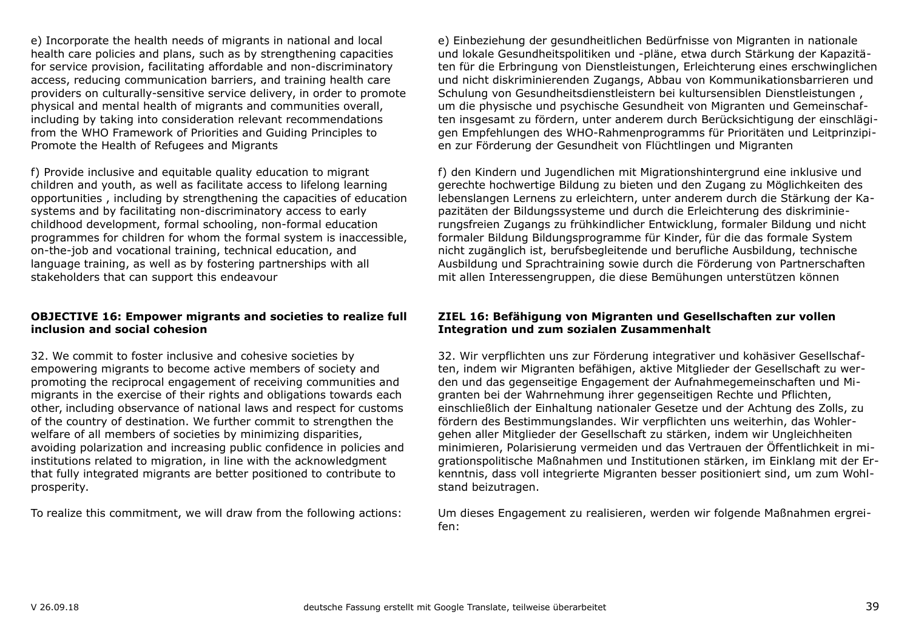e) Incorporate the health needs of migrants in national and local health care policies and plans, such as by strengthening capacities for service provision, facilitating affordable and non-discriminatory access, reducing communication barriers, and training health care providers on culturally-sensitive service delivery, in order to promote physical and mental health of migrants and communities overall, including by taking into consideration relevant recommendations from the WHO Framework of Priorities and Guiding Principles to Promote the Health of Refugees and Migrants

f) Provide inclusive and equitable quality education to migrant children and youth, as well as facilitate access to lifelong learning opportunities , including by strengthening the capacities of education systems and by facilitating non-discriminatory access to early childhood development, formal schooling, non-formal education programmes for children for whom the formal system is inaccessible, on-the-job and vocational training, technical education, and language training, as well as by fostering partnerships with all stakeholders that can support this endeavour

**OBJECTIVE 16: Empower migrants and societies to realize full inclusion and social cohesion**

32. We commit to foster inclusive and cohesive societies by empowering migrants to become active members of society and promoting the reciprocal engagement of receiving communities and migrants in the exercise of their rights and obligations towards each other, including observance of national laws and respect for customs of the country of destination. We further commit to strengthen the welfare of all members of societies by minimizing disparities, avoiding polarization and increasing public confidence in policies and institutions related to migration, in line with the acknowledgment that fully integrated migrants are better positioned to contribute to prosperity.

To realize this commitment, we will draw from the following actions:

e) Einbeziehung der gesundheitlichen Bedürfnisse von Migranten in nationale und lokale Gesundheitspolitiken und -pläne, etwa durch Stärkung der Kapazitäten für die Erbringung von Dienstleistungen, Erleichterung eines erschwinglichen und nicht diskriminierenden Zugangs, Abbau von Kommunikationsbarrieren und Schulung von Gesundheitsdienstleistern bei kultursensiblen Dienstleistungen , um die physische und psychische Gesundheit von Migranten und Gemeinschaften insgesamt zu fördern, unter anderem durch Berücksichtigung der einschlägigen Empfehlungen des WHO-Rahmenprogramms für Prioritäten und Leitprinzipien zur Förderung der Gesundheit von Flüchtlingen und Migranten

f) den Kindern und Jugendlichen mit Migrationshintergrund eine inklusive und gerechte hochwertige Bildung zu bieten und den Zugang zu Möglichkeiten des lebenslangen Lernens zu erleichtern, unter anderem durch die Stärkung der Kapazitäten der Bildungssysteme und durch die Erleichterung des diskriminierungsfreien Zugangs zu frühkindlicher Entwicklung, formaler Bildung und nicht formaler Bildung Bildungsprogramme für Kinder, für die das formale System nicht zugänglich ist, berufsbegleitende und berufliche Ausbildung, technische Ausbildung und Sprachtraining sowie durch die Förderung von Partnerschaften mit allen Interessengruppen, die diese Bemühungen unterstützen können

**ZIEL 16: Befähigung von Migranten und Gesellschaften zur vollen Integration und zum sozialen Zusammenhalt**

32. Wir verpflichten uns zur Förderung integrativer und kohäsiver Gesellschaften, indem wir Migranten befähigen, aktive Mitglieder der Gesellschaft zu werden und das gegenseitige Engagement der Aufnahmegemeinschaften und Migranten bei der Wahrnehmung ihrer gegenseitigen Rechte und Pflichten, einschließlich der Einhaltung nationaler Gesetze und der Achtung des Zolls, zu fördern des Bestimmungslandes. Wir verpflichten uns weiterhin, das Wohlergehen aller Mitglieder der Gesellschaft zu stärken, indem wir Ungleichheiten minimieren, Polarisierung vermeiden und das Vertrauen der Öffentlichkeit in migrationspolitische Maßnahmen und Institutionen stärken, im Einklang mit der Erkenntnis, dass voll integrierte Migranten besser positioniert sind, um zum Wohlstand beizutragen.

Um dieses Engagement zu realisieren, werden wir folgende Maßnahmen ergreifen: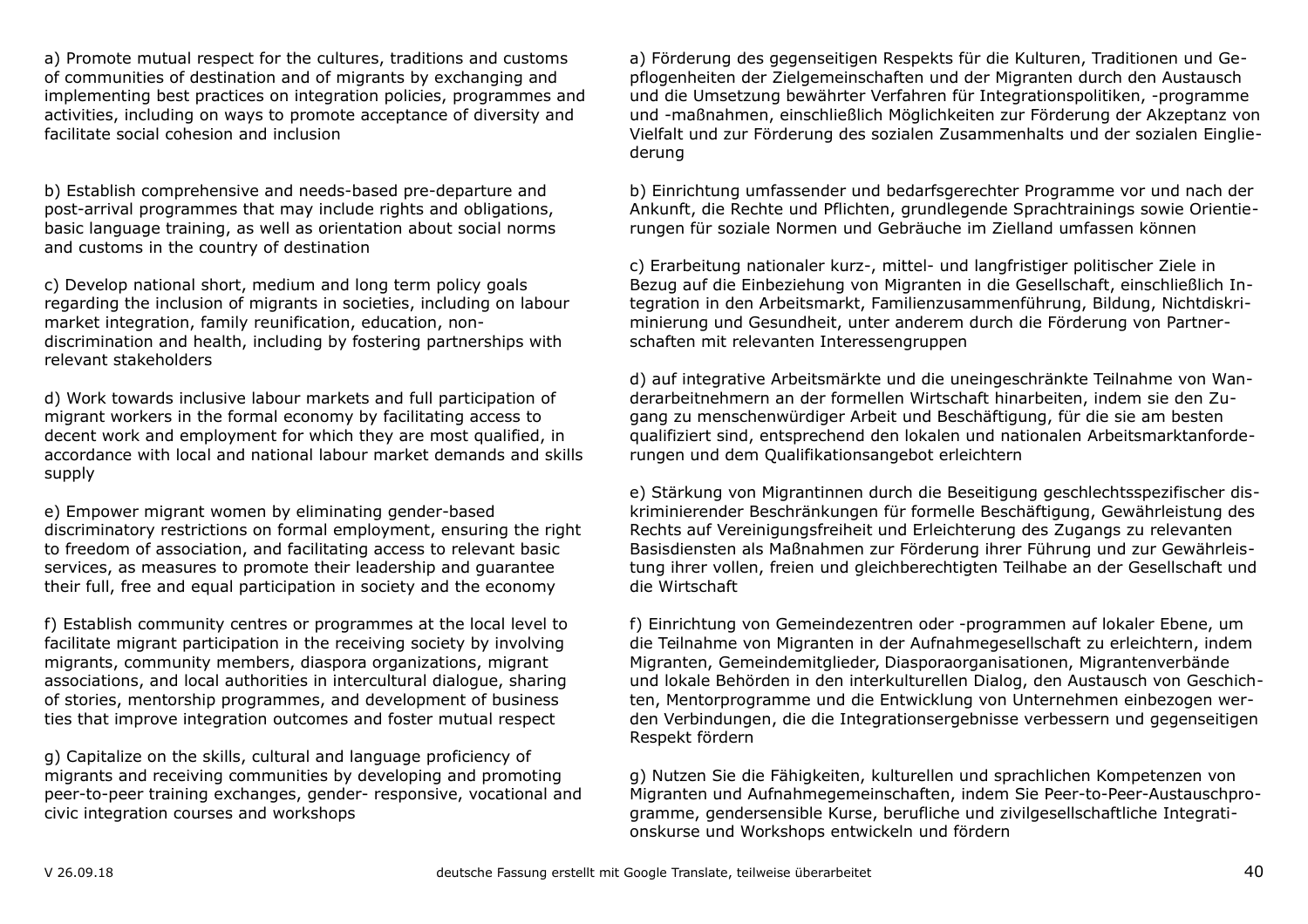a) Promote mutual respect for the cultures, traditions and customs of communities of destination and of migrants by exchanging and implementing best practices on integration policies, programmes and activities, including on ways to promote acceptance of diversity and facilitate social cohesion and inclusion

a) Förderung des gegenseitigen Respekts für die Kulturen, Traditionen und Gepflogenheiten der Zielgemeinschaften und der Migranten durch den Austausch und die Umsetzung bewährter Verfahren für Integrationspolitiken, -programme und -maßnahmen, einschließlich Möglichkeiten zur Förderung der Akzeptanz von Vielfalt und zur Förderung des sozialen Zusammenhalts und der sozialen Eingliederung

b) Establish comprehensive and needs-based pre-departure and post-arrival programmes that may include rights and obligations, basic language training, as well as orientation about social norms and customs in the country of destination

b) Einrichtung umfassender und bedarfsgerechter Programme vor und nach der Ankunft, die Rechte und Pflichten, grundlegende Sprachtrainings sowie Orientierungen für soziale Normen und Gebräuche im Zielland umfassen können

c) Develop national short, medium and long term policy goals regarding the inclusion of migrants in societies, including on labour market integration, family reunification, education, non-discrimination and health, including by fostering partnerships with relevant stakeholders

c) Erarbeitung nationaler kurz-, mittel- und langfristiger politischer Ziele in Bezug auf die Einbeziehung von Migranten in die Gesellschaft, einschließlich Integration in den Arbeitsmarkt, Familienzusammenführung, Bildung, Nichtdiskriminierung und Gesundheit, unter anderem durch die Förderung von Partnerschaften mit relevanten Interessengruppen

d) Work towards inclusive labour markets and full participation of migrant workers in the formal economy by facilitating access to decent work and employment for which they are most qualified, in accordance with local and national labour market demands and skills supply

d) auf integrative Arbeitsmärkte und die uneingeschränkte Teilnahme von Wanderarbeitnehmern an der formellen Wirtschaft hinarbeiten, indem sie den Zugang zu menschenwürdiger Arbeit und Beschäftigung, für die sie am besten qualifiziert sind, entsprechend den lokalen und nationalen Arbeitsmarktanforderungen und dem Qualifikationsangebot erleichtern

e) Empower migrant women by eliminating gender-based discriminatory restrictions on formal employment, ensuring the right to freedom of association, and facilitating access to relevant basic services, as measures to promote their leadership and guarantee their full, free and equal participation in society and the economy

e) Stärkung von Migrantinnen durch die Beseitigung geschlechtsspezifischer diskriminierender Beschränkungen für formelle Beschäftigung, Gewährleistung des Rechts auf Vereinigungsfreiheit und Erleichterung des Zugangs zu relevanten Basisdiensten als Maßnahmen zur Förderung ihrer Führung und zur Gewährleistung ihrer vollen, freien und gleichberechtigten Teilhabe an der Gesellschaft und die Wirtschaft

f) Establish community centres or programmes at the local level to facilitate migrant participation in the receiving society by involving migrants, community members, diaspora organizations, migrant associations, and local authorities in intercultural dialogue, sharing of stories, mentorship programmes, and development of business ties that improve integration outcomes and foster mutual respect

f) Einrichtung von Gemeindezentren oder -programmen auf lokaler Ebene, um die Teilnahme von Migranten in der Aufnahmegesellschaft zu erleichtern, indem Migranten, Gemeindemitglieder, Diasporaorganisationen, Migrantenverbände und lokale Behörden in den interkulturellen Dialog, den Austausch von Geschichten, Mentorprogramme und die Entwicklung von Unternehmen einbezogen werden Verbindungen, die die Integrationsergebnisse verbessern und gegenseitigen Respekt fördern

g) Capitalize on the skills, cultural and language proficiency of migrants and receiving communities by developing and promoting peer-to-peer training exchanges, gender- responsive, vocational and civic integration courses and workshops

g) Nutzen Sie die Fähigkeiten, kulturellen und sprachlichen Kompetenzen von Migranten und Aufnahmegemeinschaften, indem Sie Peer-to-Peer-Austauschprogramme, gendersensible Kurse, berufliche und zivilgesellschaftliche Integrationskurse und Workshops entwickeln und fördern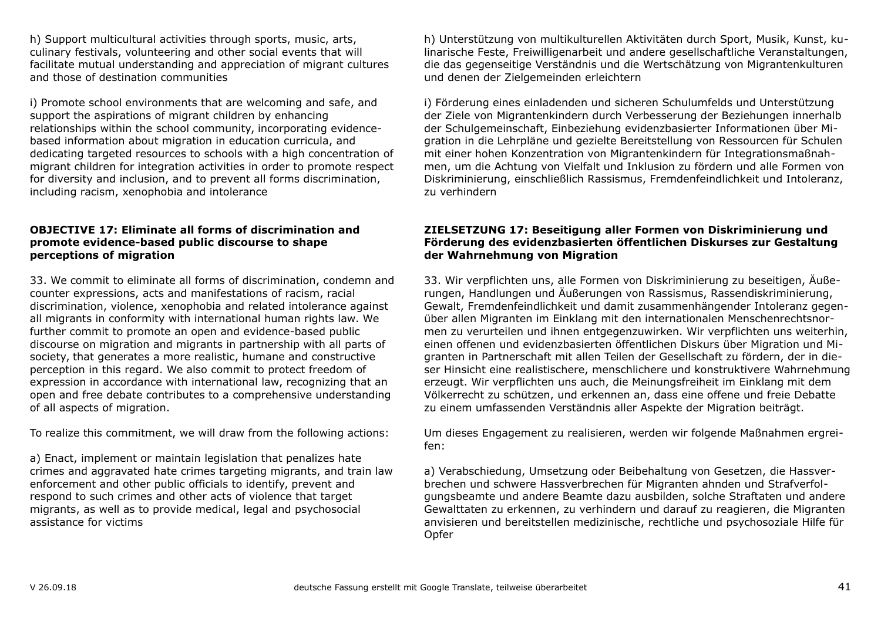h) Support multicultural activities through sports, music, arts, culinary festivals, volunteering and other social events that will facilitate mutual understanding and appreciation of migrant cultures and those of destination communities

i) Promote school environments that are welcoming and safe, and support the aspirations of migrant children by enhancing relationships within the school community, incorporating evidence-based information about migration in education curricula, and dedicating targeted resources to schools with a high concentration of migrant children for integration activities in order to promote respect for diversity and inclusion, and to prevent all forms discrimination, including racism, xenophobia and intolerance

**OBJECTIVE 17: Eliminate all forms of discrimination and promote evidence-based public discourse to shape perceptions of migration**

33. We commit to eliminate all forms of discrimination, condemn and counter expressions, acts and manifestations of racism, racial discrimination, violence, xenophobia and related intolerance against all migrants in conformity with international human rights law. We further commit to promote an open and evidence-based public discourse on migration and migrants in partnership with all parts of society, that generates a more realistic, humane and constructive perception in this regard. We also commit to protect freedom of expression in accordance with international law, recognizing that an open and free debate contributes to a comprehensive understanding of all aspects of migration.

To realize this commitment, we will draw from the following actions:

a) Enact, implement or maintain legislation that penalizes hate crimes and aggravated hate crimes targeting migrants, and train law enforcement and other public officials to identify, prevent and respond to such crimes and other acts of violence that target migrants, as well as to provide medical, legal and psychosocial assistance for victims

h) Unterstützung von multikulturellen Aktivitäten durch Sport, Musik, Kunst, kulinarische Feste, Freiwilligenarbeit und andere gesellschaftliche Veranstaltungen, die das gegenseitige Verständnis und die Wertschätzung von Migrantenkulturen und denen der Zielgemeinden erleichtern

i) Förderung eines einladenden und sicheren Schulumfelds und Unterstützung der Ziele von Migrantenkindern durch Verbesserung der Beziehungen innerhalb der Schulgemeinschaft, Einbeziehung evidenzbasierter Informationen über Migration in die Lehrpläne und gezielte Bereitstellung von Ressourcen für Schulen mit einer hohen Konzentration von Migrantenkindern für Integrationsmaßnahmen, um die Achtung von Vielfalt und Inklusion zu fördern und alle Formen von Diskriminierung, einschließlich Rassismus, Fremdenfeindlichkeit und Intoleranz, zu verhindern

**ZIELSETZUNG 17: Beseitigung aller Formen von Diskriminierung und Förderung des evidenzbasierten öffentlichen Diskurses zur Gestaltung der Wahrnehmung von Migration**

33. Wir verpflichten uns, alle Formen von Diskriminierung zu beseitigen, Äußerungen, Handlungen und Äußerungen von Rassismus, Rassendiskriminierung, Gewalt, Fremdenfeindlichkeit und damit zusammenhängender Intoleranz gegenüber allen Migranten im Einklang mit den internationalen Menschenrechtsnormen zu verurteilen und ihnen entgegenzuwirken. Wir verpflichten uns weiterhin, einen offenen und evidenzbasierten öffentlichen Diskurs über Migration und Migranten in Partnerschaft mit allen Teilen der Gesellschaft zu fördern, der in dieser Hinsicht eine realistischere, menschlichere und konstruktivere Wahrnehmung erzeugt. Wir verpflichten uns auch, die Meinungsfreiheit im Einklang mit dem Völkerrecht zu schützen, und erkennen an, dass eine offene und freie Debatte zu einem umfassenden Verständnis aller Aspekte der Migration beiträgt.

Um dieses Engagement zu realisieren, werden wir folgende Maßnahmen ergreifen:

a) Verabschiedung, Umsetzung oder Beibehaltung von Gesetzen, die Hassverbrechen und schwere Hassverbrechen für Migranten ahnden und Strafverfolgungsbeamte und andere Beamte dazu ausbilden, solche Straftaten und andere Gewalttaten zu erkennen, zu verhindern und darauf zu reagieren, die Migranten anvisieren und bereitstellen medizinische, rechtliche und psychosoziale Hilfe für Opfer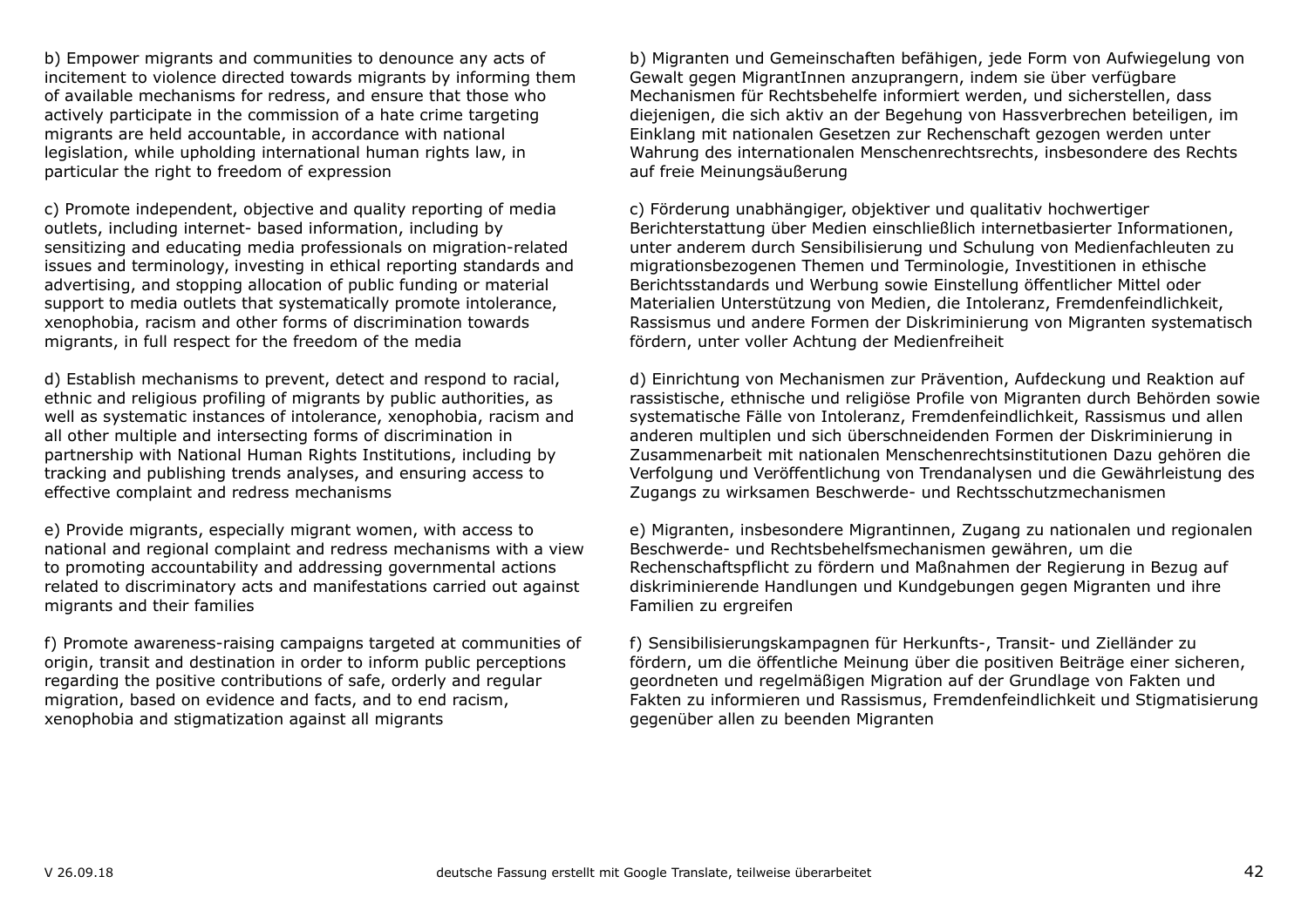b) Empower migrants and communities to denounce any acts of incitement to violence directed towards migrants by informing them of available mechanisms for redress, and ensure that those who actively participate in the commission of a hate crime targeting migrants are held accountable, in accordance with national legislation, while upholding international human rights law, in particular the right to freedom of expression

b) Migranten und Gemeinschaften befähigen, jede Form von Aufwiegelung von Gewalt gegen MigrantInnen anzuprangern, indem sie über verfügbare Mechanismen für Rechtsbehelfe informiert werden, und sicherstellen, dass diejenigen, die sich aktiv an der Begehung von Hassverbrechen beteiligen, im Einklang mit nationalen Gesetzen zur Rechenschaft gezogen werden unter Wahrung des internationalen Menschenrechtsrechts, insbesondere des Rechts auf freie Meinungsäußerung

c) Promote independent, objective and quality reporting of media outlets, including internet- based information, including by sensitizing and educating media professionals on migration-related issues and terminology, investing in ethical reporting standards and advertising, and stopping allocation of public funding or material support to media outlets that systematically promote intolerance, xenophobia, racism and other forms of discrimination towards migrants, in full respect for the freedom of the media

c) Förderung unabhängiger, objektiver und qualitativ hochwertiger Berichterstattung über Medien einschließlich internetbasierter Informationen, unter anderem durch Sensibilisierung und Schulung von Medienfachleuten zu migrationsbezogenen Themen und Terminologie, Investitionen in ethische Berichtsstandards und Werbung sowie Einstellung öffentlicher Mittel oder Materialien Unterstützung von Medien, die Intoleranz, Fremdenfeindlichkeit, Rassismus und andere Formen der Diskriminierung von Migranten systematisch fördern, unter voller Achtung der Medienfreiheit

d) Establish mechanisms to prevent, detect and respond to racial, ethnic and religious profiling of migrants by public authorities, as well as systematic instances of intolerance, xenophobia, racism and all other multiple and intersecting forms of discrimination in partnership with National Human Rights Institutions, including by tracking and publishing trends analyses, and ensuring access to effective complaint and redress mechanisms

d) Einrichtung von Mechanismen zur Prävention, Aufdeckung und Reaktion auf rassistische, ethnische und religiöse Profile von Migranten durch Behörden sowie systematische Fälle von Intoleranz, Fremdenfeindlichkeit, Rassismus und allen anderen multiplen und sich überschneidenden Formen der Diskriminierung in Zusammenarbeit mit nationalen Menschenrechtsinstitutionen Dazu gehören die Verfolgung und Veröffentlichung von Trendanalysen und die Gewährleistung des Zugangs zu wirksamen Beschwerde- und Rechtsschutzmechanismen

e) Provide migrants, especially migrant women, with access to national and regional complaint and redress mechanisms with a view to promoting accountability and addressing governmental actions related to discriminatory acts and manifestations carried out against migrants and their families

e) Migranten, insbesondere Migrantinnen, Zugang zu nationalen und regionalen Beschwerde- und Rechtsbehelfsmechanismen gewähren, um die Rechenschaftspflicht zu fördern und Maßnahmen der Regierung in Bezug auf diskriminierende Handlungen und Kundgebungen gegen Migranten und ihre Familien zu ergreifen

f) Promote awareness-raising campaigns targeted at communities of origin, transit and destination in order to inform public perceptions regarding the positive contributions of safe, orderly and regular migration, based on evidence and facts, and to end racism, xenophobia and stigmatization against all migrants

f) Sensibilisierungskampagnen für Herkunfts-, Transit- und Zielländer zu fördern, um die öffentliche Meinung über die positiven Beiträge einer sicheren, geordneten und regelmäßigen Migration auf der Grundlage von Fakten und Fakten zu informieren und Rassismus, Fremdenfeindlichkeit und Stigmatisierung gegenüber allen zu beenden Migranten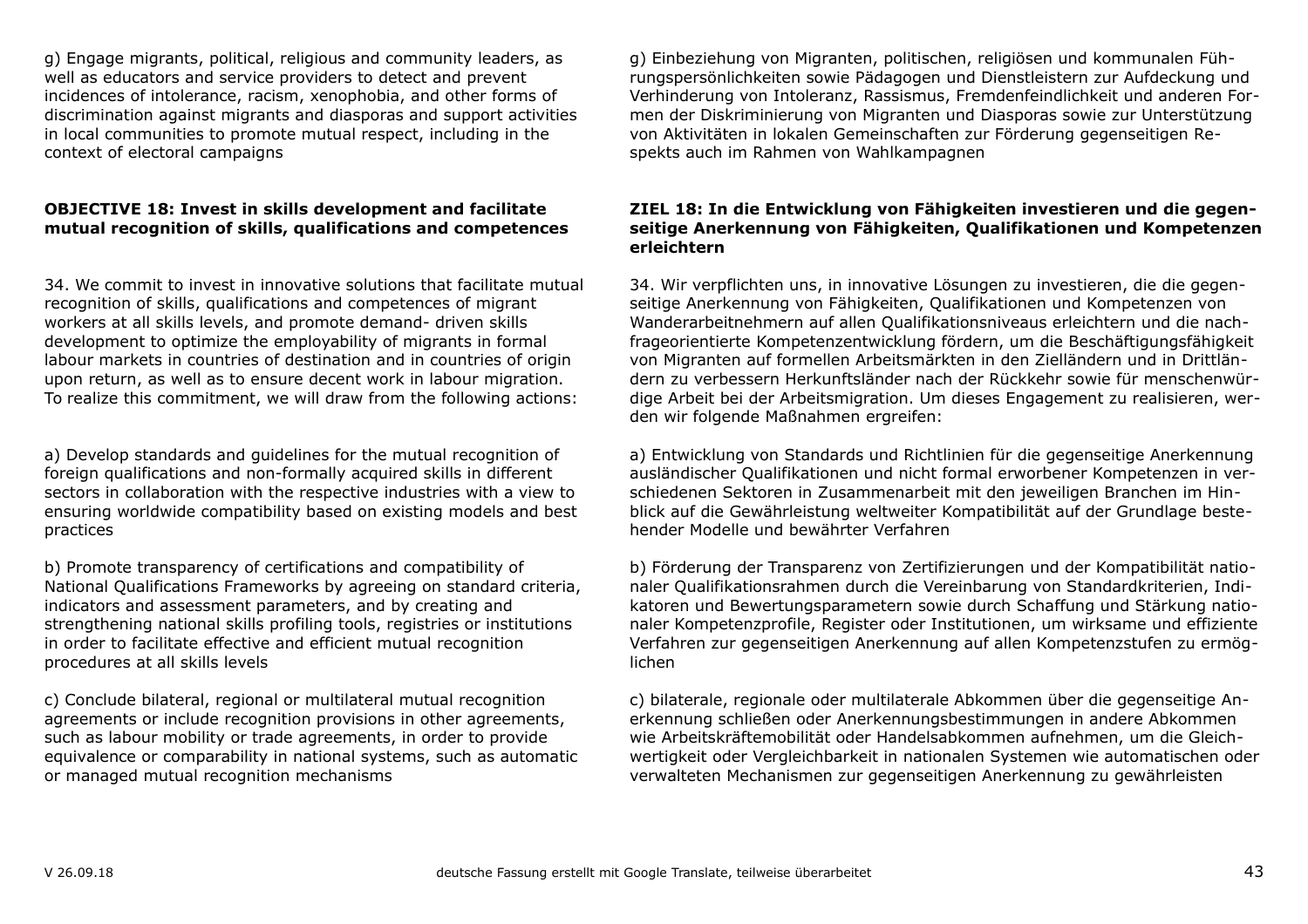g) Engage migrants, political, religious and community leaders, as well as educators and service providers to detect and prevent incidences of intolerance, racism, xenophobia, and other forms of discrimination against migrants and diasporas and support activities in local communities to promote mutual respect, including in the context of electoral campaigns

g) Einbeziehung von Migranten, politischen, religiösen und kommunalen Führungspersönlichkeiten sowie Pädagogen und Dienstleistern zur Aufdeckung und Verhinderung von Intoleranz, Rassismus, Fremdenfeindlichkeit und anderen Formen der Diskriminierung von Migranten und Diasporas sowie zur Unterstützung von Aktivitäten in lokalen Gemeinschaften zur Förderung gegenseitigen Respekts auch im Rahmen von Wahlkampagnen

**OBJECTIVE 18: Invest in skills development and facilitate mutual recognition of skills, qualifications and competences**

**ZIEL 18: In die Entwicklung von Fähigkeiten investieren und die gegenseitige Anerkennung von Fähigkeiten, Qualifikationen und Kompetenzen erleichtern**

34. We commit to invest in innovative solutions that facilitate mutual recognition of skills, qualifications and competences of migrant workers at all skills levels, and promote demand- driven skills development to optimize the employability of migrants in formal labour markets in countries of destination and in countries of origin upon return, as well as to ensure decent work in labour migration. To realize this commitment, we will draw from the following actions:

34. Wir verpflichten uns, in innovative Lösungen zu investieren, die die gegenseitige Anerkennung von Fähigkeiten, Qualifikationen und Kompetenzen von Wanderarbeitnehmern auf allen Qualifikationsniveaus erleichtern und die nachfrageorientierte Kompetenzentwicklung fördern, um die Beschäftigungsfähigkeit von Migranten auf formellen Arbeitsmärkten in den Zielländern und in Drittländern zu verbessern Herkunftsländer nach der Rückkehr sowie für menschenwürdige Arbeit bei der Arbeitsmigration. Um dieses Engagement zu realisieren, werden wir folgende Maßnahmen ergreifen:

a) Develop standards and guidelines for the mutual recognition of foreign qualifications and non-formally acquired skills in different sectors in collaboration with the respective industries with a view to ensuring worldwide compatibility based on existing models and best practices

a) Entwicklung von Standards und Richtlinien für die gegenseitige Anerkennung ausländischer Qualifikationen und nicht formal erworbener Kompetenzen in verschiedenen Sektoren in Zusammenarbeit mit den jeweiligen Branchen im Hinblick auf die Gewährleistung weltweiter Kompatibilität auf der Grundlage bestehender Modelle und bewährter Verfahren

b) Promote transparency of certifications and compatibility of National Qualifications Frameworks by agreeing on standard criteria, indicators and assessment parameters, and by creating and strengthening national skills profiling tools, registries or institutions in order to facilitate effective and efficient mutual recognition procedures at all skills levels

b) Förderung der Transparenz von Zertifizierungen und der Kompatibilität nationaler Qualifikationsrahmen durch die Vereinbarung von Standardkriterien, Indikatoren und Bewertungsparametern sowie durch Schaffung und Stärkung nationaler Kompetenzprofile, Register oder Institutionen, um wirksame und effiziente Verfahren zur gegenseitigen Anerkennung auf allen Kompetenzstufen zu ermöglichen

c) Conclude bilateral, regional or multilateral mutual recognition agreements or include recognition provisions in other agreements, such as labour mobility or trade agreements, in order to provide equivalence or comparability in national systems, such as automatic or managed mutual recognition mechanisms

c) bilaterale, regionale oder multilaterale Abkommen über die gegenseitige Anerkennung schließen oder Anerkennungsbestimmungen in andere Abkommen wie Arbeitskräftemobilität oder Handelsabkommen aufnehmen, um die Gleichwertigkeit oder Vergleichbarkeit in nationalen Systemen wie automatischen oder verwalteten Mechanismen zur gegenseitigen Anerkennung zu gewährleisten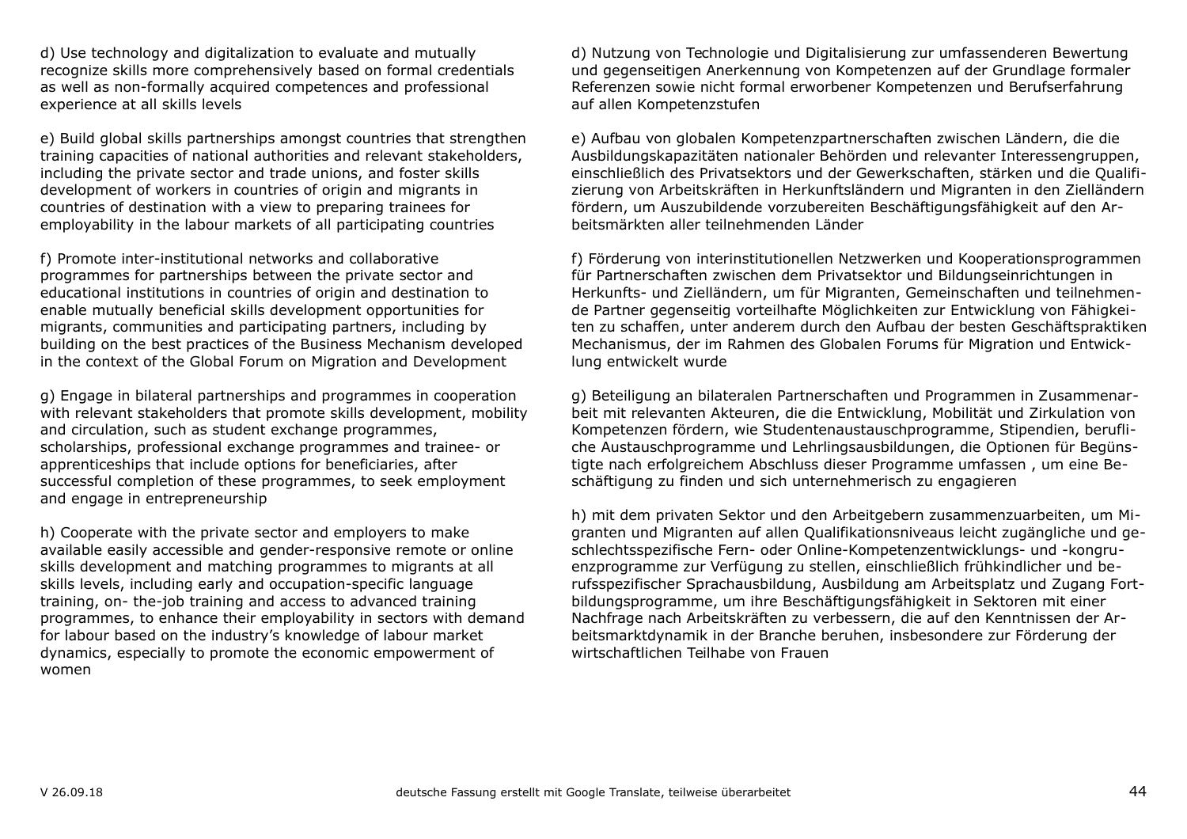d) Use technology and digitalization to evaluate and mutually recognize skills more comprehensively based on formal credentials as well as non-formally acquired competences and professional experience at all skills levels

e) Build global skills partnerships amongst countries that strengthen training capacities of national authorities and relevant stakeholders, including the private sector and trade unions, and foster skills development of workers in countries of origin and migrants in countries of destination with a view to preparing trainees for employability in the labour markets of all participating countries

f) Promote inter-institutional networks and collaborative programmes for partnerships between the private sector and educational institutions in countries of origin and destination to enable mutually beneficial skills development opportunities for migrants, communities and participating partners, including by building on the best practices of the Business Mechanism developed in the context of the Global Forum on Migration and Development

g) Engage in bilateral partnerships and programmes in cooperation with relevant stakeholders that promote skills development, mobility and circulation, such as student exchange programmes, scholarships, professional exchange programmes and trainee- or apprenticeships that include options for beneficiaries, after successful completion of these programmes, to seek employment and engage in entrepreneurship

h) Cooperate with the private sector and employers to make available easily accessible and gender-responsive remote or online skills development and matching programmes to migrants at all skills levels, including early and occupation-specific language training, on- the-job training and access to advanced training programmes, to enhance their employability in sectors with demand for labour based on the industry's knowledge of labour market dynamics, especially to promote the economic empowerment of women

d) Nutzung von Technologie und Digitalisierung zur umfassenderen Bewertung und gegenseitigen Anerkennung von Kompetenzen auf der Grundlage formaler Referenzen sowie nicht formal erworbener Kompetenzen und Berufserfahrung auf allen Kompetenzstufen

e) Aufbau von globalen Kompetenzpartnerschaften zwischen Ländern, die die Ausbildungskapazitäten nationaler Behörden und relevanter Interessengruppen, einschließlich des Privatsektors und der Gewerkschaften, stärken und die Qualifizierung von Arbeitskräften in Herkunftsländern und Migranten in den Zielländern fördern, um Auszubildende vorzubereiten Beschäftigungsfähigkeit auf den Arbeitsmärkten aller teilnehmenden Länder

f) Förderung von interinstitutionellen Netzwerken und Kooperationsprogrammen für Partnerschaften zwischen dem Privatsektor und Bildungseinrichtungen in Herkunfts- und Zielländern, um für Migranten, Gemeinschaften und teilnehmende Partner gegenseitig vorteilhafte Möglichkeiten zur Entwicklung von Fähigkeiten zu schaffen, unter anderem durch den Aufbau der besten Geschäftspraktiken Mechanismus, der im Rahmen des Globalen Forums für Migration und Entwicklung entwickelt wurde

g) Beteiligung an bilateralen Partnerschaften und Programmen in Zusammenarbeit mit relevanten Akteuren, die die Entwicklung, Mobilität und Zirkulation von Kompetenzen fördern, wie Studentenaustauschprogramme, Stipendien, berufliche Austauschprogramme und Lehrlingsausbildungen, die Optionen für Begünstigte nach erfolgreichem Abschluss dieser Programme umfassen , um eine Beschäftigung zu finden und sich unternehmerisch zu engagieren

h) mit dem privaten Sektor und den Arbeitgebern zusammenzuarbeiten, um Migranten und Migranten auf allen Qualifikationsniveaus leicht zugängliche und geschlechtsspezifische Fern- oder Online-Kompetenzentwicklungs- und -kongruenzprogramme zur Verfügung zu stellen, einschließlich frühkindlicher und berufsspezifischer Sprachausbildung, Ausbildung am Arbeitsplatz und Zugang Fortbildungsprogramme, um ihre Beschäftigungsfähigkeit in Sektoren mit einer Nachfrage nach Arbeitskräften zu verbessern, die auf den Kenntnissen der Arbeitsmarktdynamik in der Branche beruhen, insbesondere zur Förderung der wirtschaftlichen Teilhabe von Frauen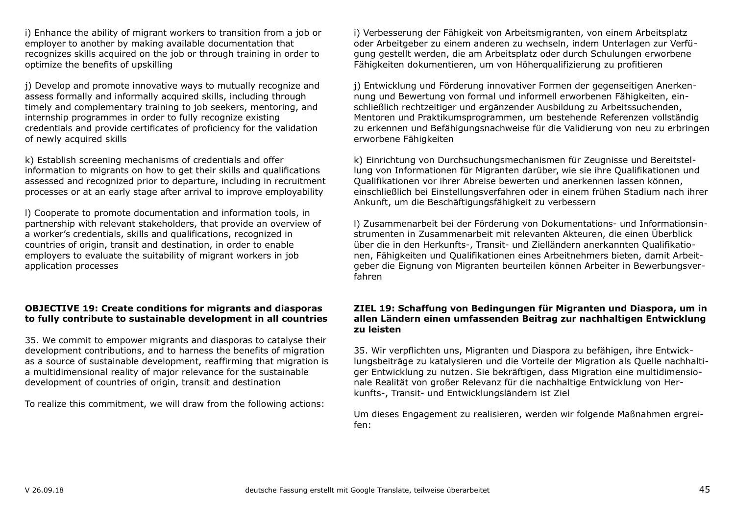i) Enhance the ability of migrant workers to transition from a job or employer to another by making available documentation that recognizes skills acquired on the job or through training in order to optimize the benefits of upskilling

j) Develop and promote innovative ways to mutually recognize and assess formally and informally acquired skills, including through timely and complementary training to job seekers, mentoring, and internship programmes in order to fully recognize existing credentials and provide certificates of proficiency for the validation of newly acquired skills

k) Establish screening mechanisms of credentials and offer information to migrants on how to get their skills and qualifications assessed and recognized prior to departure, including in recruitment processes or at an early stage after arrival to improve employability

l) Cooperate to promote documentation and information tools, in partnership with relevant stakeholders, that provide an overview of a worker's credentials, skills and qualifications, recognized in countries of origin, transit and destination, in order to enable employers to evaluate the suitability of migrant workers in job application processes

**OBJECTIVE 19: Create conditions for migrants and diasporas to fully contribute to sustainable development in all countries**

35. We commit to empower migrants and diasporas to catalyse their development contributions, and to harness the benefits of migration as a source of sustainable development, reaffirming that migration is a multidimensional reality of major relevance for the sustainable development of countries of origin, transit and destination

To realize this commitment, we will draw from the following actions:

i) Verbesserung der Fähigkeit von Arbeitsmigranten, von einem Arbeitsplatz oder Arbeitgeber zu einem anderen zu wechseln, indem Unterlagen zur Verfügung gestellt werden, die am Arbeitsplatz oder durch Schulungen erworbene Fähigkeiten dokumentieren, um von Höherqualifizierung zu profitieren

j) Entwicklung und Förderung innovativer Formen der gegenseitigen Anerkennung und Bewertung von formal und informell erworbenen Fähigkeiten, einschließlich rechtzeitiger und ergänzender Ausbildung zu Arbeitssuchenden, Mentoren und Praktikumsprogrammen, um bestehende Referenzen vollständig zu erkennen und Befähigungsnachweise für die Validierung von neu zu erbringen erworbene Fähigkeiten

k) Einrichtung von Durchsuchungsmechanismen für Zeugnisse und Bereitstellung von Informationen für Migranten darüber, wie sie ihre Qualifikationen und Qualifikationen vor ihrer Abreise bewerten und anerkennen lassen können, einschließlich bei Einstellungsverfahren oder in einem frühen Stadium nach ihrer Ankunft, um die Beschäftigungsfähigkeit zu verbessern

l) Zusammenarbeit bei der Förderung von Dokumentations- und Informationsinstrumenten in Zusammenarbeit mit relevanten Akteuren, die einen Überblick über die in den Herkunfts-, Transit- und Zielländern anerkannten Qualifikationen, Fähigkeiten und Qualifikationen eines Arbeitnehmers bieten, damit Arbeitgeber die Eignung von Migranten beurteilen können Arbeiter in Bewerbungsverfahren

**ZIEL 19: Schaffung von Bedingungen für Migranten und Diaspora, um in allen Ländern einen umfassenden Beitrag zur nachhaltigen Entwicklung zu leisten**

35. Wir verpflichten uns, Migranten und Diaspora zu befähigen, ihre Entwicklungsbeiträge zu katalysieren und die Vorteile der Migration als Quelle nachhaltiger Entwicklung zu nutzen. Sie bekräftigen, dass Migration eine multidimensionale Realität von großer Relevanz für die nachhaltige Entwicklung von Herkunfts-, Transit- und Entwicklungsländern ist Ziel

Um dieses Engagement zu realisieren, werden wir folgende Maßnahmen ergreifen: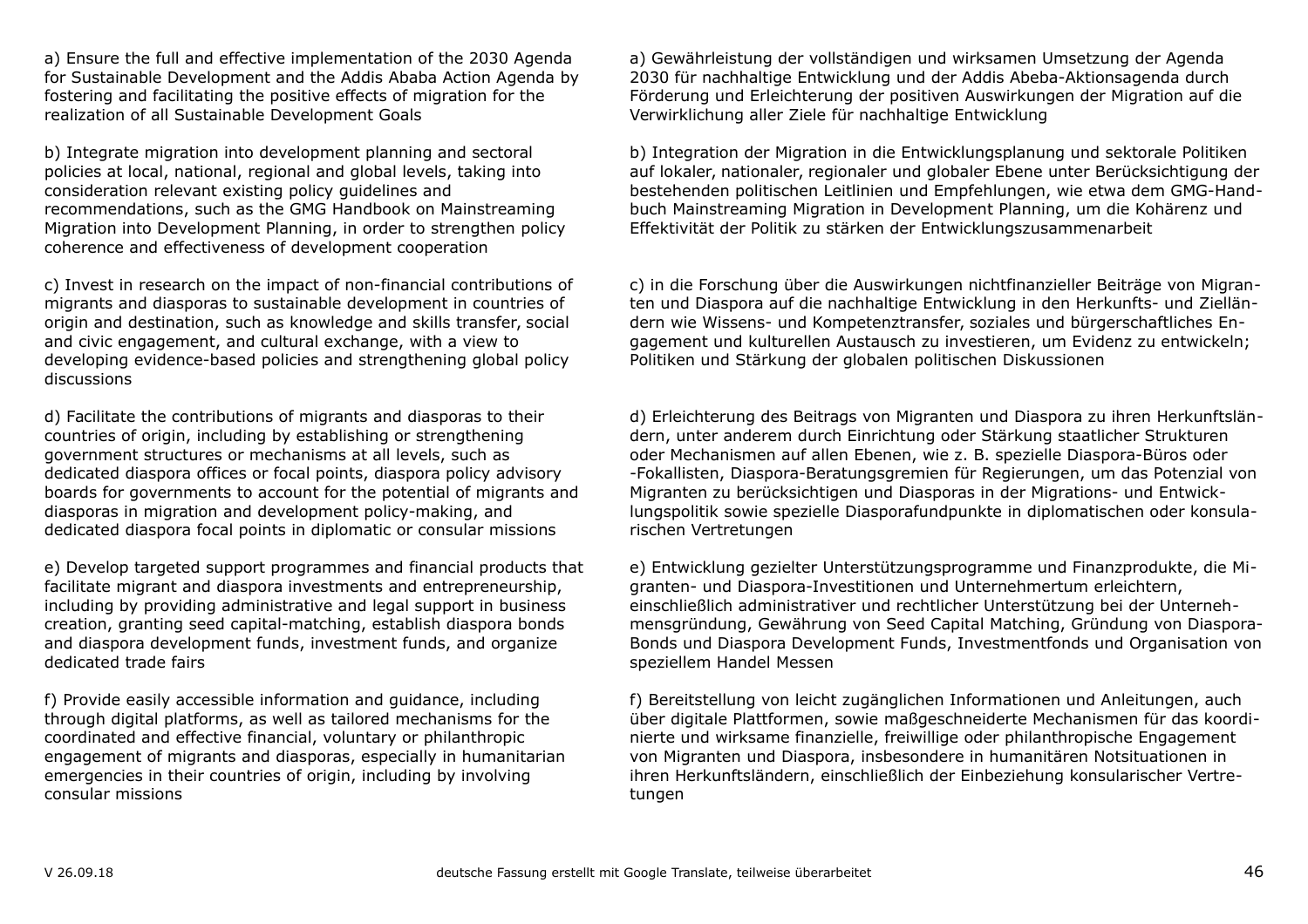a) Ensure the full and effective implementation of the 2030 Agenda for Sustainable Development and the Addis Ababa Action Agenda by fostering and facilitating the positive effects of migration for the realization of all Sustainable Development Goals

a) Gewährleistung der vollständigen und wirksamen Umsetzung der Agenda 2030 für nachhaltige Entwicklung und der Addis Abeba-Aktionsagenda durch Förderung und Erleichterung der positiven Auswirkungen der Migration auf die Verwirklichung aller Ziele für nachhaltige Entwicklung

b) Integrate migration into development planning and sectoral policies at local, national, regional and global levels, taking into consideration relevant existing policy guidelines and recommendations, such as the GMG Handbook on Mainstreaming Migration into Development Planning, in order to strengthen policy coherence and effectiveness of development cooperation

b) Integration der Migration in die Entwicklungsplanung und sektorale Politiken auf lokaler, nationaler, regionaler und globaler Ebene unter Berücksichtigung der bestehenden politischen Leitlinien und Empfehlungen, wie etwa dem GMG-Handbuch Mainstreaming Migration in Development Planning, um die Kohärenz und Effektivität der Politik zu stärken der Entwicklungszusammenarbeit

c) Invest in research on the impact of non-financial contributions of migrants and diasporas to sustainable development in countries of origin and destination, such as knowledge and skills transfer, social and civic engagement, and cultural exchange, with a view to developing evidence-based policies and strengthening global policy discussions

c) in die Forschung über die Auswirkungen nichtfinanzieller Beiträge von Migranten und Diaspora auf die nachhaltige Entwicklung in den Herkunfts- und Zielländern wie Wissens- und Kompetenztransfer, soziales und bürgerschaftliches Engagement und kulturellen Austausch zu investieren, um Evidenz zu entwickeln; Politiken und Stärkung der globalen politischen Diskussionen

d) Facilitate the contributions of migrants and diasporas to their countries of origin, including by establishing or strengthening government structures or mechanisms at all levels, such as dedicated diaspora offices or focal points, diaspora policy advisory boards for governments to account for the potential of migrants and diasporas in migration and development policy-making, and dedicated diaspora focal points in diplomatic or consular missions

d) Erleichterung des Beitrags von Migranten und Diaspora zu ihren Herkunftsländern, unter anderem durch Einrichtung oder Stärkung staatlicher Strukturen oder Mechanismen auf allen Ebenen, wie z. B. spezielle Diaspora-Büros oder -Fokallisten, Diaspora-Beratungsgremien für Regierungen, um das Potenzial von Migranten zu berücksichtigen und Diasporas in der Migrations- und Entwicklungspolitik sowie spezielle Diasporafundpunkte in diplomatischen oder konsularischen Vertretungen

e) Develop targeted support programmes and financial products that facilitate migrant and diaspora investments and entrepreneurship, including by providing administrative and legal support in business creation, granting seed capital-matching, establish diaspora bonds and diaspora development funds, investment funds, and organize dedicated trade fairs

e) Entwicklung gezielter Unterstützungsprogramme und Finanzprodukte, die Migranten- und Diaspora-Investitionen und Unternehmertum erleichtern, einschließlich administrativer und rechtlicher Unterstützung bei der Unternehmensgründung, Gewährung von Seed Capital Matching, Gründung von Diaspora-Bonds und Diaspora Development Funds, Investmentfonds und Organisation von speziellem Handel Messen

f) Provide easily accessible information and guidance, including through digital platforms, as well as tailored mechanisms for the coordinated and effective financial, voluntary or philanthropic engagement of migrants and diasporas, especially in humanitarian emergencies in their countries of origin, including by involving consular missions

f) Bereitstellung von leicht zugänglichen Informationen und Anleitungen, auch über digitale Plattformen, sowie maßgeschneiderte Mechanismen für das koordinierte und wirksame finanzielle, freiwillige oder philanthropische Engagement von Migranten und Diaspora, insbesondere in humanitären Notsituationen in ihren Herkunftsländern, einschließlich der Einbeziehung konsularischer Vertretungen

V 26.09.18 deutsche Fassung erstellt mit Google Translate, teilweise überarbeitet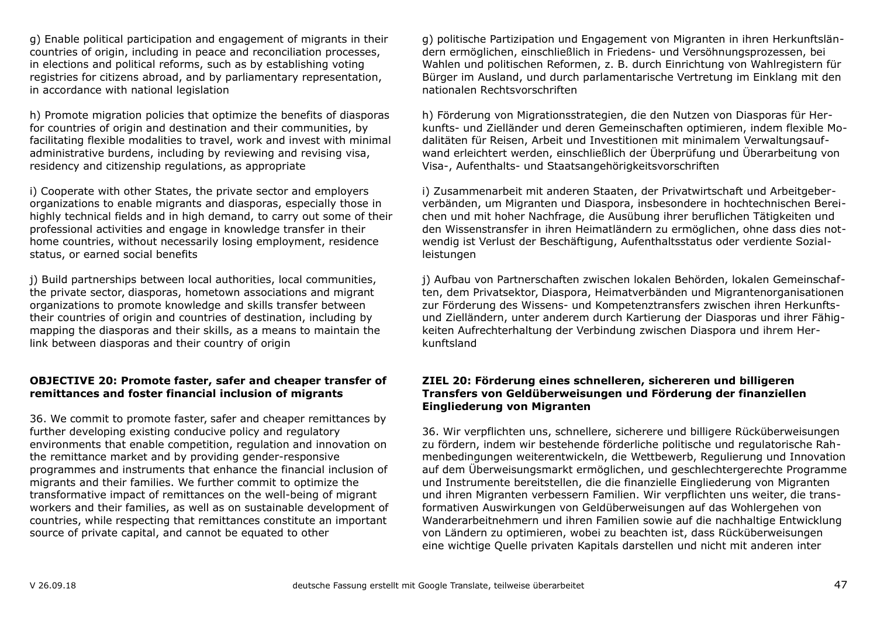g) Enable political participation and engagement of migrants in their countries of origin, including in peace and reconciliation processes, in elections and political reforms, such as by establishing voting registries for citizens abroad, and by parliamentary representation, in accordance with national legislation

h) Promote migration policies that optimize the benefits of diasporas for countries of origin and destination and their communities, by facilitating flexible modalities to travel, work and invest with minimal administrative burdens, including by reviewing and revising visa, residency and citizenship regulations, as appropriate

i) Cooperate with other States, the private sector and employers organizations to enable migrants and diasporas, especially those in highly technical fields and in high demand, to carry out some of their professional activities and engage in knowledge transfer in their home countries, without necessarily losing employment, residence status, or earned social benefits

j) Build partnerships between local authorities, local communities, the private sector, diasporas, hometown associations and migrant organizations to promote knowledge and skills transfer between their countries of origin and countries of destination, including by mapping the diasporas and their skills, as a means to maintain the link between diasporas and their country of origin

**OBJECTIVE 20: Promote faster, safer and cheaper transfer of remittances and foster financial inclusion of migrants**

36. We commit to promote faster, safer and cheaper remittances by further developing existing conducive policy and regulatory environments that enable competition, regulation and innovation on the remittance market and by providing gender-responsive programmes and instruments that enhance the financial inclusion of migrants and their families. We further commit to optimize the transformative impact of remittances on the well-being of migrant workers and their families, as well as on sustainable development of countries, while respecting that remittances constitute an important source of private capital, and cannot be equated to other

g) politische Partizipation und Engagement von Migranten in ihren Herkunftsländern ermöglichen, einschließlich in Friedens- und Versöhnungsprozessen, bei Wahlen und politischen Reformen, z. B. durch Einrichtung von Wahlregistern für Bürger im Ausland, und durch parlamentarische Vertretung im Einklang mit den nationalen Rechtsvorschriften

h) Förderung von Migrationsstrategien, die den Nutzen von Diasporas für Herkunfts- und Zielländer und deren Gemeinschaften optimieren, indem flexible Modalitäten für Reisen, Arbeit und Investitionen mit minimalem Verwaltungsaufwand erleichtert werden, einschließlich der Überprüfung und Überarbeitung von Visa-, Aufenthalts- und Staatsangehörigkeitsvorschriften

i) Zusammenarbeit mit anderen Staaten, der Privatwirtschaft und Arbeitgeberverbänden, um Migranten und Diaspora, insbesondere in hochtechnischen Bereichen und mit hoher Nachfrage, die Ausübung ihrer beruflichen Tätigkeiten und den Wissenstransfer in ihren Heimatländern zu ermöglichen, ohne dass dies notwendig ist Verlust der Beschäftigung, Aufenthaltsstatus oder verdiente Sozialleistungen

j) Aufbau von Partnerschaften zwischen lokalen Behörden, lokalen Gemeinschaften, dem Privatsektor, Diaspora, Heimatverbänden und Migrantenorganisationen zur Förderung des Wissens- und Kompetenztransfers zwischen ihren Herkunfts- und Zielländern, unter anderem durch Kartierung der Diasporas und ihrer Fähigkeiten Aufrechterhaltung der Verbindung zwischen Diaspora und ihrem Herkunftsland

**ZIEL 20: Förderung eines schnelleren, sichereren und billigeren Transfers von Geldüberweisungen und Förderung der finanziellen Eingliederung von Migranten**

36. Wir verpflichten uns, schnellere, sicherere und billigere Rücküberweisungen zu fördern, indem wir bestehende förderliche politische und regulatorische Rahmenbedingungen weiterentwickeln, die Wettbewerb, Regulierung und Innovation auf dem Überweisungsmarkt ermöglichen, und geschlechtergerechte Programme und Instrumente bereitstellen, die die finanzielle Eingliederung von Migranten und ihren Migranten verbessern Familien. Wir verpflichten uns weiter, die transformativen Auswirkungen von Geldüberweisungen auf das Wohlergehen von Wanderarbeitnehmern und ihren Familien sowie auf die nachhaltige Entwicklung von Ländern zu optimieren, wobei zu beachten ist, dass Rücküberweisungen eine wichtige Quelle privaten Kapitals darstellen und nicht mit anderen inter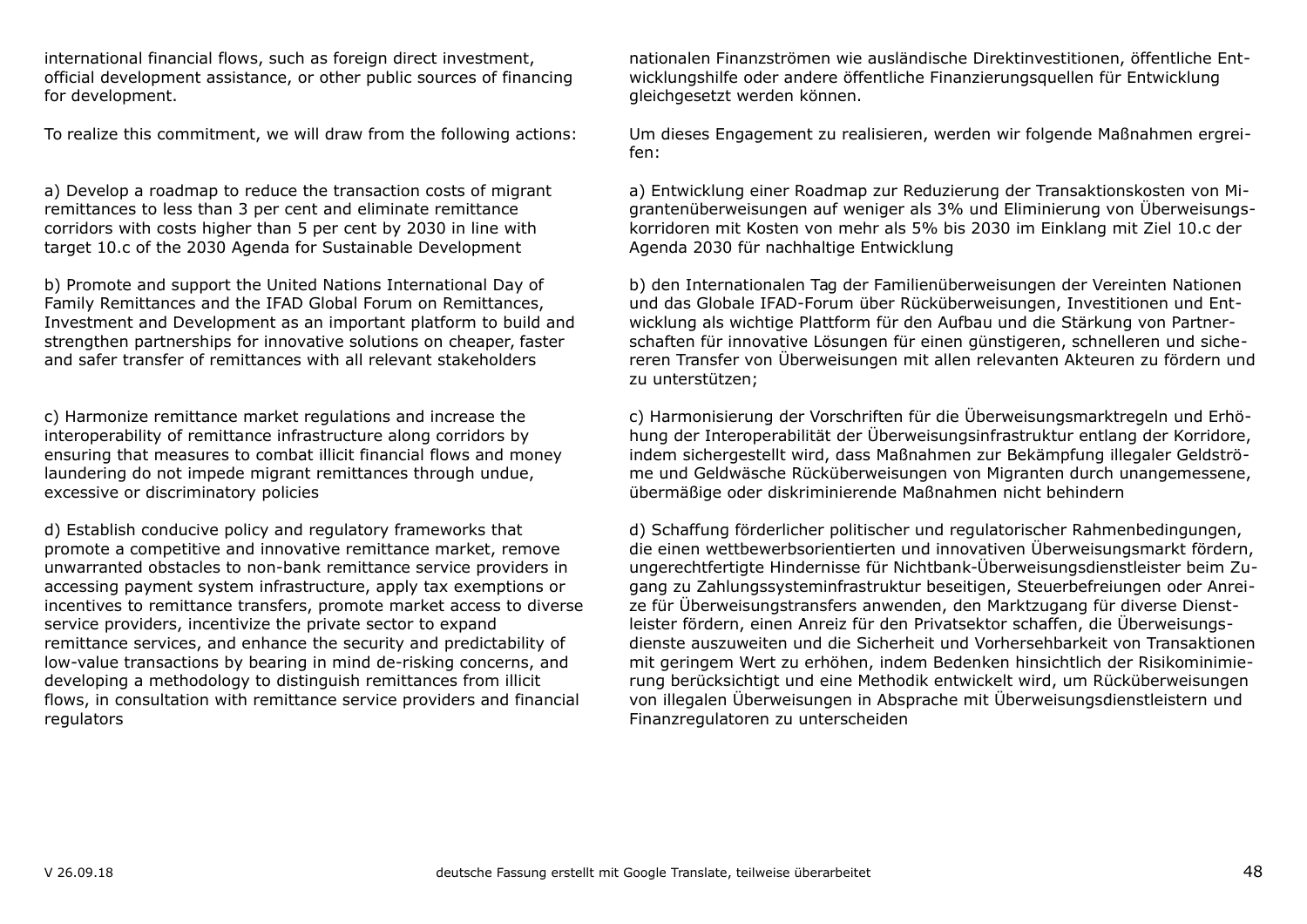international financial flows, such as foreign direct investment, official development assistance, or other public sources of financing for development.

To realize this commitment, we will draw from the following actions:

a) Develop a roadmap to reduce the transaction costs of migrant remittances to less than 3 per cent and eliminate remittance corridors with costs higher than 5 per cent by 2030 in line with target 10.c of the 2030 Agenda for Sustainable Development

b) Promote and support the United Nations International Day of Family Remittances and the IFAD Global Forum on Remittances, Investment and Development as an important platform to build and strengthen partnerships for innovative solutions on cheaper, faster and safer transfer of remittances with all relevant stakeholders

c) Harmonize remittance market regulations and increase the interoperability of remittance infrastructure along corridors by ensuring that measures to combat illicit financial flows and money laundering do not impede migrant remittances through undue, excessive or discriminatory policies

d) Establish conducive policy and regulatory frameworks that promote a competitive and innovative remittance market, remove unwarranted obstacles to non-bank remittance service providers in accessing payment system infrastructure, apply tax exemptions or incentives to remittance transfers, promote market access to diverse service providers, incentivize the private sector to expand remittance services, and enhance the security and predictability of low-value transactions by bearing in mind de-risking concerns, and developing a methodology to distinguish remittances from illicit flows, in consultation with remittance service providers and financial regulators

nationalen Finanzströmen wie ausländische Direktinvestitionen, öffentliche Entwicklungshilfe oder andere öffentliche Finanzierungsquellen für Entwicklung gleichgesetzt werden können.

Um dieses Engagement zu realisieren, werden wir folgende Maßnahmen ergreifen:

a) Entwicklung einer Roadmap zur Reduzierung der Transaktionskosten von Migrantenüberweisungen auf weniger als 3% und Eliminierung von Überweisungskorridoren mit Kosten von mehr als 5% bis 2030 im Einklang mit Ziel 10.c der Agenda 2030 für nachhaltige Entwicklung

b) den Internationalen Tag der Familienüberweisungen der Vereinten Nationen und das Globale IFAD-Forum über Rücküberweisungen, Investitionen und Entwicklung als wichtige Plattform für den Aufbau und die Stärkung von Partnerschaften für innovative Lösungen für einen günstigeren, schnelleren und sichereren Transfer von Überweisungen mit allen relevanten Akteuren zu fördern und zu unterstützen;

c) Harmonisierung der Vorschriften für die Überweisungsmarktregeln und Erhöhung der Interoperabilität der Überweisungsinfrastruktur entlang der Korridore, indem sichergestellt wird, dass Maßnahmen zur Bekämpfung illegaler Geldströme und Geldwäsche Rücküberweisungen von Migranten durch unangemessene, übermäßige oder diskriminierende Maßnahmen nicht behindern

d) Schaffung förderlicher politischer und regulatorischer Rahmenbedingungen, die einen wettbewerbsorientierten und innovativen Überweisungsmarkt fördern, ungerechtfertigte Hindernisse für Nichtbank-Überweisungsdienstleister beim Zugang zu Zahlungssysteminfrastruktur beseitigen, Steuerbefreiungen oder Anreize für Überweisungstransfers anwenden, den Marktzugang für diverse Dienstleister fördern, einen Anreiz für den Privatsektor schaffen, die Überweisungsdienste auszuweiten und die Sicherheit und Vorhersehbarkeit von Transaktionen mit geringem Wert zu erhöhen, indem Bedenken hinsichtlich der Risikominimierung berücksichtigt und eine Methodik entwickelt wird, um Rücküberweisungen von illegalen Überweisungen in Absprache mit Überweisungsdienstleistern und Finanzregulatoren zu unterscheiden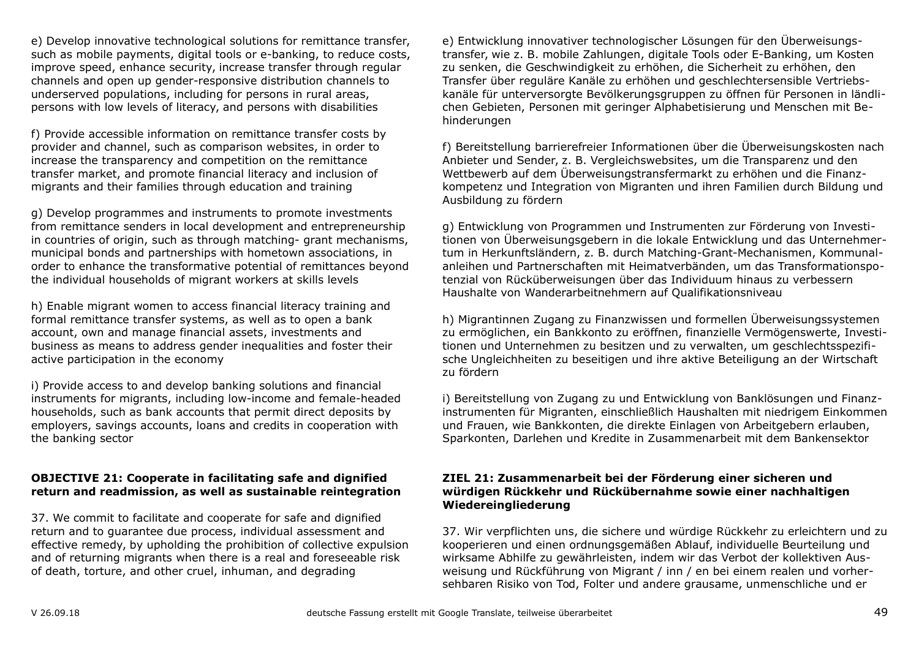e) Develop innovative technological solutions for remittance transfer, such as mobile payments, digital tools or e-banking, to reduce costs, improve speed, enhance security, increase transfer through regular channels and open up gender-responsive distribution channels to underserved populations, including for persons in rural areas, persons with low levels of literacy, and persons with disabilities

e) Entwicklung innovativer technologischer Lösungen für den Überweisungstransfer, wie z. B. mobile Zahlungen, digitale Tools oder E-Banking, um Kosten zu senken, die Geschwindigkeit zu erhöhen, die Sicherheit zu erhöhen, den Transfer über reguläre Kanäle zu erhöhen und geschlechtersensible Vertriebskanäle für unterversorgte Bevölkerungsgruppen zu öffnen für Personen in ländlichen Gebieten, Personen mit geringer Alphabetisierung und Menschen mit Behinderungen

f) Provide accessible information on remittance transfer costs by provider and channel, such as comparison websites, in order to increase the transparency and competition on the remittance transfer market, and promote financial literacy and inclusion of migrants and their families through education and training

f) Bereitstellung barrierefreier Informationen über die Überweisungskosten nach Anbieter und Sender, z. B. Vergleichswebsites, um die Transparenz und den Wettbewerb auf dem Überweisungstransfermarkt zu erhöhen und die Finanzkompetenz und Integration von Migranten und ihren Familien durch Bildung und Ausbildung zu fördern

g) Develop programmes and instruments to promote investments from remittance senders in local development and entrepreneurship in countries of origin, such as through matching- grant mechanisms, municipal bonds and partnerships with hometown associations, in order to enhance the transformative potential of remittances beyond the individual households of migrant workers at skills levels

g) Entwicklung von Programmen und Instrumenten zur Förderung von Investitionen von Überweisungsgebern in die lokale Entwicklung und das Unternehmertum in Herkunftsländern, z. B. durch Matching-Grant-Mechanismen, Kommunalanleihen und Partnerschaften mit Heimatverbänden, um das Transformationspotenzial von Rücküberweisungen über das Individuum hinaus zu verbessern Haushalte von Wanderarbeitnehmern auf Qualifikationsniveau

h) Enable migrant women to access financial literacy training and formal remittance transfer systems, as well as to open a bank account, own and manage financial assets, investments and business as means to address gender inequalities and foster their active participation in the economy

h) Migrantinnen Zugang zu Finanzwissen und formellen Überweisungssystemen zu ermöglichen, ein Bankkonto zu eröffnen, finanzielle Vermögenswerte, Investitionen und Unternehmen zu besitzen und zu verwalten, um geschlechtsspezifische Ungleichheiten zu beseitigen und ihre aktive Beteiligung an der Wirtschaft zu fördern

i) Provide access to and develop banking solutions and financial instruments for migrants, including low-income and female-headed households, such as bank accounts that permit direct deposits by employers, savings accounts, loans and credits in cooperation with the banking sector

i) Bereitstellung von Zugang zu und Entwicklung von Banklösungen und Finanzinstrumenten für Migranten, einschließlich Haushalten mit niedrigem Einkommen und Frauen, wie Bankkonten, die direkte Einlagen von Arbeitgebern erlauben, Sparkonten, Darlehen und Kredite in Zusammenarbeit mit dem Bankensektor

**OBJECTIVE 21: Cooperate in facilitating safe and dignified return and readmission, as well as sustainable reintegration**

**ZIEL 21: Zusammenarbeit bei der Förderung einer sicheren und würdigen Rückkehr und Rückübernahme sowie einer nachhaltigen Wiedereingliederung**

37. We commit to facilitate and cooperate for safe and dignified return and to guarantee due process, individual assessment and effective remedy, by upholding the prohibition of collective expulsion and of returning migrants when there is a real and foreseeable risk of death, torture, and other cruel, inhuman, and degrading

37. Wir verpflichten uns, die sichere und würdige Rückkehr zu erleichtern und zu kooperieren und einen ordnungsgemäßen Ablauf, individuelle Beurteilung und wirksame Abhilfe zu gewährleisten, indem wir das Verbot der kollektiven Ausweisung und Rückführung von Migrant / inn / en bei einem realen und vorhersehbaren Risiko von Tod, Folter und andere grausame, unmenschliche und er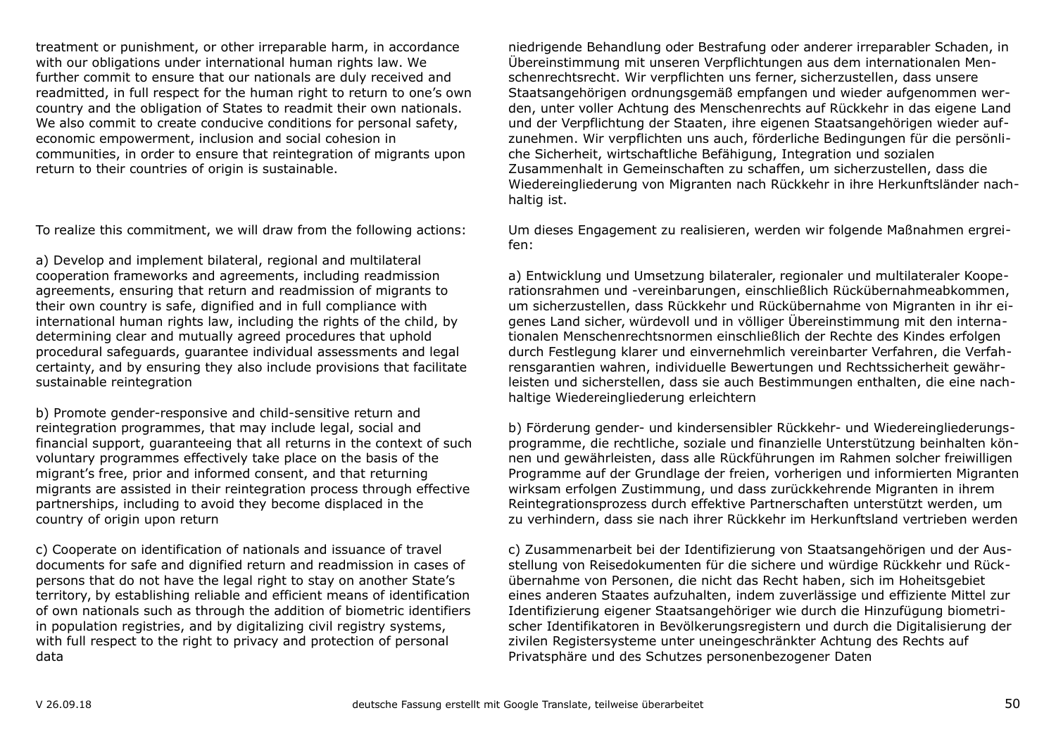treatment or punishment, or other irreparable harm, in accordance with our obligations under international human rights law. We further commit to ensure that our nationals are duly received and readmitted, in full respect for the human right to return to one's own country and the obligation of States to readmit their own nationals. We also commit to create conducive conditions for personal safety, economic empowerment, inclusion and social cohesion in communities, in order to ensure that reintegration of migrants upon return to their countries of origin is sustainable.

niedrigende Behandlung oder Bestrafung oder anderer irreparabler Schaden, in Übereinstimmung mit unseren Verpflichtungen aus dem internationalen Menschenrechtsrecht. Wir verpflichten uns ferner, sicherzustellen, dass unsere Staatsangehörigen ordnungsgemäß empfangen und wieder aufgenommen werden, unter voller Achtung des Menschenrechts auf Rückkehr in das eigene Land und der Verpflichtung der Staaten, ihre eigenen Staatsangehörigen wieder aufzunehmen. Wir verpflichten uns auch, förderliche Bedingungen für die persönliche Sicherheit, wirtschaftliche Befähigung, Integration und sozialen Zusammenhalt in Gemeinschaften zu schaffen, um sicherzustellen, dass die Wiedereingliederung von Migranten nach Rückkehr in ihre Herkunftsländer nachhaltig ist.

To realize this commitment, we will draw from the following actions:

a) Develop and implement bilateral, regional and multilateral cooperation frameworks and agreements, including readmission agreements, ensuring that return and readmission of migrants to their own country is safe, dignified and in full compliance with international human rights law, including the rights of the child, by determining clear and mutually agreed procedures that uphold procedural safeguards, guarantee individual assessments and legal certainty, and by ensuring they also include provisions that facilitate sustainable reintegration

b) Promote gender-responsive and child-sensitive return and reintegration programmes, that may include legal, social and financial support, guaranteeing that all returns in the context of such voluntary programmes effectively take place on the basis of the migrant's free, prior and informed consent, and that returning migrants are assisted in their reintegration process through effective partnerships, including to avoid they become displaced in the country of origin upon return

c) Cooperate on identification of nationals and issuance of travel documents for safe and dignified return and readmission in cases of persons that do not have the legal right to stay on another State's territory, by establishing reliable and efficient means of identification of own nationals such as through the addition of biometric identifiers in population registries, and by digitalizing civil registry systems, with full respect to the right to privacy and protection of personal data

Um dieses Engagement zu realisieren, werden wir folgende Maßnahmen ergreifen:

a) Entwicklung und Umsetzung bilateraler, regionaler und multilateraler Kooperationsrahmen und -vereinbarungen, einschließlich Rückübernahmeabkommen, um sicherzustellen, dass Rückkehr und Rückübernahme von Migranten in ihr eigenes Land sicher, würdevoll und in völliger Übereinstimmung mit den internationalen Menschenrechtsnormen einschließlich der Rechte des Kindes erfolgen durch Festlegung klarer und einvernehmlich vereinbarter Verfahren, die Verfahrensgarantien wahren, individuelle Bewertungen und Rechtssicherheit gewährleisten und sicherstellen, dass sie auch Bestimmungen enthalten, die eine nachhaltige Wiedereingliederung erleichtern

b) Förderung gender- und kindersensibler Rückkehr- und Wiedereingliederungsprogramme, die rechtliche, soziale und finanzielle Unterstützung beinhalten können und gewährleisten, dass alle Rückführungen im Rahmen solcher freiwilligen Programme auf der Grundlage der freien, vorherigen und informierten Migranten wirksam erfolgen Zustimmung, und dass zurückkehrende Migranten in ihrem Reintegrationsprozess durch effektive Partnerschaften unterstützt werden, um zu verhindern, dass sie nach ihrer Rückkehr im Herkunftsland vertrieben werden

c) Zusammenarbeit bei der Identifizierung von Staatsangehörigen und der Ausstellung von Reisedokumenten für die sichere und würdige Rückkehr und Rückübernahme von Personen, die nicht das Recht haben, sich im Hoheitsgebiet eines anderen Staates aufzuhalten, indem zuverlässige und effiziente Mittel zur Identifizierung eigener Staatsangehöriger wie durch die Hinzufügung biometrischer Identifikatoren in Bevölkerungsregistern und durch die Digitalisierung der zivilen Registersysteme unter uneingeschränkter Achtung des Rechts auf Privatsphäre und des Schutzes personenbezogener Daten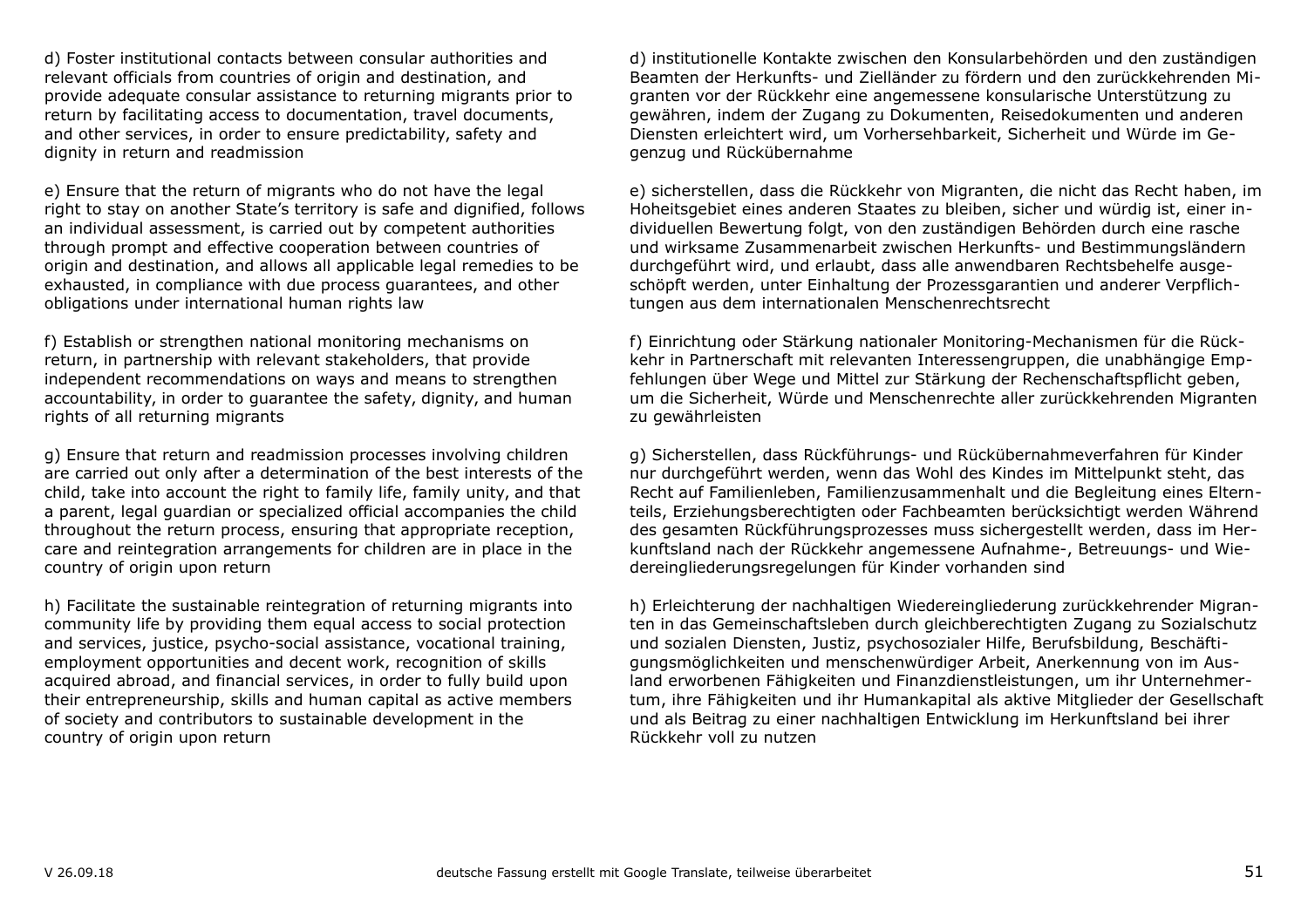d) Foster institutional contacts between consular authorities and relevant officials from countries of origin and destination, and provide adequate consular assistance to returning migrants prior to return by facilitating access to documentation, travel documents, and other services, in order to ensure predictability, safety and dignity in return and readmission

d) institutionelle Kontakte zwischen den Konsularbehörden und den zuständigen Beamten der Herkunfts- und Zielländer zu fördern und den zurückkehrenden Migranten vor der Rückkehr eine angemessene konsularische Unterstützung zu gewähren, indem der Zugang zu Dokumenten, Reisedokumenten und anderen Diensten erleichtert wird, um Vorhersehbarkeit, Sicherheit und Würde im Gegenzug und Rückübernahme

e) Ensure that the return of migrants who do not have the legal right to stay on another State's territory is safe and dignified, follows an individual assessment, is carried out by competent authorities through prompt and effective cooperation between countries of origin and destination, and allows all applicable legal remedies to be exhausted, in compliance with due process guarantees, and other obligations under international human rights law

e) sicherstellen, dass die Rückkehr von Migranten, die nicht das Recht haben, im Hoheitsgebiet eines anderen Staates zu bleiben, sicher und würdig ist, einer individuellen Bewertung folgt, von den zuständigen Behörden durch eine rasche und wirksame Zusammenarbeit zwischen Herkunfts- und Bestimmungsländern durchgeführt wird, und erlaubt, dass alle anwendbaren Rechtsbehelfe ausgeschöpft werden, unter Einhaltung der Prozessgarantien und anderer Verpflichtungen aus dem internationalen Menschenrechtsrecht

f) Establish or strengthen national monitoring mechanisms on return, in partnership with relevant stakeholders, that provide independent recommendations on ways and means to strengthen accountability, in order to guarantee the safety, dignity, and human rights of all returning migrants

f) Einrichtung oder Stärkung nationaler Monitoring-Mechanismen für die Rückkehr in Partnerschaft mit relevanten Interessengruppen, die unabhängige Empfehlungen über Wege und Mittel zur Stärkung der Rechenschaftspflicht geben, um die Sicherheit, Würde und Menschenrechte aller zurückkehrenden Migranten zu gewährleisten

g) Ensure that return and readmission processes involving children are carried out only after a determination of the best interests of the child, take into account the right to family life, family unity, and that a parent, legal guardian or specialized official accompanies the child throughout the return process, ensuring that appropriate reception, care and reintegration arrangements for children are in place in the country of origin upon return

g) Sicherstellen, dass Rückführungs- und Rückübernahmeverfahren für Kinder nur durchgeführt werden, wenn das Wohl des Kindes im Mittelpunkt steht, das Recht auf Familienleben, Familienzusammenhalt und die Begleitung eines Elternteils, Erziehungsberechtigten oder Fachbeamten berücksichtigt werden Während des gesamten Rückführungsprozesses muss sichergestellt werden, dass im Herkunftsland nach der Rückkehr angemessene Aufnahme-, Betreuungs- und Wiedereingliederungsregelungen für Kinder vorhanden sind

h) Facilitate the sustainable reintegration of returning migrants into community life by providing them equal access to social protection and services, justice, psycho-social assistance, vocational training, employment opportunities and decent work, recognition of skills acquired abroad, and financial services, in order to fully build upon their entrepreneurship, skills and human capital as active members of society and contributors to sustainable development in the country of origin upon return

h) Erleichterung der nachhaltigen Wiedereingliederung zurückkehrender Migranten in das Gemeinschaftsleben durch gleichberechtigten Zugang zu Sozialschutz und sozialen Diensten, Justiz, psychosozialer Hilfe, Berufsbildung, Beschäftigungsmöglichkeiten und menschenwürdiger Arbeit, Anerkennung von im Ausland erworbenen Fähigkeiten und Finanzdienstleistungen, um ihr Unternehmertum, ihre Fähigkeiten und ihr Humankapital als aktive Mitglieder der Gesellschaft und als Beitrag zu einer nachhaltigen Entwicklung im Herkunftsland bei ihrer Rückkehr voll zu nutzen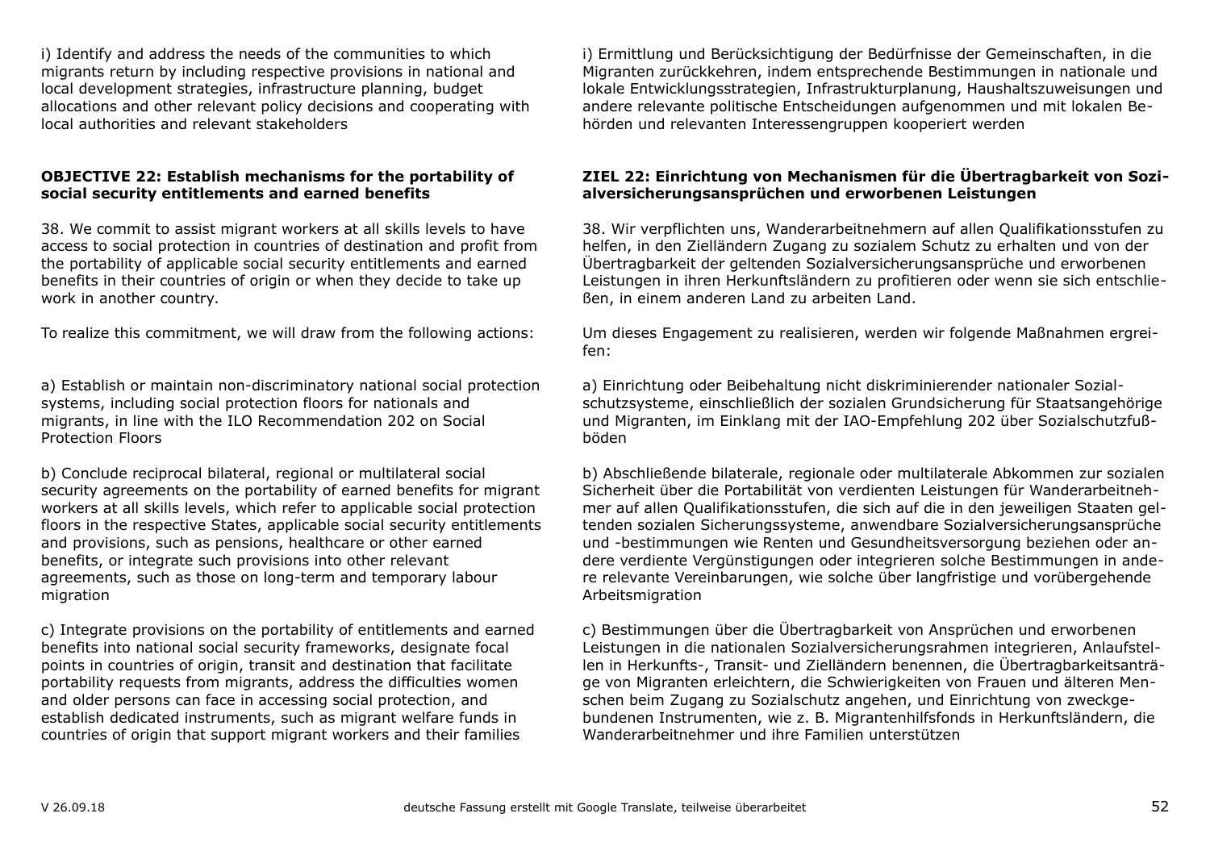i) Identify and address the needs of the communities to which migrants return by including respective provisions in national and local development strategies, infrastructure planning, budget allocations and other relevant policy decisions and cooperating with local authorities and relevant stakeholders

i) Ermittlung und Berücksichtigung der Bedürfnisse der Gemeinschaften, in die Migranten zurückkehren, indem entsprechende Bestimmungen in nationale und lokale Entwicklungsstrategien, Infrastrukturplanung, Haushaltszuweisungen und andere relevante politische Entscheidungen aufgenommen und mit lokalen Behörden und relevanten Interessengruppen kooperiert werden

**OBJECTIVE 22: Establish mechanisms for the portability of social security entitlements and earned benefits**

**ZIEL 22: Einrichtung von Mechanismen für die Übertragbarkeit von Sozialversicherungsansprüchen und erworbenen Leistungen**

38. We commit to assist migrant workers at all skills levels to have access to social protection in countries of destination and profit from the portability of applicable social security entitlements and earned benefits in their countries of origin or when they decide to take up work in another country.

38. Wir verpflichten uns, Wanderarbeitnehmern auf allen Qualifikationsstufen zu helfen, in den Zielländern Zugang zu sozialem Schutz zu erhalten und von der Übertragbarkeit der geltenden Sozialversicherungsansprüche und erworbenen Leistungen in ihren Herkunftsländern zu profitieren oder wenn sie sich entschließen, in einem anderen Land zu arbeiten Land.

To realize this commitment, we will draw from the following actions:

Um dieses Engagement zu realisieren, werden wir folgende Maßnahmen ergreifen:

a) Establish or maintain non-discriminatory national social protection systems, including social protection floors for nationals and migrants, in line with the ILO Recommendation 202 on Social Protection Floors

a) Einrichtung oder Beibehaltung nicht diskriminierender nationaler Sozialschutzsysteme, einschließlich der sozialen Grundsicherung für Staatsangehörige und Migranten, im Einklang mit der IAO-Empfehlung 202 über Sozialschutzfußböden

b) Conclude reciprocal bilateral, regional or multilateral social security agreements on the portability of earned benefits for migrant workers at all skills levels, which refer to applicable social protection floors in the respective States, applicable social security entitlements and provisions, such as pensions, healthcare or other earned benefits, or integrate such provisions into other relevant agreements, such as those on long-term and temporary labour migration

b) Abschließende bilaterale, regionale oder multilaterale Abkommen zur sozialen Sicherheit über die Portabilität von verdienten Leistungen für Wanderarbeitnehmer auf allen Qualifikationsstufen, die sich auf die in den jeweiligen Staaten geltenden sozialen Sicherungssysteme, anwendbare Sozialversicherungsansprüche und -bestimmungen wie Renten und Gesundheitsversorgung beziehen oder andere verdiente Vergünstigungen oder integrieren solche Bestimmungen in andere relevante Vereinbarungen, wie solche über langfristige und vorübergehende Arbeitsmigration

c) Integrate provisions on the portability of entitlements and earned benefits into national social security frameworks, designate focal points in countries of origin, transit and destination that facilitate portability requests from migrants, address the difficulties women and older persons can face in accessing social protection, and establish dedicated instruments, such as migrant welfare funds in countries of origin that support migrant workers and their families

c) Bestimmungen über die Übertragbarkeit von Ansprüchen und erworbenen Leistungen in die nationalen Sozialversicherungsrahmen integrieren, Anlaufstellen in Herkunfts-, Transit- und Zielländern benennen, die Übertragbarkeitsanträge von Migranten erleichtern, die Schwierigkeiten von Frauen und älteren Menschen beim Zugang zu Sozialschutz angehen, und Einrichtung von zweckgebundenen Instrumenten, wie z. B. Migrantenhilfsfonds in Herkunftsländern, die Wanderarbeitnehmer und ihre Familien unterstützen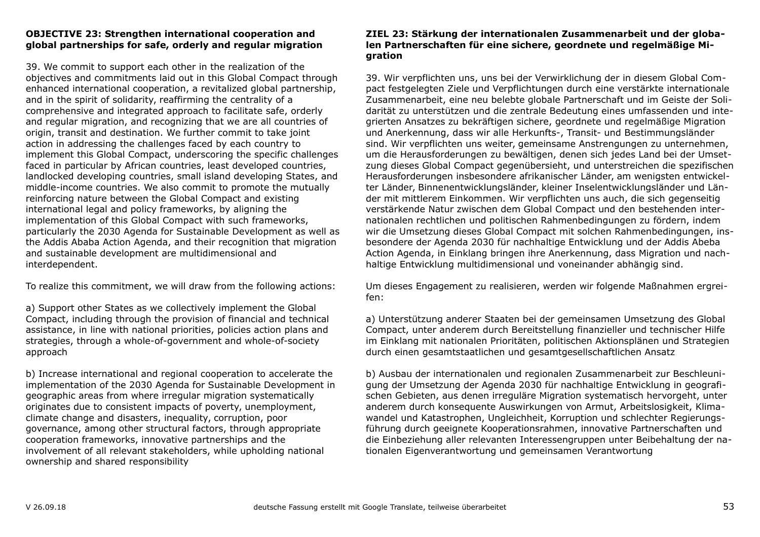**OBJECTIVE 23: Strengthen international cooperation and global partnerships for safe, orderly and regular migration**

39. We commit to support each other in the realization of the objectives and commitments laid out in this Global Compact through enhanced international cooperation, a revitalized global partnership, and in the spirit of solidarity, reaffirming the centrality of a comprehensive and integrated approach to facilitate safe, orderly and regular migration, and recognizing that we are all countries of origin, transit and destination. We further commit to take joint action in addressing the challenges faced by each country to implement this Global Compact, underscoring the specific challenges faced in particular by African countries, least developed countries, landlocked developing countries, small island developing States, and middle-income countries. We also commit to promote the mutually reinforcing nature between the Global Compact and existing international legal and policy frameworks, by aligning the implementation of this Global Compact with such frameworks, particularly the 2030 Agenda for Sustainable Development as well as the Addis Ababa Action Agenda, and their recognition that migration and sustainable development are multidimensional and interdependent.

To realize this commitment, we will draw from the following actions:

a) Support other States as we collectively implement the Global Compact, including through the provision of financial and technical assistance, in line with national priorities, policies action plans and strategies, through a whole-of-government and whole-of-society approach

b) Increase international and regional cooperation to accelerate the implementation of the 2030 Agenda for Sustainable Development in geographic areas from where irregular migration systematically originates due to consistent impacts of poverty, unemployment, climate change and disasters, inequality, corruption, poor governance, among other structural factors, through appropriate cooperation frameworks, innovative partnerships and the involvement of all relevant stakeholders, while upholding national ownership and shared responsibility

**ZIEL 23: Stärkung der internationalen Zusammenarbeit und der globalen Partnerschaften für eine sichere, geordnete und regelmäßige Migration**

39. Wir verpflichten uns, uns bei der Verwirklichung der in diesem Global Compact festgelegten Ziele und Verpflichtungen durch eine verstärkte internationale Zusammenarbeit, eine neu belebte globale Partnerschaft und im Geiste der Solidarität zu unterstützen und die zentrale Bedeutung eines umfassenden und integrierten Ansatzes zu bekräftigen sichere, geordnete und regelmäßige Migration und Anerkennung, dass wir alle Herkunfts-, Transit- und Bestimmungsländer sind. Wir verpflichten uns weiter, gemeinsame Anstrengungen zu unternehmen, um die Herausforderungen zu bewältigen, denen sich jedes Land bei der Umsetzung dieses Global Compact gegenübersieht, und unterstreichen die spezifischen Herausforderungen insbesondere afrikanischer Länder, am wenigsten entwickelter Länder, Binnenentwicklungsländer, kleiner Inselentwicklungsländer und Länder mit mittlerem Einkommen. Wir verpflichten uns auch, die sich gegenseitig verstärkende Natur zwischen dem Global Compact und den bestehenden internationalen rechtlichen und politischen Rahmenbedingungen zu fördern, indem wir die Umsetzung dieses Global Compact mit solchen Rahmenbedingungen, insbesondere der Agenda 2030 für nachhaltige Entwicklung und der Addis Abeba Action Agenda, in Einklang bringen ihre Anerkennung, dass Migration und nachhaltige Entwicklung multidimensional und voneinander abhängig sind.

Um dieses Engagement zu realisieren, werden wir folgende Maßnahmen ergreifen:

a) Unterstützung anderer Staaten bei der gemeinsamen Umsetzung des Global Compact, unter anderem durch Bereitstellung finanzieller und technischer Hilfe im Einklang mit nationalen Prioritäten, politischen Aktionsplänen und Strategien durch einen gesamtstaatlichen und gesamtgesellschaftlichen Ansatz

b) Ausbau der internationalen und regionalen Zusammenarbeit zur Beschleunigung der Umsetzung der Agenda 2030 für nachhaltige Entwicklung in geografischen Gebieten, aus denen irreguläre Migration systematisch hervorgeht, unter anderem durch konsequente Auswirkungen von Armut, Arbeitslosigkeit, Klimawandel und Katastrophen, Ungleichheit, Korruption und schlechter Regierungsführung durch geeignete Kooperationsrahmen, innovative Partnerschaften und die Einbeziehung aller relevanten Interessengruppen unter Beibehaltung der nationalen Eigenverantwortung und gemeinsamen Verantwortung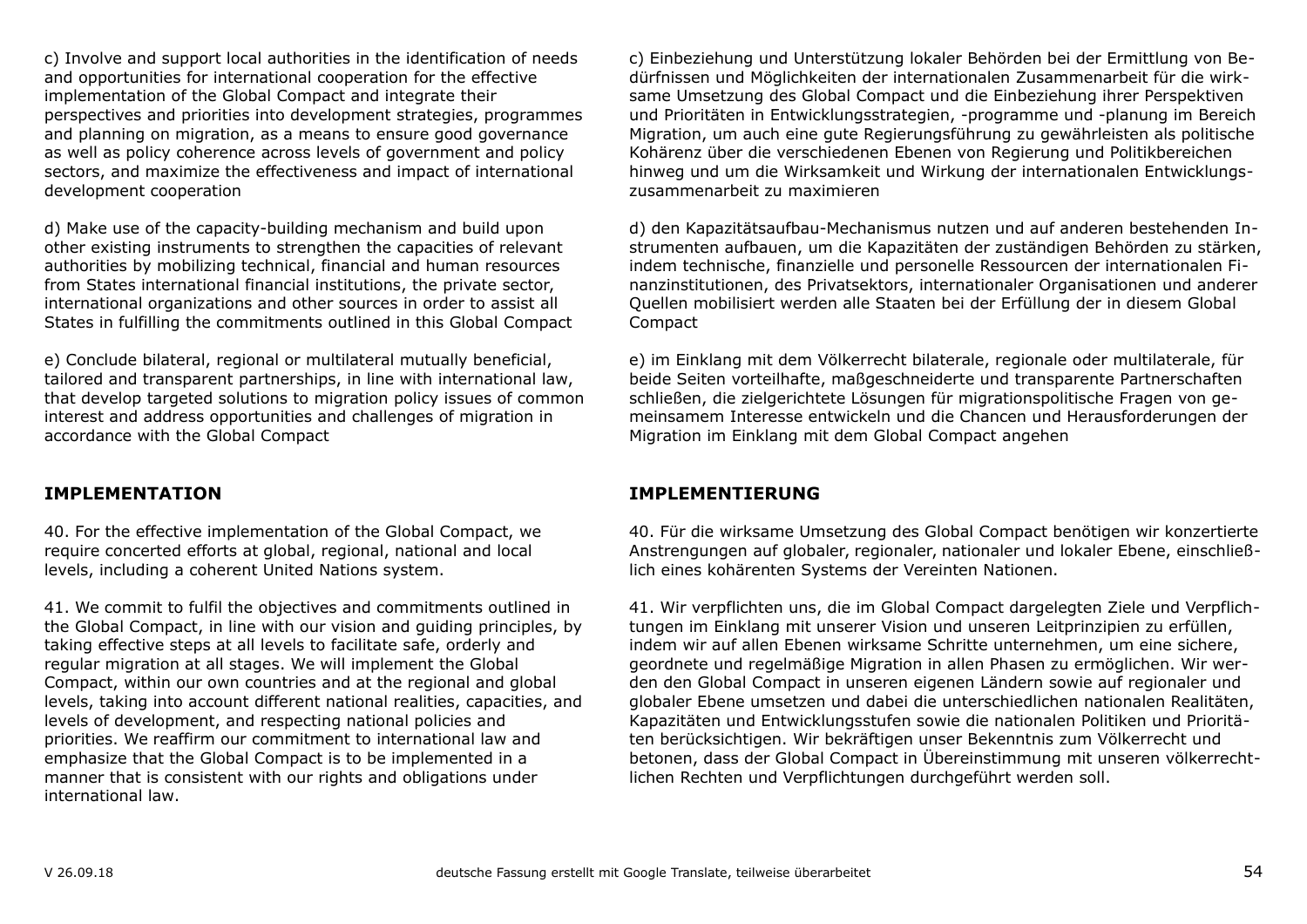c) Involve and support local authorities in the identification of needs and opportunities for international cooperation for the effective implementation of the Global Compact and integrate their perspectives and priorities into development strategies, programmes and planning on migration, as a means to ensure good governance as well as policy coherence across levels of government and policy sectors, and maximize the effectiveness and impact of international development cooperation

d) Make use of the capacity-building mechanism and build upon other existing instruments to strengthen the capacities of relevant authorities by mobilizing technical, financial and human resources from States international financial institutions, the private sector, international organizations and other sources in order to assist all States in fulfilling the commitments outlined in this Global Compact

e) Conclude bilateral, regional or multilateral mutually beneficial, tailored and transparent partnerships, in line with international law, that develop targeted solutions to migration policy issues of common interest and address opportunities and challenges of migration in accordance with the Global Compact

## IMPLEMENTATION

40. For the effective implementation of the Global Compact, we require concerted efforts at global, regional, national and local levels, including a coherent United Nations system.

41. We commit to fulfil the objectives and commitments outlined in the Global Compact, in line with our vision and guiding principles, by taking effective steps at all levels to facilitate safe, orderly and regular migration at all stages. We will implement the Global Compact, within our own countries and at the regional and global levels, taking into account different national realities, capacities, and levels of development, and respecting national policies and priorities. We reaffirm our commitment to international law and emphasize that the Global Compact is to be implemented in a manner that is consistent with our rights and obligations under international law.

c) Einbeziehung und Unterstützung lokaler Behörden bei der Ermittlung von Bedürfnissen und Möglichkeiten der internationalen Zusammenarbeit für die wirksame Umsetzung des Global Compact und die Einbeziehung ihrer Perspektiven und Prioritäten in Entwicklungsstrategien, -programme und -planung im Bereich Migration, um auch eine gute Regierungsführung zu gewährleisten als politische Kohärenz über die verschiedenen Ebenen von Regierung und Politikbereichen hinweg und um die Wirksamkeit und Wirkung der internationalen Entwicklungszusammenarbeit zu maximieren

d) den Kapazitätsaufbau-Mechanismus nutzen und auf anderen bestehenden Instrumenten aufbauen, um die Kapazitäten der zuständigen Behörden zu stärken, indem technische, finanzielle und personelle Ressourcen der internationalen Finanzinstitutionen, des Privatsektors, internationaler Organisationen und anderer Quellen mobilisiert werden alle Staaten bei der Erfüllung der in diesem Global Compact

e) im Einklang mit dem Völkerrecht bilaterale, regionale oder multilaterale, für beide Seiten vorteilhafte, maßgeschneiderte und transparente Partnerschaften schließen, die zielgerichtete Lösungen für migrationspolitische Fragen von gemeinsamem Interesse entwickeln und die Chancen und Herausforderungen der Migration im Einklang mit dem Global Compact angehen

## IMPLEMENTIERUNG

40. Für die wirksame Umsetzung des Global Compact benötigen wir konzertierte Anstrengungen auf globaler, regionaler, nationaler und lokaler Ebene, einschließlich eines kohärenten Systems der Vereinten Nationen.

41. Wir verpflichten uns, die im Global Compact dargelegten Ziele und Verpflichtungen im Einklang mit unserer Vision und unseren Leitprinzipien zu erfüllen, indem wir auf allen Ebenen wirksame Schritte unternehmen, um eine sichere, geordnete und regelmäßige Migration in allen Phasen zu ermöglichen. Wir werden den Global Compact in unseren eigenen Ländern sowie auf regionaler und globaler Ebene umsetzen und dabei die unterschiedlichen nationalen Realitäten, Kapazitäten und Entwicklungsstufen sowie die nationalen Politiken und Prioritäten berücksichtigen. Wir bekräftigen unser Bekenntnis zum Völkerrecht und betonen, dass der Global Compact in Übereinstimmung mit unseren völkerrechtlichen Rechten und Verpflichtungen durchgeführt werden soll.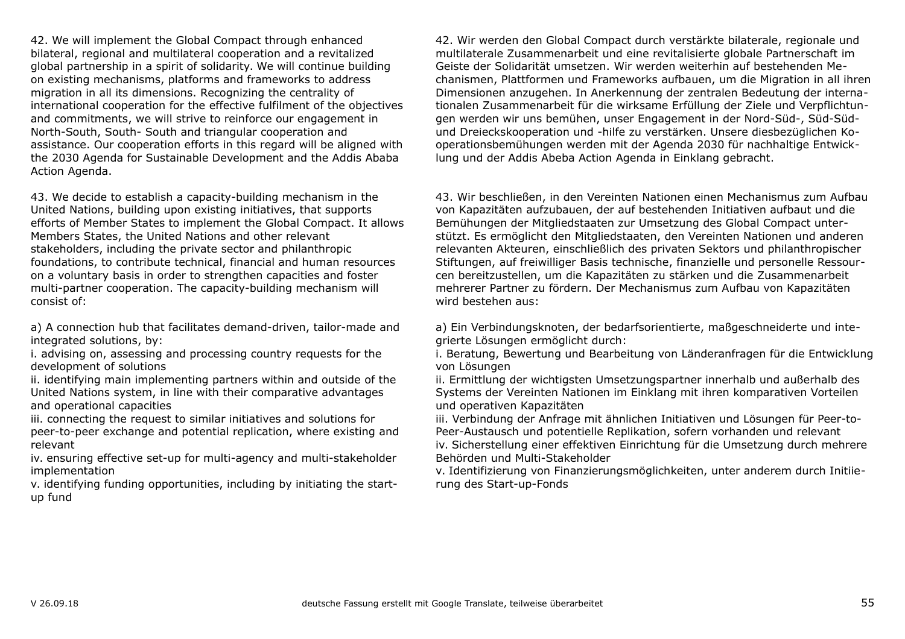42. We will implement the Global Compact through enhanced bilateral, regional and multilateral cooperation and a revitalized global partnership in a spirit of solidarity. We will continue building on existing mechanisms, platforms and frameworks to address migration in all its dimensions. Recognizing the centrality of international cooperation for the effective fulfilment of the objectives and commitments, we will strive to reinforce our engagement in North-South, South- South and triangular cooperation and assistance. Our cooperation efforts in this regard will be aligned with the 2030 Agenda for Sustainable Development and the Addis Ababa Action Agenda.

43. We decide to establish a capacity-building mechanism in the United Nations, building upon existing initiatives, that supports efforts of Member States to implement the Global Compact. It allows Members States, the United Nations and other relevant stakeholders, including the private sector and philanthropic foundations, to contribute technical, financial and human resources on a voluntary basis in order to strengthen capacities and foster multi-partner cooperation. The capacity-building mechanism will consist of:

a) A connection hub that facilitates demand-driven, tailor-made and integrated solutions, by:
i. advising on, assessing and processing country requests for the development of solutions
ii. identifying main implementing partners within and outside of the United Nations system, in line with their comparative advantages and operational capacities
iii. connecting the request to similar initiatives and solutions for peer-to-peer exchange and potential replication, where existing and relevant
iv. ensuring effective set-up for multi-agency and multi-stakeholder implementation
v. identifying funding opportunities, including by initiating the start-up fund

42. Wir werden den Global Compact durch verstärkte bilaterale, regionale und multilaterale Zusammenarbeit und eine revitalisierte globale Partnerschaft im Geiste der Solidarität umsetzen. Wir werden weiterhin auf bestehenden Mechanismen, Plattformen und Frameworks aufbauen, um die Migration in all ihren Dimensionen anzugehen. In Anerkennung der zentralen Bedeutung der internationalen Zusammenarbeit für die wirksame Erfüllung der Ziele und Verpflichtungen werden wir uns bemühen, unser Engagement in der Nord-Süd-, Süd-Süd- und Dreieckskooperation und -hilfe zu verstärken. Unsere diesbezüglichen Kooperationsbemühungen werden mit der Agenda 2030 für nachhaltige Entwicklung und der Addis Abeba Action Agenda in Einklang gebracht.

43. Wir beschließen, in den Vereinten Nationen einen Mechanismus zum Aufbau von Kapazitäten aufzubauen, der auf bestehenden Initiativen aufbaut und die Bemühungen der Mitgliedstaaten zur Umsetzung des Global Compact unterstützt. Es ermöglicht den Mitgliedstaaten, den Vereinten Nationen und anderen relevanten Akteuren, einschließlich des privaten Sektors und philanthropischer Stiftungen, auf freiwilliger Basis technische, finanzielle und personelle Ressourcen bereitzustellen, um die Kapazitäten zu stärken und die Zusammenarbeit mehrerer Partner zu fördern. Der Mechanismus zum Aufbau von Kapazitäten wird bestehen aus:

a) Ein Verbindungsknoten, der bedarfsorientierte, maßgeschneiderte und integrierte Lösungen ermöglicht durch:
i. Beratung, Bewertung und Bearbeitung von Länderanfragen für die Entwicklung von Lösungen
ii. Ermittlung der wichtigsten Umsetzungspartner innerhalb und außerhalb des Systems der Vereinten Nationen im Einklang mit ihren komparativen Vorteilen und operativen Kapazitäten
iii. Verbindung der Anfrage mit ähnlichen Initiativen und Lösungen für Peer-to-Peer-Austausch und potentielle Replikation, sofern vorhanden und relevant
iv. Sicherstellung einer effektiven Einrichtung für die Umsetzung durch mehrere Behörden und Multi-Stakeholder
v. Identifizierung von Finanzierungsmöglichkeiten, unter anderem durch Initiierung des Start-up-Fonds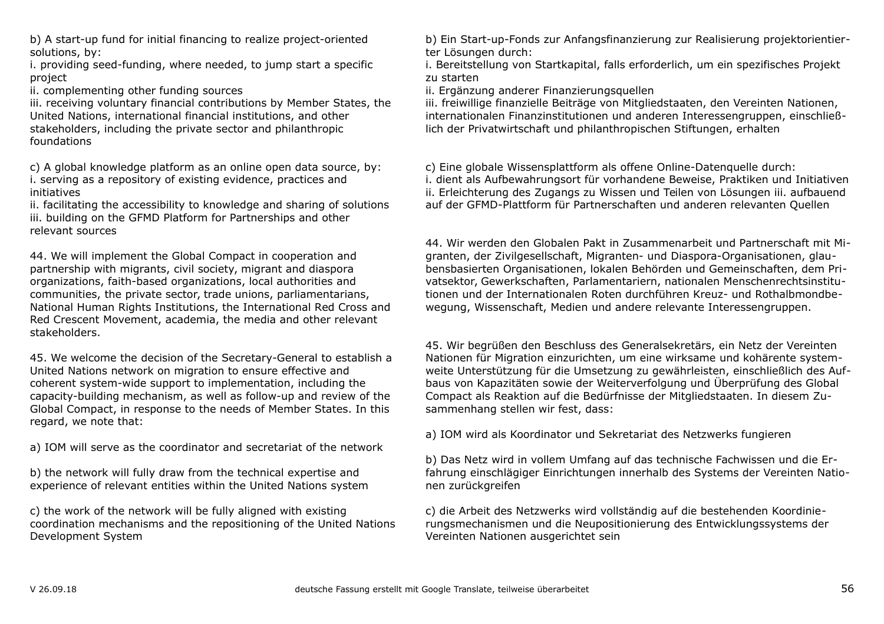b) A start-up fund for initial financing to realize project-oriented solutions, by:
i. providing seed-funding, where needed, to jump start a specific project
ii. complementing other funding sources
iii. receiving voluntary financial contributions by Member States, the United Nations, international financial institutions, and other stakeholders, including the private sector and philanthropic foundations

c) A global knowledge platform as an online open data source, by:
i. serving as a repository of existing evidence, practices and initiatives
ii. facilitating the accessibility to knowledge and sharing of solutions
iii. building on the GFMD Platform for Partnerships and other relevant sources

44. We will implement the Global Compact in cooperation and partnership with migrants, civil society, migrant and diaspora organizations, faith-based organizations, local authorities and communities, the private sector, trade unions, parliamentarians, National Human Rights Institutions, the International Red Cross and Red Crescent Movement, academia, the media and other relevant stakeholders.

45. We welcome the decision of the Secretary-General to establish a United Nations network on migration to ensure effective and coherent system-wide support to implementation, including the capacity-building mechanism, as well as follow-up and review of the Global Compact, in response to the needs of Member States. In this regard, we note that:

a) IOM will serve as the coordinator and secretariat of the network

b) the network will fully draw from the technical expertise and experience of relevant entities within the United Nations system

c) the work of the network will be fully aligned with existing coordination mechanisms and the repositioning of the United Nations Development System

b) Ein Start-up-Fonds zur Anfangsfinanzierung zur Realisierung projektorientierter Lösungen durch:
i. Bereitstellung von Startkapital, falls erforderlich, um ein spezifisches Projekt zu starten
ii. Ergänzung anderer Finanzierungsquellen
iii. freiwillige finanzielle Beiträge von Mitgliedstaaten, den Vereinten Nationen, internationalen Finanzinstitutionen und anderen Interessengruppen, einschließlich der Privatwirtschaft und philanthropischen Stiftungen, erhalten

c) Eine globale Wissensplattform als offene Online-Datenquelle durch:
i. dient als Aufbewahrungsort für vorhandene Beweise, Praktiken und Initiativen
ii. Erleichterung des Zugangs zu Wissen und Teilen von Lösungen iii. aufbauend auf der GFMD-Plattform für Partnerschaften und anderen relevanten Quellen

44. Wir werden den Globalen Pakt in Zusammenarbeit und Partnerschaft mit Migranten, der Zivilgesellschaft, Migranten- und Diaspora-Organisationen, glaubensbasierten Organisationen, lokalen Behörden und Gemeinschaften, dem Privatsektor, Gewerkschaften, Parlamentariern, nationalen Menschenrechtsinstitutionen und der Internationalen Roten durchführen Kreuz- und Rothalbmondbewegung, Wissenschaft, Medien und andere relevante Interessengruppen.

45. Wir begrüßen den Beschluss des Generalsekretärs, ein Netz der Vereinten Nationen für Migration einzurichten, um eine wirksame und kohärente systemweite Unterstützung für die Umsetzung zu gewährleisten, einschließlich des Aufbaus von Kapazitäten sowie der Weiterverfolgung und Überprüfung des Global Compact als Reaktion auf die Bedürfnisse der Mitgliedstaaten. In diesem Zusammenhang stellen wir fest, dass:

a) IOM wird als Koordinator und Sekretariat des Netzwerks fungieren

b) Das Netz wird in vollem Umfang auf das technische Fachwissen und die Erfahrung einschlägiger Einrichtungen innerhalb des Systems der Vereinten Nationen zurückgreifen

c) die Arbeit des Netzwerks wird vollständig auf die bestehenden Koordinierungsmechanismen und die Neupositionierung des Entwicklungssystems der Vereinten Nationen ausgerichtet sein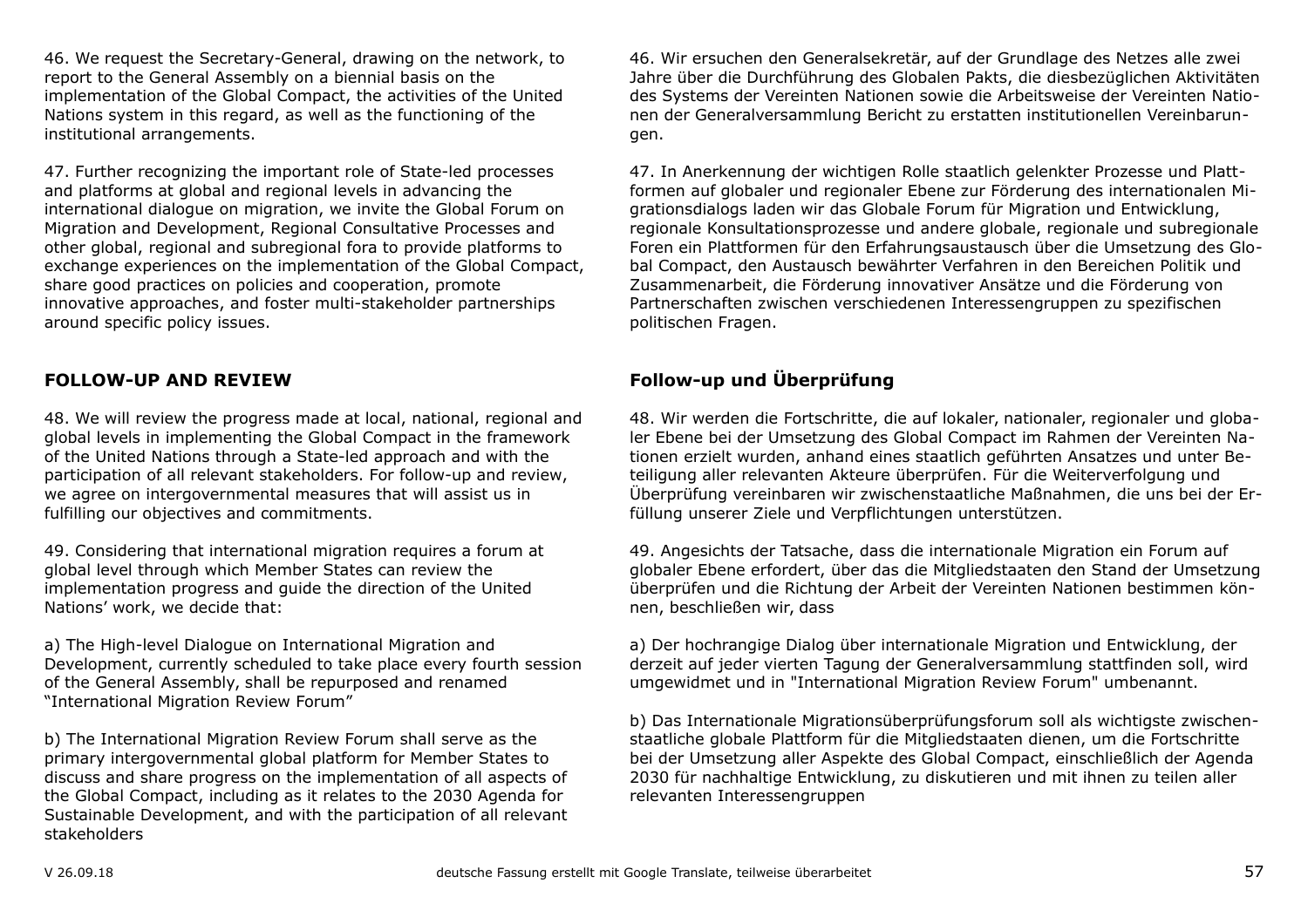46. We request the Secretary-General, drawing on the network, to report to the General Assembly on a biennial basis on the implementation of the Global Compact, the activities of the United Nations system in this regard, as well as the functioning of the institutional arrangements.

46. Wir ersuchen den Generalsekretär, auf der Grundlage des Netzes alle zwei Jahre über die Durchführung des Globalen Pakts, die diesbezüglichen Aktivitäten des Systems der Vereinten Nationen sowie die Arbeitsweise der Vereinten Nationen der Generalversammlung Bericht zu erstatten institutionellen Vereinbarungen.

47. Further recognizing the important role of State-led processes and platforms at global and regional levels in advancing the international dialogue on migration, we invite the Global Forum on Migration and Development, Regional Consultative Processes and other global, regional and subregional fora to provide platforms to exchange experiences on the implementation of the Global Compact, share good practices on policies and cooperation, promote innovative approaches, and foster multi-stakeholder partnerships around specific policy issues.

47. In Anerkennung der wichtigen Rolle staatlich gelenkter Prozesse und Plattformen auf globaler und regionaler Ebene zur Förderung des internationalen Migrationsdialogs laden wir das Globale Forum für Migration und Entwicklung, regionale Konsultationsprozesse und andere globale, regionale und subregionale Foren ein Plattformen für den Erfahrungsaustausch über die Umsetzung des Global Compact, den Austausch bewährter Verfahren in den Bereichen Politik und Zusammenarbeit, die Förderung innovativer Ansätze und die Förderung von Partnerschaften zwischen verschiedenen Interessengruppen zu spezifischen politischen Fragen.

## FOLLOW-UP AND REVIEW

## Follow-up und Überprüfung

48. We will review the progress made at local, national, regional and global levels in implementing the Global Compact in the framework of the United Nations through a State-led approach and with the participation of all relevant stakeholders. For follow-up and review, we agree on intergovernmental measures that will assist us in fulfilling our objectives and commitments.

48. Wir werden die Fortschritte, die auf lokaler, nationaler, regionaler und globaler Ebene bei der Umsetzung des Global Compact im Rahmen der Vereinten Nationen erzielt wurden, anhand eines staatlich geführten Ansatzes und unter Beteiligung aller relevanten Akteure überprüfen. Für die Weiterverfolgung und Überprüfung vereinbaren wir zwischenstaatliche Maßnahmen, die uns bei der Erfüllung unserer Ziele und Verpflichtungen unterstützen.

49. Considering that international migration requires a forum at global level through which Member States can review the implementation progress and guide the direction of the United Nations' work, we decide that:

49. Angesichts der Tatsache, dass die internationale Migration ein Forum auf globaler Ebene erfordert, über das die Mitgliedstaaten den Stand der Umsetzung überprüfen und die Richtung der Arbeit der Vereinten Nationen bestimmen können, beschließen wir, dass

a) The High-level Dialogue on International Migration and Development, currently scheduled to take place every fourth session of the General Assembly, shall be repurposed and renamed "International Migration Review Forum"

a) Der hochrangige Dialog über internationale Migration und Entwicklung, der derzeit auf jeder vierten Tagung der Generalversammlung stattfinden soll, wird umgewidmet und in "International Migration Review Forum" umbenannt.

b) The International Migration Review Forum shall serve as the primary intergovernmental global platform for Member States to discuss and share progress on the implementation of all aspects of the Global Compact, including as it relates to the 2030 Agenda for Sustainable Development, and with the participation of all relevant stakeholders

b) Das Internationale Migrationsüberprüfungsforum soll als wichtigste zwischenstaatliche globale Plattform für die Mitgliedstaaten dienen, um die Fortschritte bei der Umsetzung aller Aspekte des Global Compact, einschließlich der Agenda 2030 für nachhaltige Entwicklung, zu diskutieren und mit ihnen zu teilen aller relevanten Interessengruppen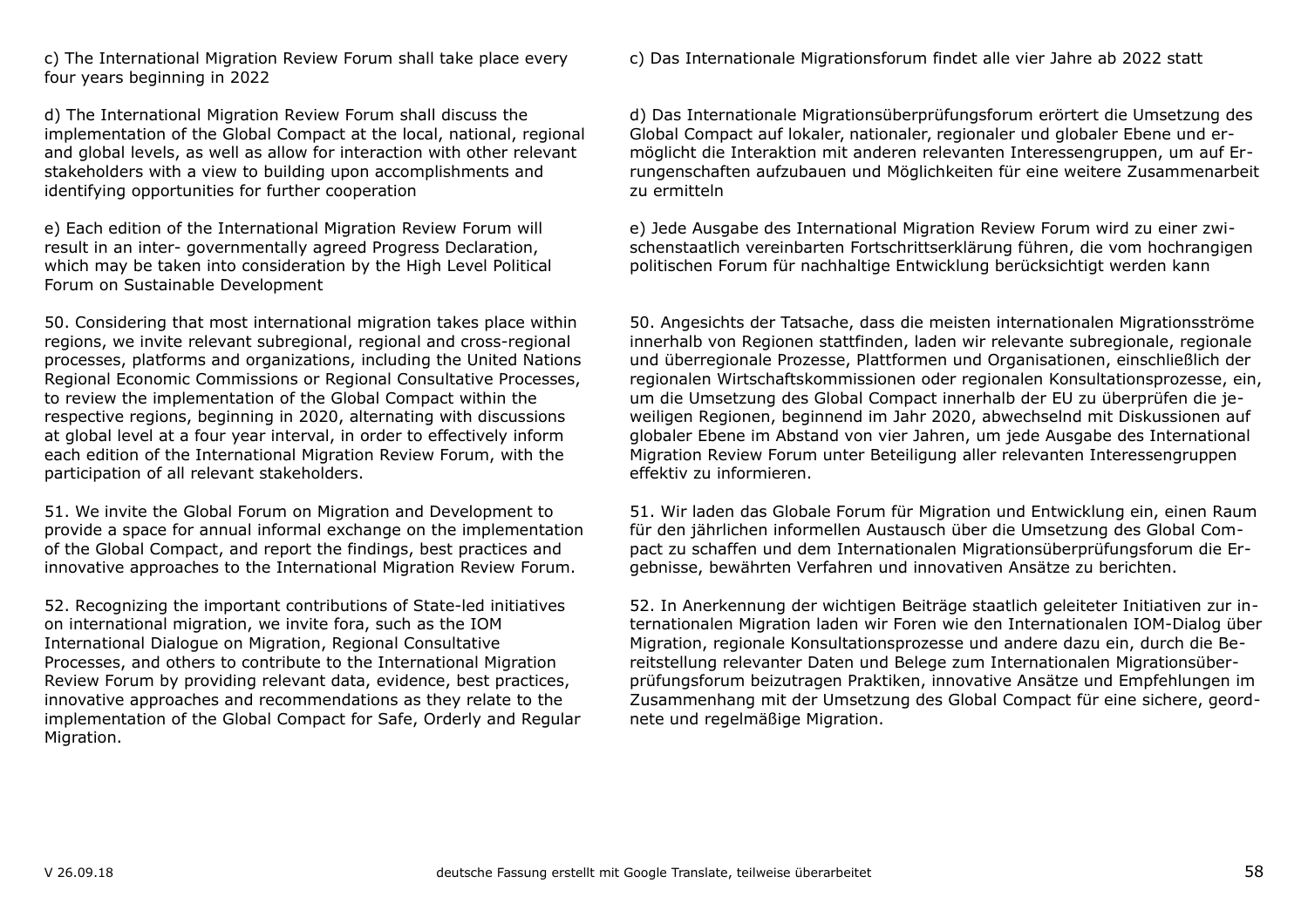c) The International Migration Review Forum shall take place every four years beginning in 2022

c) Das Internationale Migrationsforum findet alle vier Jahre ab 2022 statt

d) The International Migration Review Forum shall discuss the implementation of the Global Compact at the local, national, regional and global levels, as well as allow for interaction with other relevant stakeholders with a view to building upon accomplishments and identifying opportunities for further cooperation

d) Das Internationale Migrationsüberprüfungsforum erörtert die Umsetzung des Global Compact auf lokaler, nationaler, regionaler und globaler Ebene und ermöglicht die Interaktion mit anderen relevanten Interessengruppen, um auf Errungenschaften aufzubauen und Möglichkeiten für eine weitere Zusammenarbeit zu ermitteln

e) Each edition of the International Migration Review Forum will result in an inter- governmentally agreed Progress Declaration, which may be taken into consideration by the High Level Political Forum on Sustainable Development

e) Jede Ausgabe des International Migration Review Forum wird zu einer zwischenstaatlich vereinbarten Fortschrittserklärung führen, die vom hochrangigen politischen Forum für nachhaltige Entwicklung berücksichtigt werden kann

50. Considering that most international migration takes place within regions, we invite relevant subregional, regional and cross-regional processes, platforms and organizations, including the United Nations Regional Economic Commissions or Regional Consultative Processes, to review the implementation of the Global Compact within the respective regions, beginning in 2020, alternating with discussions at global level at a four year interval, in order to effectively inform each edition of the International Migration Review Forum, with the participation of all relevant stakeholders.

50. Angesichts der Tatsache, dass die meisten internationalen Migrationsströme innerhalb von Regionen stattfinden, laden wir relevante subregionale, regionale und überregionale Prozesse, Plattformen und Organisationen, einschließlich der regionalen Wirtschaftskommissionen oder regionalen Konsultationsprozesse, ein, um die Umsetzung des Global Compact innerhalb der EU zu überprüfen die jeweiligen Regionen, beginnend im Jahr 2020, abwechselnd mit Diskussionen auf globaler Ebene im Abstand von vier Jahren, um jede Ausgabe des International Migration Review Forum unter Beteiligung aller relevanten Interessengruppen effektiv zu informieren.

51. We invite the Global Forum on Migration and Development to provide a space for annual informal exchange on the implementation of the Global Compact, and report the findings, best practices and innovative approaches to the International Migration Review Forum.

51. Wir laden das Globale Forum für Migration und Entwicklung ein, einen Raum für den jährlichen informellen Austausch über die Umsetzung des Global Compact zu schaffen und dem Internationalen Migrationsüberprüfungsforum die Ergebnisse, bewährten Verfahren und innovativen Ansätze zu berichten.

52. Recognizing the important contributions of State-led initiatives on international migration, we invite fora, such as the IOM International Dialogue on Migration, Regional Consultative Processes, and others to contribute to the International Migration Review Forum by providing relevant data, evidence, best practices, innovative approaches and recommendations as they relate to the implementation of the Global Compact for Safe, Orderly and Regular Migration.

52. In Anerkennung der wichtigen Beiträge staatlich geleiteter Initiativen zur internationalen Migration laden wir Foren wie den Internationalen IOM-Dialog über Migration, regionale Konsultationsprozesse und andere dazu ein, durch die Bereitstellung relevanter Daten und Belege zum Internationalen Migrationsüberprüfungsforum beizutragen Praktiken, innovative Ansätze und Empfehlungen im Zusammenhang mit der Umsetzung des Global Compact für eine sichere, geordnete und regelmäßige Migration.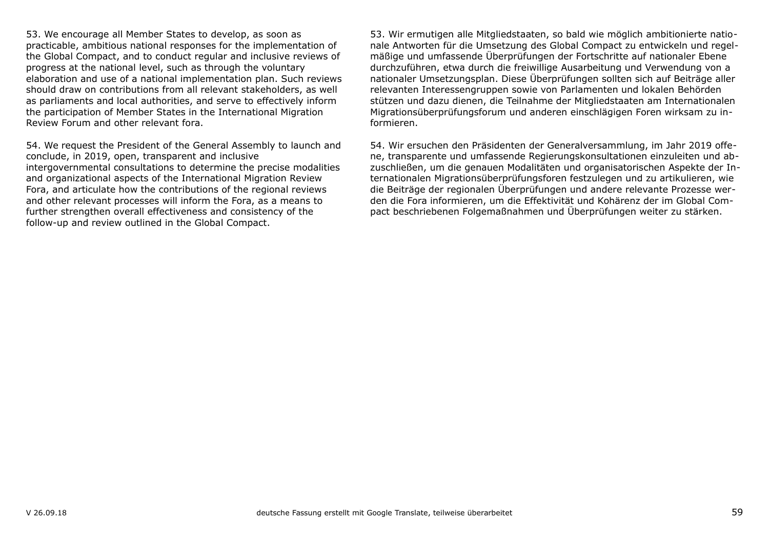53. We encourage all Member States to develop, as soon as practicable, ambitious national responses for the implementation of the Global Compact, and to conduct regular and inclusive reviews of progress at the national level, such as through the voluntary elaboration and use of a national implementation plan. Such reviews should draw on contributions from all relevant stakeholders, as well as parliaments and local authorities, and serve to effectively inform the participation of Member States in the International Migration Review Forum and other relevant fora.

54. We request the President of the General Assembly to launch and conclude, in 2019, open, transparent and inclusive intergovernmental consultations to determine the precise modalities and organizational aspects of the International Migration Review Fora, and articulate how the contributions of the regional reviews and other relevant processes will inform the Fora, as a means to further strengthen overall effectiveness and consistency of the follow-up and review outlined in the Global Compact.

53. Wir ermutigen alle Mitgliedstaaten, so bald wie möglich ambitionierte nationale Antworten für die Umsetzung des Global Compact zu entwickeln und regelmäßige und umfassende Überprüfungen der Fortschritte auf nationaler Ebene durchzuführen, etwa durch die freiwillige Ausarbeitung und Verwendung von a nationaler Umsetzungsplan. Diese Überprüfungen sollten sich auf Beiträge aller relevanten Interessengruppen sowie von Parlamenten und lokalen Behörden stützen und dazu dienen, die Teilnahme der Mitgliedstaaten am Internationalen Migrationsüberprüfungsforum und anderen einschlägigen Foren wirksam zu informieren.

54. Wir ersuchen den Präsidenten der Generalversammlung, im Jahr 2019 offene, transparente und umfassende Regierungskonsultationen einzuleiten und abzuschließen, um die genauen Modalitäten und organisatorischen Aspekte der Internationalen Migrationsüberprüfungsforen festzulegen und zu artikulieren, wie die Beiträge der regionalen Überprüfungen und andere relevante Prozesse werden die Fora informieren, um die Effektivität und Kohärenz der im Global Compact beschriebenen Folgemaßnahmen und Überprüfungen weiter zu stärken.